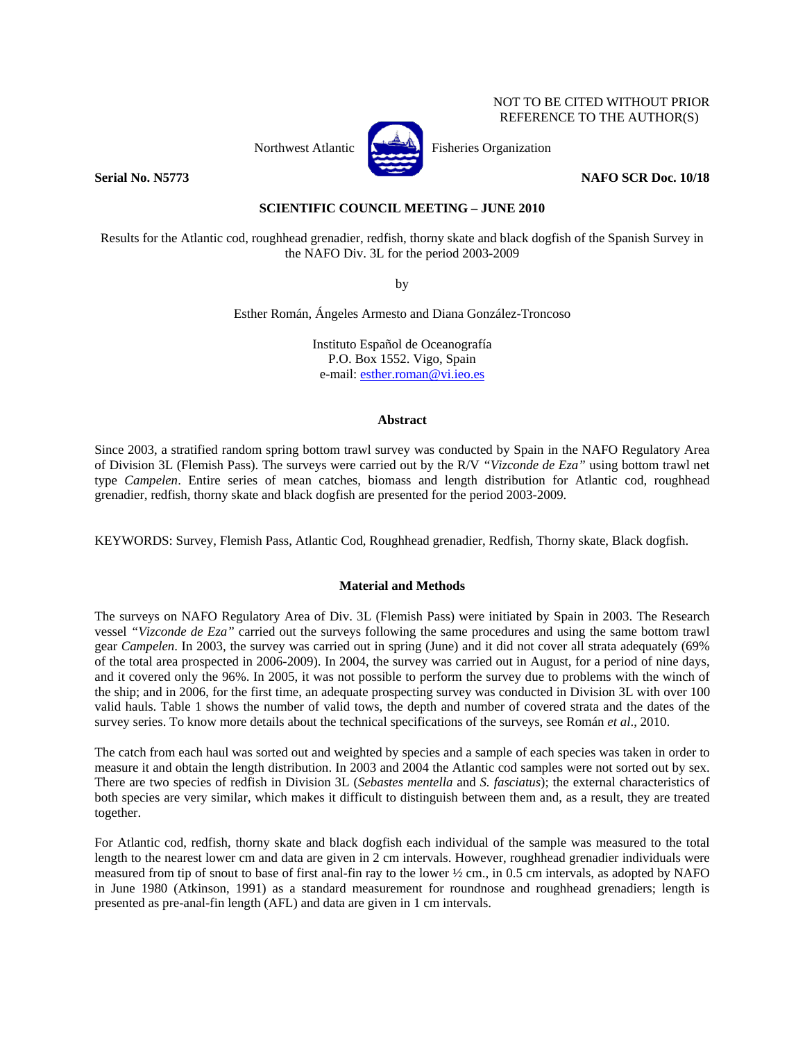NOT TO BE CITED WITHOUT PRIOR REFERENCE TO THE AUTHOR(S)

Northwest Atlantic Fisheries Organization

**Serial No. N5773** **NAFO SCR Doc. 10/18**

**SCIENTIFIC COUNCIL MEETING – JUNE 2010**

Results for the Atlantic cod, roughhead grenadier, redfish, thorny skate and black dogfish of the Spanish Survey in the NAFO Div. 3L for the period 2003-2009

by

Esther Román, Ángeles Armesto and Diana González-Troncoso

Instituto Español de Oceanografía
P.O. Box 1552. Vigo, Spain
e-mail: esther.roman@vi.ieo.es

## Abstract

Since 2003, a stratified random spring bottom trawl survey was conducted by Spain in the NAFO Regulatory Area of Division 3L (Flemish Pass). The surveys were carried out by the R/V *"Vizconde de Eza"* using bottom trawl net type *Campelen*. Entire series of mean catches, biomass and length distribution for Atlantic cod, roughhead grenadier, redfish, thorny skate and black dogfish are presented for the period 2003-2009.

KEYWORDS: Survey, Flemish Pass, Atlantic Cod, Roughhead grenadier, Redfish, Thorny skate, Black dogfish.

## Material and Methods

The surveys on NAFO Regulatory Area of Div. 3L (Flemish Pass) were initiated by Spain in 2003. The Research vessel *"Vizconde de Eza"* carried out the surveys following the same procedures and using the same bottom trawl gear *Campelen*. In 2003, the survey was carried out in spring (June) and it did not cover all strata adequately (69% of the total area prospected in 2006-2009). In 2004, the survey was carried out in August, for a period of nine days, and it covered only the 96%. In 2005, it was not possible to perform the survey due to problems with the winch of the ship; and in 2006, for the first time, an adequate prospecting survey was conducted in Division 3L with over 100 valid hauls. Table 1 shows the number of valid tows, the depth and number of covered strata and the dates of the survey series. To know more details about the technical specifications of the surveys, see Román *et al*., 2010.

The catch from each haul was sorted out and weighted by species and a sample of each species was taken in order to measure it and obtain the length distribution. In 2003 and 2004 the Atlantic cod samples were not sorted out by sex. There are two species of redfish in Division 3L (*Sebastes mentella* and *S. fasciatus*); the external characteristics of both species are very similar, which makes it difficult to distinguish between them and, as a result, they are treated together.

For Atlantic cod, redfish, thorny skate and black dogfish each individual of the sample was measured to the total length to the nearest lower cm and data are given in 2 cm intervals. However, roughhead grenadier individuals were measured from tip of snout to base of first anal-fin ray to the lower ½ cm., in 0.5 cm intervals, as adopted by NAFO in June 1980 (Atkinson, 1991) as a standard measurement for roundnose and roughhead grenadiers; length is presented as pre-anal-fin length (AFL) and data are given in 1 cm intervals.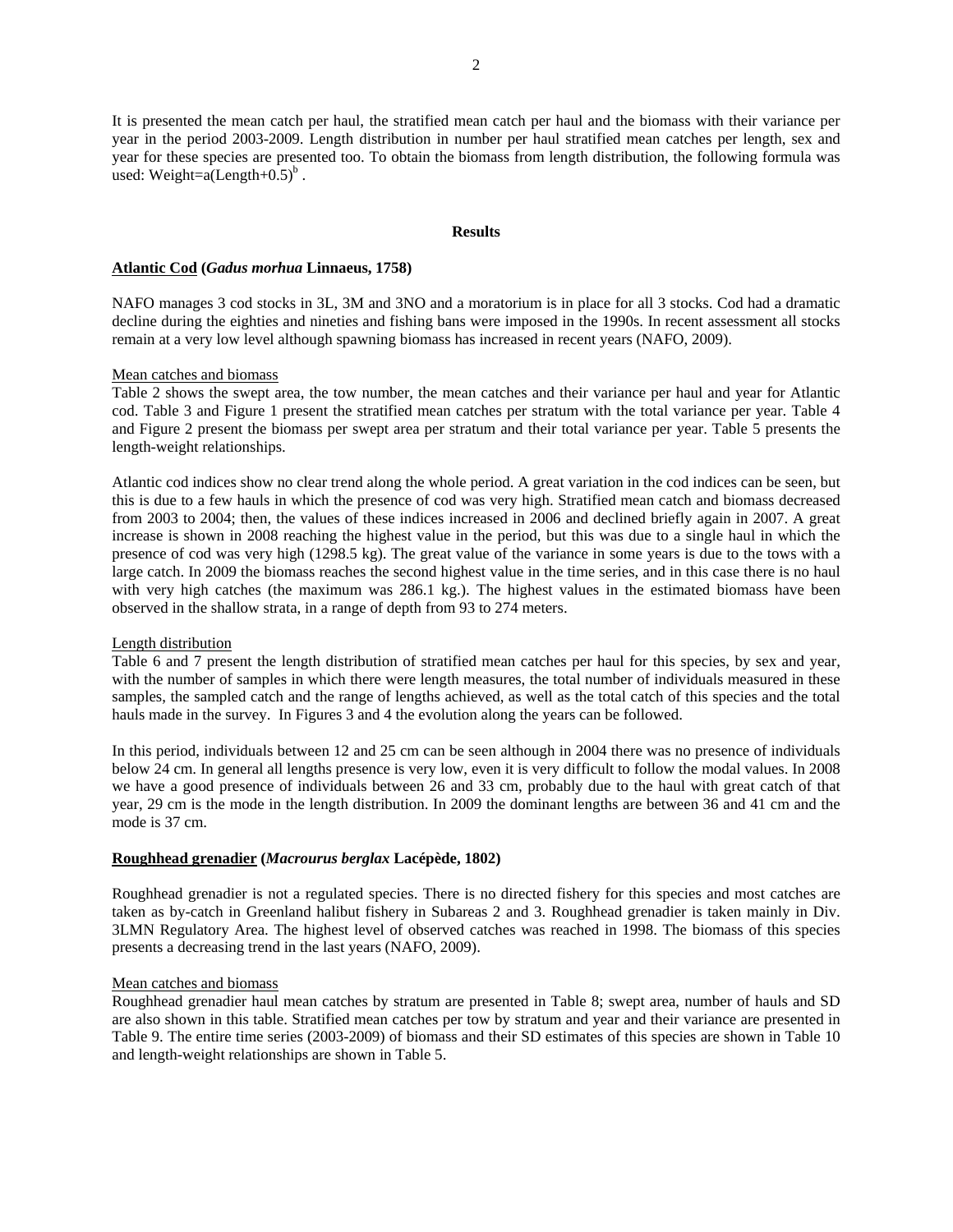It is presented the mean catch per haul, the stratified mean catch per haul and the biomass with their variance per year in the period 2003-2009. Length distribution in number per haul stratified mean catches per length, sex and year for these species are presented too. To obtain the biomass from length distribution, the following formula was used: $Weight=a(Length+0.5)^b$ .

## Results

### Atlantic Cod (*Gadus morhua* Linnaeus, 1758)

NAFO manages 3 cod stocks in 3L, 3M and 3NO and a moratorium is in place for all 3 stocks. Cod had a dramatic decline during the eighties and nineties and fishing bans were imposed in the 1990s. In recent assessment all stocks remain at a very low level although spawning biomass has increased in recent years (NAFO, 2009).

#### Mean catches and biomass

Table 2 shows the swept area, the tow number, the mean catches and their variance per haul and year for Atlantic cod. Table 3 and Figure 1 present the stratified mean catches per stratum with the total variance per year. Table 4 and Figure 2 present the biomass per swept area per stratum and their total variance per year. Table 5 presents the length-weight relationships.

Atlantic cod indices show no clear trend along the whole period. A great variation in the cod indices can be seen, but this is due to a few hauls in which the presence of cod was very high. Stratified mean catch and biomass decreased from 2003 to 2004; then, the values of these indices increased in 2006 and declined briefly again in 2007. A great increase is shown in 2008 reaching the highest value in the period, but this was due to a single haul in which the presence of cod was very high (1298.5 kg). The great value of the variance in some years is due to the tows with a large catch. In 2009 the biomass reaches the second highest value in the time series, and in this case there is no haul with very high catches (the maximum was 286.1 kg.). The highest values in the estimated biomass have been observed in the shallow strata, in a range of depth from 93 to 274 meters.

#### Length distribution

Table 6 and 7 present the length distribution of stratified mean catches per haul for this species, by sex and year, with the number of samples in which there were length measures, the total number of individuals measured in these samples, the sampled catch and the range of lengths achieved, as well as the total catch of this species and the total hauls made in the survey. In Figures 3 and 4 the evolution along the years can be followed.

In this period, individuals between 12 and 25 cm can be seen although in 2004 there was no presence of individuals below 24 cm. In general all lengths presence is very low, even it is very difficult to follow the modal values. In 2008 we have a good presence of individuals between 26 and 33 cm, probably due to the haul with great catch of that year, 29 cm is the mode in the length distribution. In 2009 the dominant lengths are between 36 and 41 cm and the mode is 37 cm.

### Roughhead grenadier (*Macrourus berglax* Lacépède, 1802)

Roughhead grenadier is not a regulated species. There is no directed fishery for this species and most catches are taken as by-catch in Greenland halibut fishery in Subareas 2 and 3. Roughhead grenadier is taken mainly in Div. 3LMN Regulatory Area. The highest level of observed catches was reached in 1998. The biomass of this species presents a decreasing trend in the last years (NAFO, 2009).

#### Mean catches and biomass

Roughhead grenadier haul mean catches by stratum are presented in Table 8; swept area, number of hauls and SD are also shown in this table. Stratified mean catches per tow by stratum and year and their variance are presented in Table 9. The entire time series (2003-2009) of biomass and their SD estimates of this species are shown in Table 10 and length-weight relationships are shown in Table 5.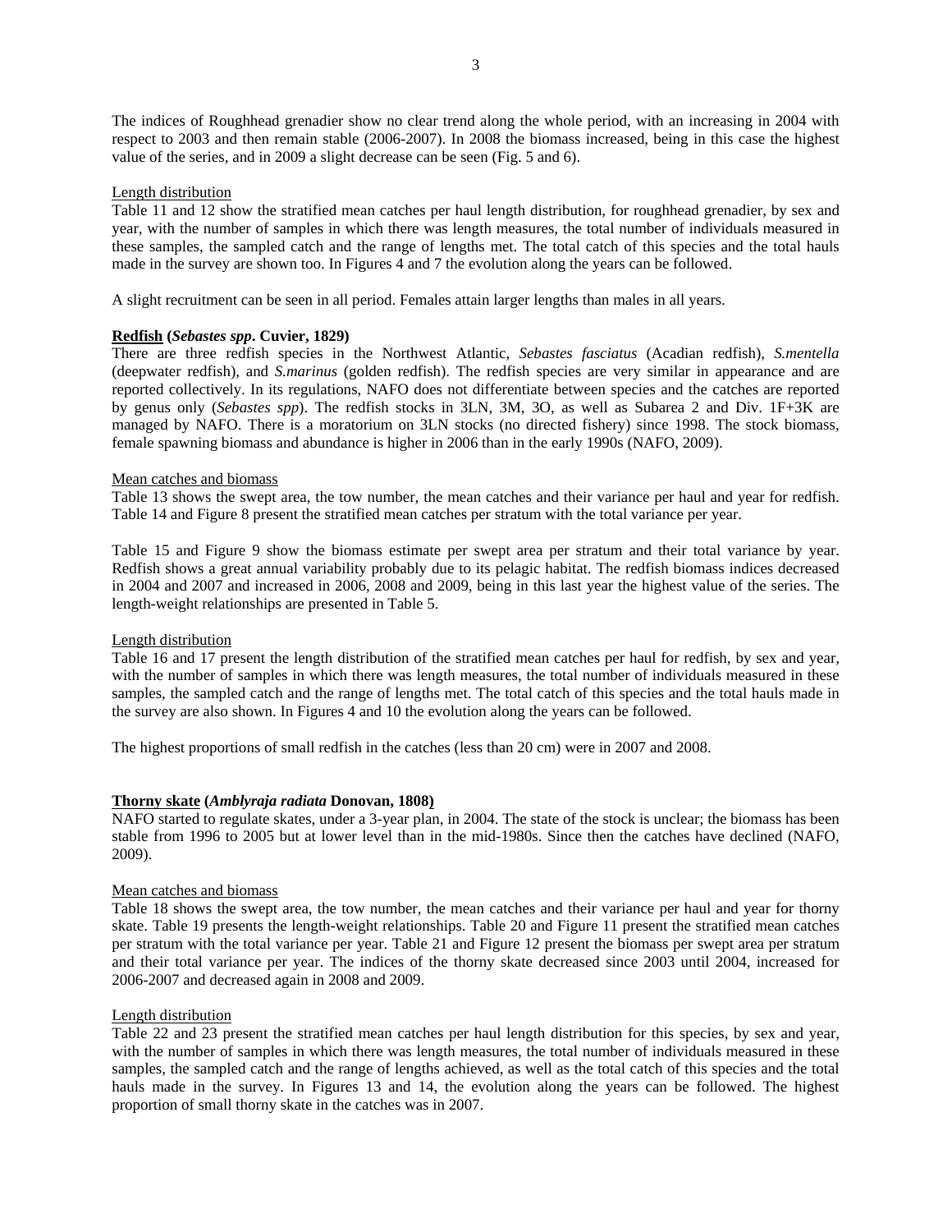The indices of Roughhead grenadier show no clear trend along the whole period, with an increasing in 2004 with respect to 2003 and then remain stable (2006-2007). In 2008 the biomass increased, being in this case the highest value of the series, and in 2009 a slight decrease can be seen (Fig. 5 and 6).

Length distribution

Table 11 and 12 show the stratified mean catches per haul length distribution, for roughhead grenadier, by sex and year, with the number of samples in which there was length measures, the total number of individuals measured in these samples, the sampled catch and the range of lengths met. The total catch of this species and the total hauls made in the survey are shown too. In Figures 4 and 7 the evolution along the years can be followed.

A slight recruitment can be seen in all period. Females attain larger lengths than males in all years.

## **Redfish (*Sebastes spp*. Cuvier, 1829)**

There are three redfish species in the Northwest Atlantic, *Sebastes fasciatus* (Acadian redfish), *S.mentella* (deepwater redfish), and *S.marinus* (golden redfish). The redfish species are very similar in appearance and are reported collectively. In its regulations, NAFO does not differentiate between species and the catches are reported by genus only (*Sebastes spp*). The redfish stocks in 3LN, 3M, 3O, as well as Subarea 2 and Div. 1F+3K are managed by NAFO. There is a moratorium on 3LN stocks (no directed fishery) since 1998. The stock biomass, female spawning biomass and abundance is higher in 2006 than in the early 1990s (NAFO, 2009).

Mean catches and biomass

Table 13 shows the swept area, the tow number, the mean catches and their variance per haul and year for redfish. Table 14 and Figure 8 present the stratified mean catches per stratum with the total variance per year.

Table 15 and Figure 9 show the biomass estimate per swept area per stratum and their total variance by year. Redfish shows a great annual variability probably due to its pelagic habitat. The redfish biomass indices decreased in 2004 and 2007 and increased in 2006, 2008 and 2009, being in this last year the highest value of the series. The length-weight relationships are presented in Table 5.

Length distribution

Table 16 and 17 present the length distribution of the stratified mean catches per haul for redfish, by sex and year, with the number of samples in which there was length measures, the total number of individuals measured in these samples, the sampled catch and the range of lengths met. The total catch of this species and the total hauls made in the survey are also shown. In Figures 4 and 10 the evolution along the years can be followed.

The highest proportions of small redfish in the catches (less than 20 cm) were in 2007 and 2008.

## **Thorny skate (*Amblyraja radiata* Donovan, 1808)**

NAFO started to regulate skates, under a 3-year plan, in 2004. The state of the stock is unclear; the biomass has been stable from 1996 to 2005 but at lower level than in the mid-1980s. Since then the catches have declined (NAFO, 2009).

Mean catches and biomass

Table 18 shows the swept area, the tow number, the mean catches and their variance per haul and year for thorny skate. Table 19 presents the length-weight relationships. Table 20 and Figure 11 present the stratified mean catches per stratum with the total variance per year. Table 21 and Figure 12 present the biomass per swept area per stratum and their total variance per year. The indices of the thorny skate decreased since 2003 until 2004, increased for 2006-2007 and decreased again in 2008 and 2009.

Length distribution

Table 22 and 23 present the stratified mean catches per haul length distribution for this species, by sex and year, with the number of samples in which there was length measures, the total number of individuals measured in these samples, the sampled catch and the range of lengths achieved, as well as the total catch of this species and the total hauls made in the survey. In Figures 13 and 14, the evolution along the years can be followed. The highest proportion of small thorny skate in the catches was in 2007.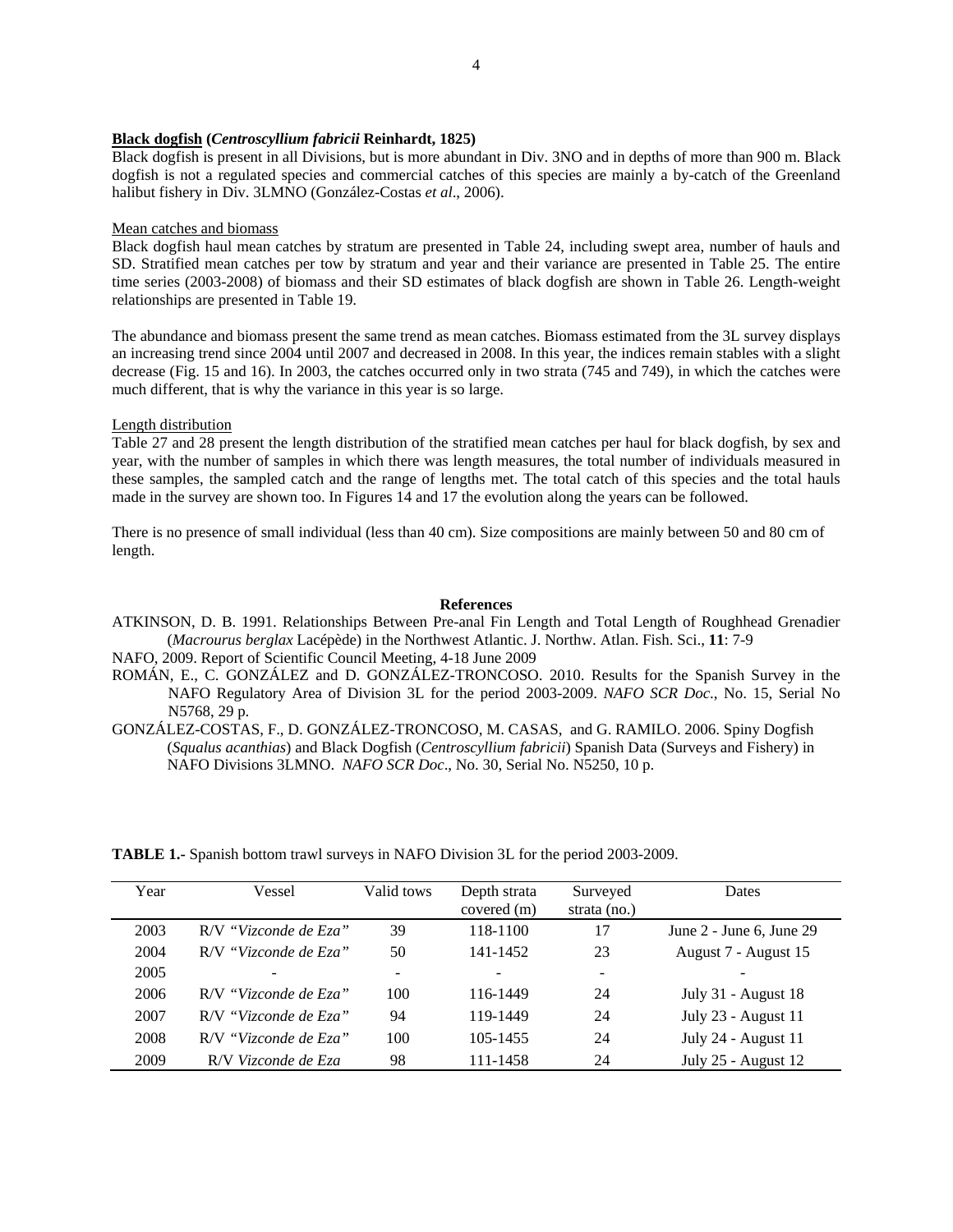**Black dogfish (*Centroscyllium fabricii* Reinhardt, 1825)**

Black dogfish is present in all Divisions, but is more abundant in Div. 3NO and in depths of more than 900 m. Black dogfish is not a regulated species and commercial catches of this species are mainly a by-catch of the Greenland halibut fishery in Div. 3LMNO (González-Costas *et al*., 2006).

Mean catches and biomass

Black dogfish haul mean catches by stratum are presented in Table 24, including swept area, number of hauls and SD. Stratified mean catches per tow by stratum and year and their variance are presented in Table 25. The entire time series (2003-2008) of biomass and their SD estimates of black dogfish are shown in Table 26. Length-weight relationships are presented in Table 19.

The abundance and biomass present the same trend as mean catches. Biomass estimated from the 3L survey displays an increasing trend since 2004 until 2007 and decreased in 2008. In this year, the indices remain stables with a slight decrease (Fig. 15 and 16). In 2003, the catches occurred only in two strata (745 and 749), in which the catches were much different, that is why the variance in this year is so large.

Length distribution

Table 27 and 28 present the length distribution of the stratified mean catches per haul for black dogfish, by sex and year, with the number of samples in which there was length measures, the total number of individuals measured in these samples, the sampled catch and the range of lengths met. The total catch of this species and the total hauls made in the survey are shown too. In Figures 14 and 17 the evolution along the years can be followed.

There is no presence of small individual (less than 40 cm). Size compositions are mainly between 50 and 80 cm of length.

**References**

ATKINSON, D. B. 1991. Relationships Between Pre-anal Fin Length and Total Length of Roughhead Grenadier (*Macrourus berglax* Lacépède) in the Northwest Atlantic. J. Northw. Atlan. Fish. Sci., **11**: 7-9

NAFO, 2009. Report of Scientific Council Meeting, 4-18 June 2009

ROMÁN, E., C. GONZÁLEZ and D. GONZÁLEZ-TRONCOSO. 2010. Results for the Spanish Survey in the NAFO Regulatory Area of Division 3L for the period 2003-2009. *NAFO SCR Doc*., No. 15, Serial No N5768, 29 p.

GONZÁLEZ-COSTAS, F., D. GONZÁLEZ-TRONCOSO, M. CASAS, and G. RAMILO. 2006. Spiny Dogfish (*Squalus acanthias*) and Black Dogfish (*Centroscyllium fabricii*) Spanish Data (Surveys and Fishery) in NAFO Divisions 3LMNO. *NAFO SCR Doc*., No. 30, Serial No. N5250, 10 p.

**TABLE 1.-** Spanish bottom trawl surveys in NAFO Division 3L for the period 2003-2009.

| Year | Vessel | Valid tows | Depth strata covered (m) | Surveyed strata (no.) | Dates |
|---|---|---|---|---|---|
| 2003 | R/V *"Vizconde de Eza"* | 39 | 118-1100 | 17 | June 2 - June 6, June 29 |
| 2004 | R/V *"Vizconde de Eza"* | 50 | 141-1452 | 23 | August 7 - August 15 |
| 2005 | - | - | - | - | - |
| 2006 | R/V *"Vizconde de Eza"* | 100 | 116-1449 | 24 | July 31 - August 18 |
| 2007 | R/V *"Vizconde de Eza"* | 94 | 119-1449 | 24 | July 23 - August 11 |
| 2008 | R/V *"Vizconde de Eza"* | 100 | 105-1455 | 24 | July 24 - August 11 |
| 2009 | R/V *Vizconde de Eza* | 98 | 111-1458 | 24 | July 25 - August 12 |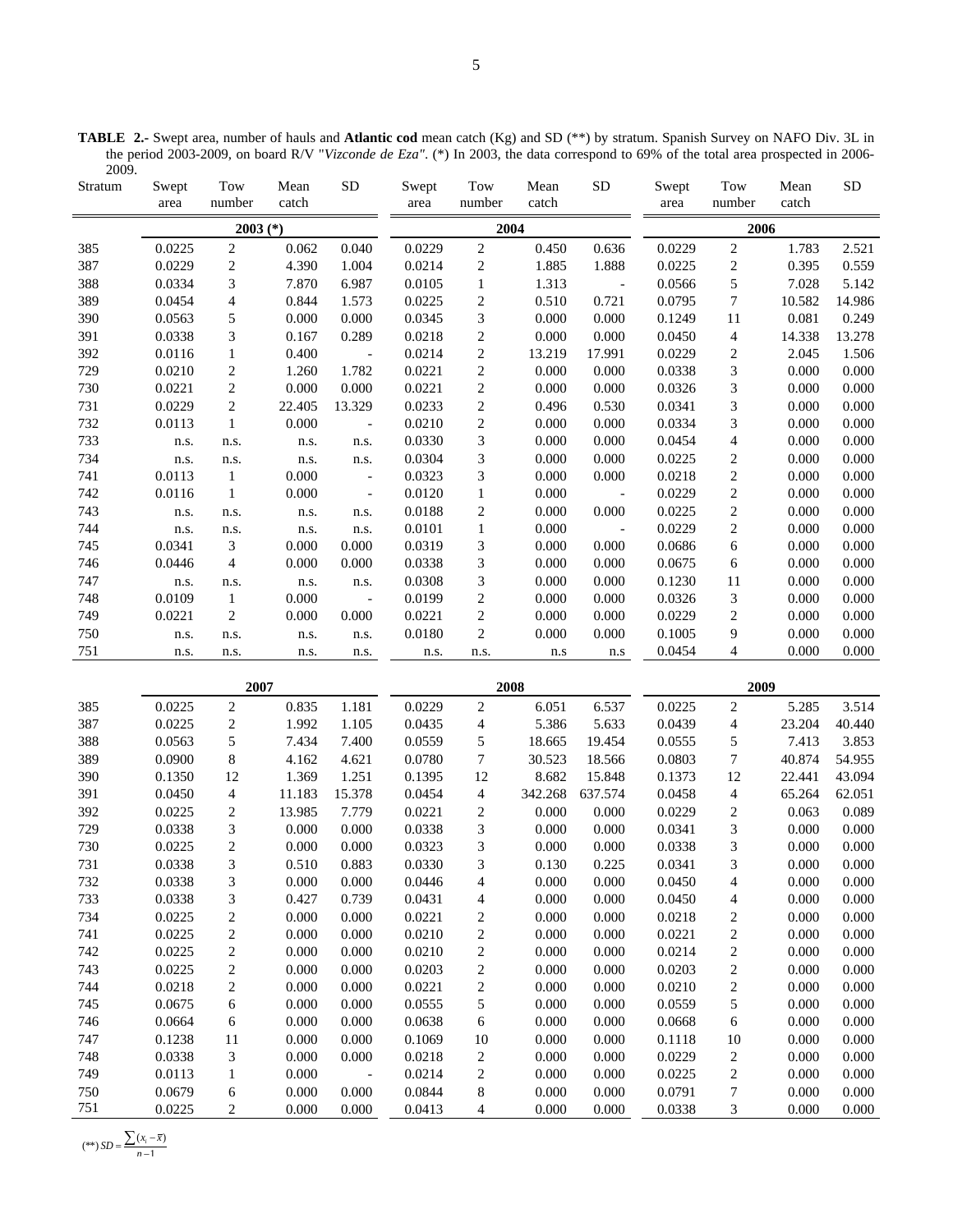**TABLE 2.-** Swept area, number of hauls and **Atlantic cod** mean catch (Kg) and SD (**) by stratum. Spanish Survey on NAFO Div. 3L in the period 2003-2009, on board R/V "*Vizconde de Eza"*. (*) In 2003, the data correspond to 69% of the total area prospected in 2006-2009.

| Stratum | Swept area | Tow number | Mean catch | SD | Swept area | Tow number | Mean catch | SD | Swept area | Tow number | Mean catch | SD |
|---|---|---|---|---|---|---|---|---|---|---|---|---|
| | **2003 (*)** | | | | **2004** | | | | **2006** | | | |
| 385 | 0.0225 | 2 | 0.062 | 0.040 | 0.0229 | 2 | 0.450 | 0.636 | 0.0229 | 2 | 1.783 | 2.521 |
| 387 | 0.0229 | 2 | 4.390 | 1.004 | 0.0214 | 2 | 1.885 | 1.888 | 0.0225 | 2 | 0.395 | 0.559 |
| 388 | 0.0334 | 3 | 7.870 | 6.987 | 0.0105 | 1 | 1.313 | - | 0.0566 | 5 | 7.028 | 5.142 |
| 389 | 0.0454 | 4 | 0.844 | 1.573 | 0.0225 | 2 | 0.510 | 0.721 | 0.0795 | 7 | 10.582 | 14.986 |
| 390 | 0.0563 | 5 | 0.000 | 0.000 | 0.0345 | 3 | 0.000 | 0.000 | 0.1249 | 11 | 0.081 | 0.249 |
| 391 | 0.0338 | 3 | 0.167 | 0.289 | 0.0218 | 2 | 0.000 | 0.000 | 0.0450 | 4 | 14.338 | 13.278 |
| 392 | 0.0116 | 1 | 0.400 | - | 0.0214 | 2 | 13.219 | 17.991 | 0.0229 | 2 | 2.045 | 1.506 |
| 729 | 0.0210 | 2 | 1.260 | 1.782 | 0.0221 | 2 | 0.000 | 0.000 | 0.0338 | 3 | 0.000 | 0.000 |
| 730 | 0.0221 | 2 | 0.000 | 0.000 | 0.0221 | 2 | 0.000 | 0.000 | 0.0326 | 3 | 0.000 | 0.000 |
| 731 | 0.0229 | 2 | 22.405 | 13.329 | 0.0233 | 2 | 0.496 | 0.530 | 0.0341 | 3 | 0.000 | 0.000 |
| 732 | 0.0113 | 1 | 0.000 | - | 0.0210 | 2 | 0.000 | 0.000 | 0.0334 | 3 | 0.000 | 0.000 |
| 733 | n.s. | n.s. | n.s. | n.s. | 0.0330 | 3 | 0.000 | 0.000 | 0.0454 | 4 | 0.000 | 0.000 |
| 734 | n.s. | n.s. | n.s. | n.s. | 0.0304 | 3 | 0.000 | 0.000 | 0.0225 | 2 | 0.000 | 0.000 |
| 741 | 0.0113 | 1 | 0.000 | - | 0.0323 | 3 | 0.000 | 0.000 | 0.0218 | 2 | 0.000 | 0.000 |
| 742 | 0.0116 | 1 | 0.000 | - | 0.0120 | 1 | 0.000 | - | 0.0229 | 2 | 0.000 | 0.000 |
| 743 | n.s. | n.s. | n.s. | n.s. | 0.0188 | 2 | 0.000 | 0.000 | 0.0225 | 2 | 0.000 | 0.000 |
| 744 | n.s. | n.s. | n.s. | n.s. | 0.0101 | 1 | 0.000 | - | 0.0229 | 2 | 0.000 | 0.000 |
| 745 | 0.0341 | 3 | 0.000 | 0.000 | 0.0319 | 3 | 0.000 | 0.000 | 0.0686 | 6 | 0.000 | 0.000 |
| 746 | 0.0446 | 4 | 0.000 | 0.000 | 0.0338 | 3 | 0.000 | 0.000 | 0.0675 | 6 | 0.000 | 0.000 |
| 747 | n.s. | n.s. | n.s. | n.s. | 0.0308 | 3 | 0.000 | 0.000 | 0.1230 | 11 | 0.000 | 0.000 |
| 748 | 0.0109 | 1 | 0.000 | - | 0.0199 | 2 | 0.000 | 0.000 | 0.0326 | 3 | 0.000 | 0.000 |
| 749 | 0.0221 | 2 | 0.000 | 0.000 | 0.0221 | 2 | 0.000 | 0.000 | 0.0229 | 2 | 0.000 | 0.000 |
| 750 | n.s. | n.s. | n.s. | n.s. | 0.0180 | 2 | 0.000 | 0.000 | 0.1005 | 9 | 0.000 | 0.000 |
| 751 | n.s. | n.s. | n.s. | n.s. | n.s. | n.s. | n.s | n.s | 0.0454 | 4 | 0.000 | 0.000 |
| | **2007** | | | | **2008** | | | | **2009** | | | |
| 385 | 0.0225 | 2 | 0.835 | 1.181 | 0.0229 | 2 | 6.051 | 6.537 | 0.0225 | 2 | 5.285 | 3.514 |
| 387 | 0.0225 | 2 | 1.992 | 1.105 | 0.0435 | 4 | 5.386 | 5.633 | 0.0439 | 4 | 23.204 | 40.440 |
| 388 | 0.0563 | 5 | 7.434 | 7.400 | 0.0559 | 5 | 18.665 | 19.454 | 0.0555 | 5 | 7.413 | 3.853 |
| 389 | 0.0900 | 8 | 4.162 | 4.621 | 0.0780 | 7 | 30.523 | 18.566 | 0.0803 | 7 | 40.874 | 54.955 |
| 390 | 0.1350 | 12 | 1.369 | 1.251 | 0.1395 | 12 | 8.682 | 15.848 | 0.1373 | 12 | 22.441 | 43.094 |
| 391 | 0.0450 | 4 | 11.183 | 15.378 | 0.0454 | 4 | 342.268 | 637.574 | 0.0458 | 4 | 65.264 | 62.051 |
| 392 | 0.0225 | 2 | 13.985 | 7.779 | 0.0221 | 2 | 0.000 | 0.000 | 0.0229 | 2 | 0.063 | 0.089 |
| 729 | 0.0338 | 3 | 0.000 | 0.000 | 0.0338 | 3 | 0.000 | 0.000 | 0.0341 | 3 | 0.000 | 0.000 |
| 730 | 0.0225 | 2 | 0.000 | 0.000 | 0.0323 | 3 | 0.000 | 0.000 | 0.0338 | 3 | 0.000 | 0.000 |
| 731 | 0.0338 | 3 | 0.510 | 0.883 | 0.0330 | 3 | 0.130 | 0.225 | 0.0341 | 3 | 0.000 | 0.000 |
| 732 | 0.0338 | 3 | 0.000 | 0.000 | 0.0446 | 4 | 0.000 | 0.000 | 0.0450 | 4 | 0.000 | 0.000 |
| 733 | 0.0338 | 3 | 0.427 | 0.739 | 0.0431 | 4 | 0.000 | 0.000 | 0.0450 | 4 | 0.000 | 0.000 |
| 734 | 0.0225 | 2 | 0.000 | 0.000 | 0.0221 | 2 | 0.000 | 0.000 | 0.0218 | 2 | 0.000 | 0.000 |
| 741 | 0.0225 | 2 | 0.000 | 0.000 | 0.0210 | 2 | 0.000 | 0.000 | 0.0221 | 2 | 0.000 | 0.000 |
| 742 | 0.0225 | 2 | 0.000 | 0.000 | 0.0210 | 2 | 0.000 | 0.000 | 0.0214 | 2 | 0.000 | 0.000 |
| 743 | 0.0225 | 2 | 0.000 | 0.000 | 0.0203 | 2 | 0.000 | 0.000 | 0.0203 | 2 | 0.000 | 0.000 |
| 744 | 0.0218 | 2 | 0.000 | 0.000 | 0.0221 | 2 | 0.000 | 0.000 | 0.0210 | 2 | 0.000 | 0.000 |
| 745 | 0.0675 | 6 | 0.000 | 0.000 | 0.0555 | 5 | 0.000 | 0.000 | 0.0559 | 5 | 0.000 | 0.000 |
| 746 | 0.0664 | 6 | 0.000 | 0.000 | 0.0638 | 6 | 0.000 | 0.000 | 0.0668 | 6 | 0.000 | 0.000 |
| 747 | 0.1238 | 11 | 0.000 | 0.000 | 0.1069 | 10 | 0.000 | 0.000 | 0.1118 | 10 | 0.000 | 0.000 |
| 748 | 0.0338 | 3 | 0.000 | 0.000 | 0.0218 | 2 | 0.000 | 0.000 | 0.0229 | 2 | 0.000 | 0.000 |
| 749 | 0.0113 | 1 | 0.000 | - | 0.0214 | 2 | 0.000 | 0.000 | 0.0225 | 2 | 0.000 | 0.000 |
| 750 | 0.0679 | 6 | 0.000 | 0.000 | 0.0844 | 8 | 0.000 | 0.000 | 0.0791 | 7 | 0.000 | 0.000 |
| 751 | 0.0225 | 2 | 0.000 | 0.000 | 0.0413 | 4 | 0.000 | 0.000 | 0.0338 | 3 | 0.000 | 0.000 |

(**) $SD = \frac{\sum (x_i - \bar{x})}{n-1}$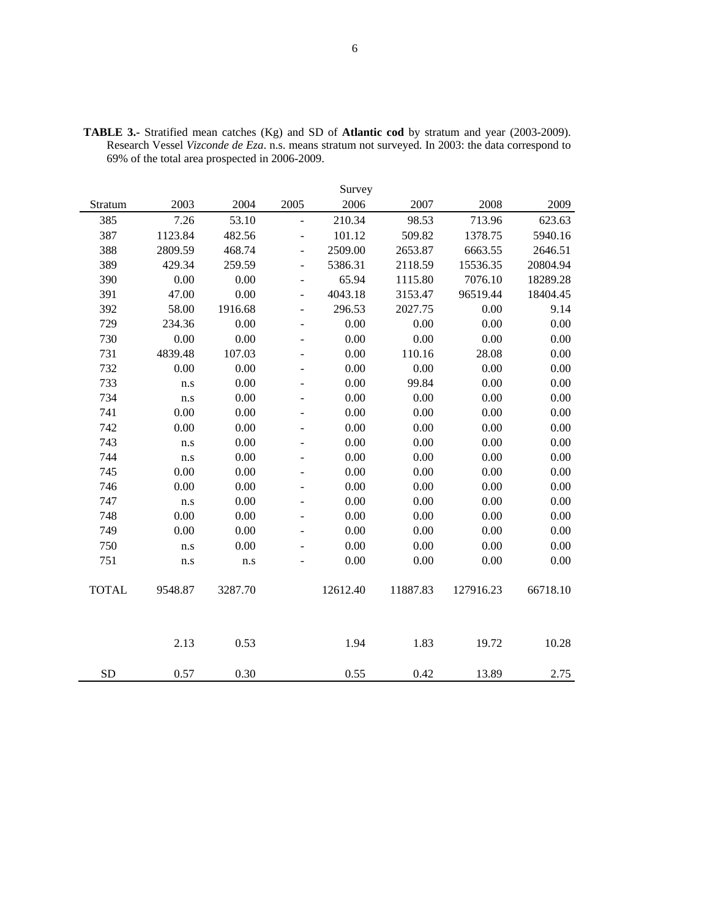**TABLE 3.-** Stratified mean catches (Kg) and SD of **Atlantic cod** by stratum and year (2003-2009). Research Vessel *Vizconde de Eza*. n.s. means stratum not surveyed. In 2003: the data correspond to 69% of the total area prospected in 2006-2009.

| | Survey | | | | | | |
|---|---|---|---|---|---|---|---|
| Stratum | 2003 | 2004 | 2005 | 2006 | 2007 | 2008 | 2009 |
| 385 | 7.26 | 53.10 | - | 210.34 | 98.53 | 713.96 | 623.63 |
| 387 | 1123.84 | 482.56 | - | 101.12 | 509.82 | 1378.75 | 5940.16 |
| 388 | 2809.59 | 468.74 | - | 2509.00 | 2653.87 | 6663.55 | 2646.51 |
| 389 | 429.34 | 259.59 | - | 5386.31 | 2118.59 | 15536.35 | 20804.94 |
| 390 | 0.00 | 0.00 | - | 65.94 | 1115.80 | 7076.10 | 18289.28 |
| 391 | 47.00 | 0.00 | - | 4043.18 | 3153.47 | 96519.44 | 18404.45 |
| 392 | 58.00 | 1916.68 | - | 296.53 | 2027.75 | 0.00 | 9.14 |
| 729 | 234.36 | 0.00 | - | 0.00 | 0.00 | 0.00 | 0.00 |
| 730 | 0.00 | 0.00 | - | 0.00 | 0.00 | 0.00 | 0.00 |
| 731 | 4839.48 | 107.03 | - | 0.00 | 110.16 | 28.08 | 0.00 |
| 732 | 0.00 | 0.00 | - | 0.00 | 0.00 | 0.00 | 0.00 |
| 733 | n.s | 0.00 | - | 0.00 | 99.84 | 0.00 | 0.00 |
| 734 | n.s | 0.00 | - | 0.00 | 0.00 | 0.00 | 0.00 |
| 741 | 0.00 | 0.00 | - | 0.00 | 0.00 | 0.00 | 0.00 |
| 742 | 0.00 | 0.00 | - | 0.00 | 0.00 | 0.00 | 0.00 |
| 743 | n.s | 0.00 | - | 0.00 | 0.00 | 0.00 | 0.00 |
| 744 | n.s | 0.00 | - | 0.00 | 0.00 | 0.00 | 0.00 |
| 745 | 0.00 | 0.00 | - | 0.00 | 0.00 | 0.00 | 0.00 |
| 746 | 0.00 | 0.00 | - | 0.00 | 0.00 | 0.00 | 0.00 |
| 747 | n.s | 0.00 | - | 0.00 | 0.00 | 0.00 | 0.00 |
| 748 | 0.00 | 0.00 | - | 0.00 | 0.00 | 0.00 | 0.00 |
| 749 | 0.00 | 0.00 | - | 0.00 | 0.00 | 0.00 | 0.00 |
| 750 | n.s | 0.00 | - | 0.00 | 0.00 | 0.00 | 0.00 |
| 751 | n.s | n.s | - | 0.00 | 0.00 | 0.00 | 0.00 |
| TOTAL | 9548.87 | 3287.70 | | 12612.40 | 11887.83 | 127916.23 | 66718.10 |
| | 2.13 | 0.53 | | 1.94 | 1.83 | 19.72 | 10.28 |
| SD | 0.57 | 0.30 | | 0.55 | 0.42 | 13.89 | 2.75 |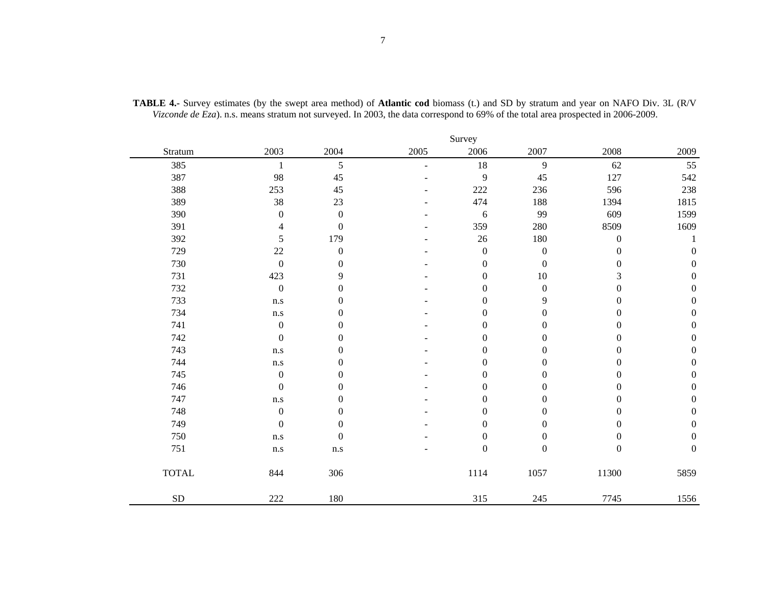**TABLE 4.-** Survey estimates (by the swept area method) of **Atlantic cod** biomass (t.) and SD by stratum and year on NAFO Div. 3L (R/V *Vizconde de Eza*). n.s. means stratum not surveyed. In 2003, the data correspond to 69% of the total area prospected in 2006-2009.

| | Survey | | | | | | |
|---|---|---|---|---|---|---|---|
| Stratum | 2003 | 2004 | 2005 | 2006 | 2007 | 2008 | 2009 |
| 385 | 1 | 5 | - | 18 | 9 | 62 | 55 |
| 387 | 98 | 45 | - | 9 | 45 | 127 | 542 |
| 388 | 253 | 45 | - | 222 | 236 | 596 | 238 |
| 389 | 38 | 23 | - | 474 | 188 | 1394 | 1815 |
| 390 | 0 | 0 | - | 6 | 99 | 609 | 1599 |
| 391 | 4 | 0 | - | 359 | 280 | 8509 | 1609 |
| 392 | 5 | 179 | - | 26 | 180 | 0 | 1 |
| 729 | 22 | 0 | - | 0 | 0 | 0 | 0 |
| 730 | 0 | 0 | - | 0 | 0 | 0 | 0 |
| 731 | 423 | 9 | - | 0 | 10 | 3 | 0 |
| 732 | 0 | 0 | - | 0 | 0 | 0 | 0 |
| 733 | n.s | 0 | - | 0 | 9 | 0 | 0 |
| 734 | n.s | 0 | - | 0 | 0 | 0 | 0 |
| 741 | 0 | 0 | - | 0 | 0 | 0 | 0 |
| 742 | 0 | 0 | - | 0 | 0 | 0 | 0 |
| 743 | n.s | 0 | - | 0 | 0 | 0 | 0 |
| 744 | n.s | 0 | - | 0 | 0 | 0 | 0 |
| 745 | 0 | 0 | - | 0 | 0 | 0 | 0 |
| 746 | 0 | 0 | - | 0 | 0 | 0 | 0 |
| 747 | n.s | 0 | - | 0 | 0 | 0 | 0 |
| 748 | 0 | 0 | - | 0 | 0 | 0 | 0 |
| 749 | 0 | 0 | - | 0 | 0 | 0 | 0 |
| 750 | n.s | 0 | - | 0 | 0 | 0 | 0 |
| 751 | n.s | n.s | - | 0 | 0 | 0 | 0 |
| TOTAL | 844 | 306 | | 1114 | 1057 | 11300 | 5859 |
| SD | 222 | 180 | | 315 | 245 | 7745 | 1556 |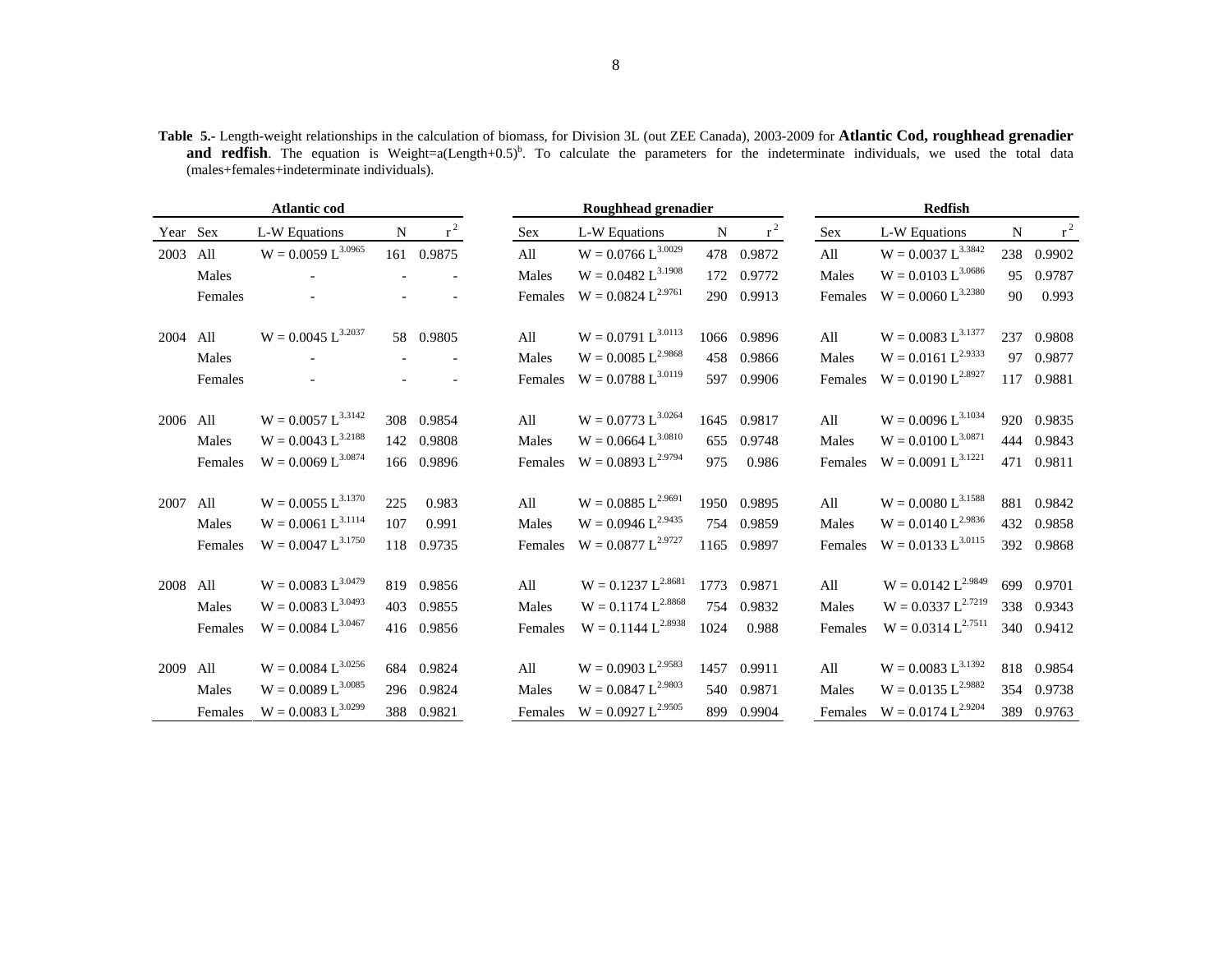**Table 5.-** Length-weight relationships in the calculation of biomass, for Division 3L (out ZEE Canada), 2003-2009 for **Atlantic Cod, roughhead grenadier and redfish**. The equation is Weight=a(Length+0.5)$^b$. To calculate the parameters for the indeterminate individuals, we used the total data (males+females+indeterminate individuals).

| | | Atlantic cod | | | | Roughhead grenadier | | | | Redfish | | |
|---|---|---|---|---|---|---|---|---|---|---|---|---|
| Year | Sex | L-W Equations | N | $r^2$ | Sex | L-W Equations | N | $r^2$ | Sex | L-W Equations | N | $r^2$ |
| 2003 | All | $W = 0.0059\,L^{3.0965}$ | 161 | 0.9875 | All | $W = 0.0766\,L^{3.0029}$ | 478 | 0.9872 | All | $W = 0.0037\,L^{3.3842}$ | 238 | 0.9902 |
| | Males | - | - | - | Males | $W = 0.0482\,L^{3.1908}$ | 172 | 0.9772 | Males | $W = 0.0103\,L^{3.0686}$ | 95 | 0.9787 |
| | Females | - | - | - | Females | $W = 0.0824\,L^{2.9761}$ | 290 | 0.9913 | Females | $W = 0.0060\,L^{3.2380}$ | 90 | 0.993 |
| 2004 | All | $W = 0.0045\,L^{3.2037}$ | 58 | 0.9805 | All | $W = 0.0791\,L^{3.0113}$ | 1066 | 0.9896 | All | $W = 0.0083\,L^{3.1377}$ | 237 | 0.9808 |
| | Males | - | - | - | Males | $W = 0.0085\,L^{2.9868}$ | 458 | 0.9866 | Males | $W = 0.0161\,L^{2.9333}$ | 97 | 0.9877 |
| | Females | - | - | - | Females | $W = 0.0788\,L^{3.0119}$ | 597 | 0.9906 | Females | $W = 0.0190\,L^{2.8927}$ | 117 | 0.9881 |
| 2006 | All | $W = 0.0057\,L^{3.3142}$ | 308 | 0.9854 | All | $W = 0.0773\,L^{3.0264}$ | 1645 | 0.9817 | All | $W = 0.0096\,L^{3.1034}$ | 920 | 0.9835 |
| | Males | $W = 0.0043\,L^{3.2188}$ | 142 | 0.9808 | Males | $W = 0.0664\,L^{3.0810}$ | 655 | 0.9748 | Males | $W = 0.0100\,L^{3.0871}$ | 444 | 0.9843 |
| | Females | $W = 0.0069\,L^{3.0874}$ | 166 | 0.9896 | Females | $W = 0.0893\,L^{2.9794}$ | 975 | 0.986 | Females | $W = 0.0091\,L^{3.1221}$ | 471 | 0.9811 |
| 2007 | All | $W = 0.0055\,L^{3.1370}$ | 225 | 0.983 | All | $W = 0.0885\,L^{2.9691}$ | 1950 | 0.9895 | All | $W = 0.0080\,L^{3.1588}$ | 881 | 0.9842 |
| | Males | $W = 0.0061\,L^{3.1114}$ | 107 | 0.991 | Males | $W = 0.0946\,L^{2.9435}$ | 754 | 0.9859 | Males | $W = 0.0140\,L^{2.9836}$ | 432 | 0.9858 |
| | Females | $W = 0.0047\,L^{3.1750}$ | 118 | 0.9735 | Females | $W = 0.0877\,L^{2.9727}$ | 1165 | 0.9897 | Females | $W = 0.0133\,L^{3.0115}$ | 392 | 0.9868 |
| 2008 | All | $W = 0.0083\,L^{3.0479}$ | 819 | 0.9856 | All | $W = 0.1237\,L^{2.8681}$ | 1773 | 0.9871 | All | $W = 0.0142\,L^{2.9849}$ | 699 | 0.9701 |
| | Males | $W = 0.0083\,L^{3.0493}$ | 403 | 0.9855 | Males | $W = 0.1174\,L^{2.8868}$ | 754 | 0.9832 | Males | $W = 0.0337\,L^{2.7219}$ | 338 | 0.9343 |
| | Females | $W = 0.0084\,L^{3.0467}$ | 416 | 0.9856 | Females | $W = 0.1144\,L^{2.8938}$ | 1024 | 0.988 | Females | $W = 0.0314\,L^{2.7511}$ | 340 | 0.9412 |
| 2009 | All | $W = 0.0084\,L^{3.0256}$ | 684 | 0.9824 | All | $W = 0.0903\,L^{2.9583}$ | 1457 | 0.9911 | All | $W = 0.0083\,L^{3.1392}$ | 818 | 0.9854 |
| | Males | $W = 0.0089\,L^{3.0085}$ | 296 | 0.9824 | Males | $W = 0.0847\,L^{2.9803}$ | 540 | 0.9871 | Males | $W = 0.0135\,L^{2.9882}$ | 354 | 0.9738 |
| | Females | $W = 0.0083\,L^{3.0299}$ | 388 | 0.9821 | Females | $W = 0.0927\,L^{2.9505}$ | 899 | 0.9904 | Females | $W = 0.0174\,L^{2.9204}$ | 389 | 0.9763 |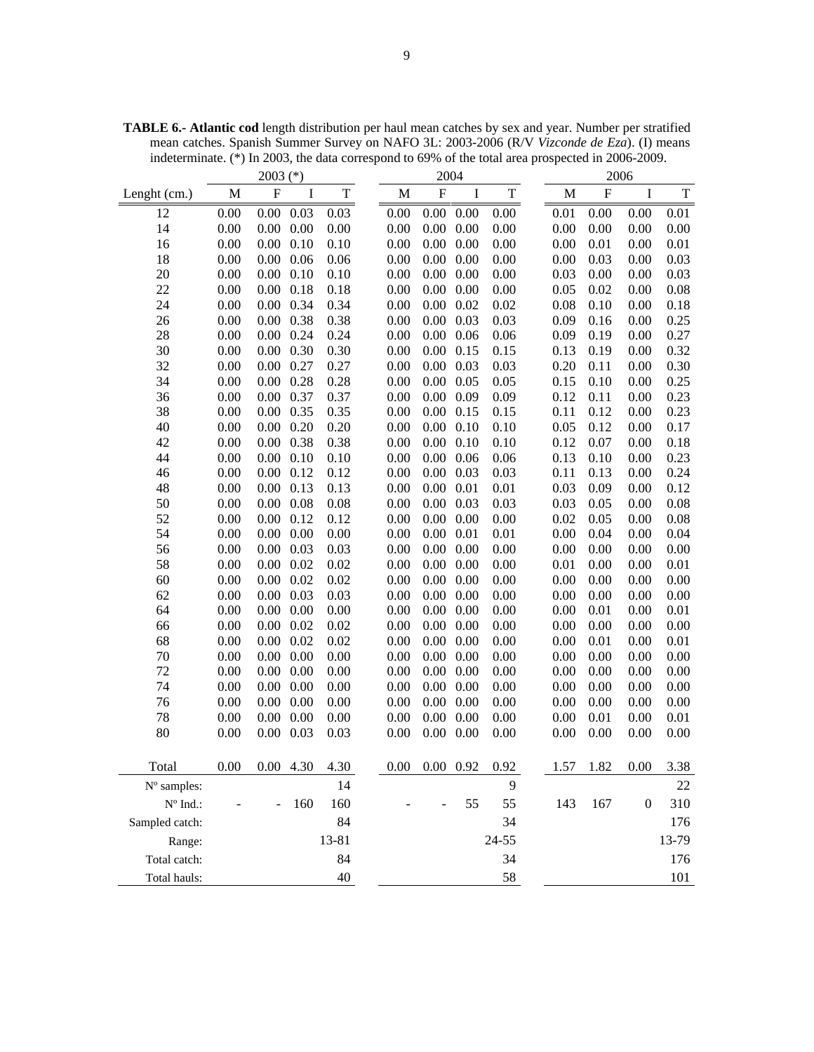**TABLE 6.- Atlantic cod** length distribution per haul mean catches by sex and year. Number per stratified mean catches. Spanish Summer Survey on NAFO 3L: 2003-2006 (R/V *Vizconde de Eza*). (I) means indeterminate. (*) In 2003, the data correspond to 69% of the total area prospected in 2006-2009.

| | 2003 (*) | | | | 2004 | | | | 2006 | | | |
|---|---|---|---|---|---|---|---|---|---|---|---|---|
| Lenght (cm.) | M | F | I | T | M | F | I | T | M | F | I | T |
| 12 | 0.00 | 0.00 | 0.03 | 0.03 | 0.00 | 0.00 | 0.00 | 0.00 | 0.01 | 0.00 | 0.00 | 0.01 |
| 14 | 0.00 | 0.00 | 0.00 | 0.00 | 0.00 | 0.00 | 0.00 | 0.00 | 0.00 | 0.00 | 0.00 | 0.00 |
| 16 | 0.00 | 0.00 | 0.10 | 0.10 | 0.00 | 0.00 | 0.00 | 0.00 | 0.00 | 0.01 | 0.00 | 0.01 |
| 18 | 0.00 | 0.00 | 0.06 | 0.06 | 0.00 | 0.00 | 0.00 | 0.00 | 0.00 | 0.03 | 0.00 | 0.03 |
| 20 | 0.00 | 0.00 | 0.10 | 0.10 | 0.00 | 0.00 | 0.00 | 0.00 | 0.03 | 0.00 | 0.00 | 0.03 |
| 22 | 0.00 | 0.00 | 0.18 | 0.18 | 0.00 | 0.00 | 0.00 | 0.00 | 0.05 | 0.02 | 0.00 | 0.08 |
| 24 | 0.00 | 0.00 | 0.34 | 0.34 | 0.00 | 0.00 | 0.02 | 0.02 | 0.08 | 0.10 | 0.00 | 0.18 |
| 26 | 0.00 | 0.00 | 0.38 | 0.38 | 0.00 | 0.00 | 0.03 | 0.03 | 0.09 | 0.16 | 0.00 | 0.25 |
| 28 | 0.00 | 0.00 | 0.24 | 0.24 | 0.00 | 0.00 | 0.06 | 0.06 | 0.09 | 0.19 | 0.00 | 0.27 |
| 30 | 0.00 | 0.00 | 0.30 | 0.30 | 0.00 | 0.00 | 0.15 | 0.15 | 0.13 | 0.19 | 0.00 | 0.32 |
| 32 | 0.00 | 0.00 | 0.27 | 0.27 | 0.00 | 0.00 | 0.03 | 0.03 | 0.20 | 0.11 | 0.00 | 0.30 |
| 34 | 0.00 | 0.00 | 0.28 | 0.28 | 0.00 | 0.00 | 0.05 | 0.05 | 0.15 | 0.10 | 0.00 | 0.25 |
| 36 | 0.00 | 0.00 | 0.37 | 0.37 | 0.00 | 0.00 | 0.09 | 0.09 | 0.12 | 0.11 | 0.00 | 0.23 |
| 38 | 0.00 | 0.00 | 0.35 | 0.35 | 0.00 | 0.00 | 0.15 | 0.15 | 0.11 | 0.12 | 0.00 | 0.23 |
| 40 | 0.00 | 0.00 | 0.20 | 0.20 | 0.00 | 0.00 | 0.10 | 0.10 | 0.05 | 0.12 | 0.00 | 0.17 |
| 42 | 0.00 | 0.00 | 0.38 | 0.38 | 0.00 | 0.00 | 0.10 | 0.10 | 0.12 | 0.07 | 0.00 | 0.18 |
| 44 | 0.00 | 0.00 | 0.10 | 0.10 | 0.00 | 0.00 | 0.06 | 0.06 | 0.13 | 0.10 | 0.00 | 0.23 |
| 46 | 0.00 | 0.00 | 0.12 | 0.12 | 0.00 | 0.00 | 0.03 | 0.03 | 0.11 | 0.13 | 0.00 | 0.24 |
| 48 | 0.00 | 0.00 | 0.13 | 0.13 | 0.00 | 0.00 | 0.01 | 0.01 | 0.03 | 0.09 | 0.00 | 0.12 |
| 50 | 0.00 | 0.00 | 0.08 | 0.08 | 0.00 | 0.00 | 0.03 | 0.03 | 0.03 | 0.05 | 0.00 | 0.08 |
| 52 | 0.00 | 0.00 | 0.12 | 0.12 | 0.00 | 0.00 | 0.00 | 0.00 | 0.02 | 0.05 | 0.00 | 0.08 |
| 54 | 0.00 | 0.00 | 0.00 | 0.00 | 0.00 | 0.00 | 0.01 | 0.01 | 0.00 | 0.04 | 0.00 | 0.04 |
| 56 | 0.00 | 0.00 | 0.03 | 0.03 | 0.00 | 0.00 | 0.00 | 0.00 | 0.00 | 0.00 | 0.00 | 0.00 |
| 58 | 0.00 | 0.00 | 0.02 | 0.02 | 0.00 | 0.00 | 0.00 | 0.00 | 0.01 | 0.00 | 0.00 | 0.01 |
| 60 | 0.00 | 0.00 | 0.02 | 0.02 | 0.00 | 0.00 | 0.00 | 0.00 | 0.00 | 0.00 | 0.00 | 0.00 |
| 62 | 0.00 | 0.00 | 0.03 | 0.03 | 0.00 | 0.00 | 0.00 | 0.00 | 0.00 | 0.00 | 0.00 | 0.00 |
| 64 | 0.00 | 0.00 | 0.00 | 0.00 | 0.00 | 0.00 | 0.00 | 0.00 | 0.00 | 0.01 | 0.00 | 0.01 |
| 66 | 0.00 | 0.00 | 0.02 | 0.02 | 0.00 | 0.00 | 0.00 | 0.00 | 0.00 | 0.00 | 0.00 | 0.00 |
| 68 | 0.00 | 0.00 | 0.02 | 0.02 | 0.00 | 0.00 | 0.00 | 0.00 | 0.00 | 0.01 | 0.00 | 0.01 |
| 70 | 0.00 | 0.00 | 0.00 | 0.00 | 0.00 | 0.00 | 0.00 | 0.00 | 0.00 | 0.00 | 0.00 | 0.00 |
| 72 | 0.00 | 0.00 | 0.00 | 0.00 | 0.00 | 0.00 | 0.00 | 0.00 | 0.00 | 0.00 | 0.00 | 0.00 |
| 74 | 0.00 | 0.00 | 0.00 | 0.00 | 0.00 | 0.00 | 0.00 | 0.00 | 0.00 | 0.00 | 0.00 | 0.00 |
| 76 | 0.00 | 0.00 | 0.00 | 0.00 | 0.00 | 0.00 | 0.00 | 0.00 | 0.00 | 0.00 | 0.00 | 0.00 |
| 78 | 0.00 | 0.00 | 0.00 | 0.00 | 0.00 | 0.00 | 0.00 | 0.00 | 0.00 | 0.01 | 0.00 | 0.01 |
| 80 | 0.00 | 0.00 | 0.03 | 0.03 | 0.00 | 0.00 | 0.00 | 0.00 | 0.00 | 0.00 | 0.00 | 0.00 |
| Total | 0.00 | 0.00 | 4.30 | 4.30 | 0.00 | 0.00 | 0.92 | 0.92 | 1.57 | 1.82 | 0.00 | 3.38 |
| Nº samples: | | | | 14 | | | | 9 | | | | 22 |
| Nº Ind.: | - | - | 160 | 160 | - | - | 55 | 55 | 143 | 167 | 0 | 310 |
| Sampled catch: | | | | 84 | | | | 34 | | | | 176 |
| Range: | | | | 13-81 | | | | 24-55 | | | | 13-79 |
| Total catch: | | | | 84 | | | | 34 | | | | 176 |
| Total hauls: | | | | 40 | | | | 58 | | | | 101 |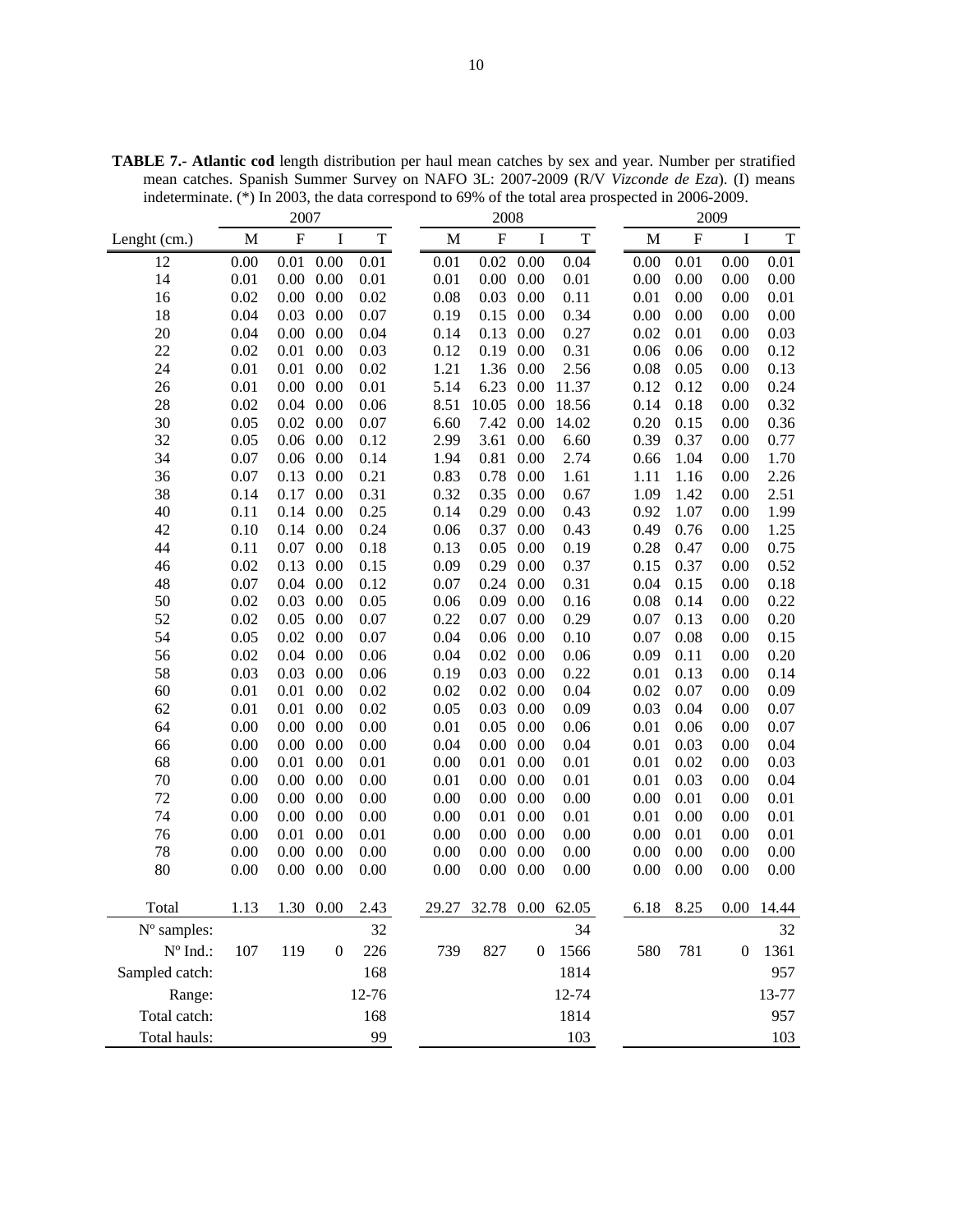**TABLE 7.- Atlantic cod** length distribution per haul mean catches by sex and year. Number per stratified mean catches. Spanish Summer Survey on NAFO 3L: 2007-2009 (R/V *Vizconde de Eza*). (I) means indeterminate. (*) In 2003, the data correspond to 69% of the total area prospected in 2006-2009.

| | 2007 | | | | 2008 | | | | 2009 | | | |
|---|---|---|---|---|---|---|---|---|---|---|---|---|
| Lenght (cm.) | M | F | I | T | M | F | I | T | M | F | I | T |
| 12 | 0.00 | 0.01 | 0.00 | 0.01 | 0.01 | 0.02 | 0.00 | 0.04 | 0.00 | 0.01 | 0.00 | 0.01 |
| 14 | 0.01 | 0.00 | 0.00 | 0.01 | 0.01 | 0.00 | 0.00 | 0.01 | 0.00 | 0.00 | 0.00 | 0.00 |
| 16 | 0.02 | 0.00 | 0.00 | 0.02 | 0.08 | 0.03 | 0.00 | 0.11 | 0.01 | 0.00 | 0.00 | 0.01 |
| 18 | 0.04 | 0.03 | 0.00 | 0.07 | 0.19 | 0.15 | 0.00 | 0.34 | 0.00 | 0.00 | 0.00 | 0.00 |
| 20 | 0.04 | 0.00 | 0.00 | 0.04 | 0.14 | 0.13 | 0.00 | 0.27 | 0.02 | 0.01 | 0.00 | 0.03 |
| 22 | 0.02 | 0.01 | 0.00 | 0.03 | 0.12 | 0.19 | 0.00 | 0.31 | 0.06 | 0.06 | 0.00 | 0.12 |
| 24 | 0.01 | 0.01 | 0.00 | 0.02 | 1.21 | 1.36 | 0.00 | 2.56 | 0.08 | 0.05 | 0.00 | 0.13 |
| 26 | 0.01 | 0.00 | 0.00 | 0.01 | 5.14 | 6.23 | 0.00 | 11.37 | 0.12 | 0.12 | 0.00 | 0.24 |
| 28 | 0.02 | 0.04 | 0.00 | 0.06 | 8.51 | 10.05 | 0.00 | 18.56 | 0.14 | 0.18 | 0.00 | 0.32 |
| 30 | 0.05 | 0.02 | 0.00 | 0.07 | 6.60 | 7.42 | 0.00 | 14.02 | 0.20 | 0.15 | 0.00 | 0.36 |
| 32 | 0.05 | 0.06 | 0.00 | 0.12 | 2.99 | 3.61 | 0.00 | 6.60 | 0.39 | 0.37 | 0.00 | 0.77 |
| 34 | 0.07 | 0.06 | 0.00 | 0.14 | 1.94 | 0.81 | 0.00 | 2.74 | 0.66 | 1.04 | 0.00 | 1.70 |
| 36 | 0.07 | 0.13 | 0.00 | 0.21 | 0.83 | 0.78 | 0.00 | 1.61 | 1.11 | 1.16 | 0.00 | 2.26 |
| 38 | 0.14 | 0.17 | 0.00 | 0.31 | 0.32 | 0.35 | 0.00 | 0.67 | 1.09 | 1.42 | 0.00 | 2.51 |
| 40 | 0.11 | 0.14 | 0.00 | 0.25 | 0.14 | 0.29 | 0.00 | 0.43 | 0.92 | 1.07 | 0.00 | 1.99 |
| 42 | 0.10 | 0.14 | 0.00 | 0.24 | 0.06 | 0.37 | 0.00 | 0.43 | 0.49 | 0.76 | 0.00 | 1.25 |
| 44 | 0.11 | 0.07 | 0.00 | 0.18 | 0.13 | 0.05 | 0.00 | 0.19 | 0.28 | 0.47 | 0.00 | 0.75 |
| 46 | 0.02 | 0.13 | 0.00 | 0.15 | 0.09 | 0.29 | 0.00 | 0.37 | 0.15 | 0.37 | 0.00 | 0.52 |
| 48 | 0.07 | 0.04 | 0.00 | 0.12 | 0.07 | 0.24 | 0.00 | 0.31 | 0.04 | 0.15 | 0.00 | 0.18 |
| 50 | 0.02 | 0.03 | 0.00 | 0.05 | 0.06 | 0.09 | 0.00 | 0.16 | 0.08 | 0.14 | 0.00 | 0.22 |
| 52 | 0.02 | 0.05 | 0.00 | 0.07 | 0.22 | 0.07 | 0.00 | 0.29 | 0.07 | 0.13 | 0.00 | 0.20 |
| 54 | 0.05 | 0.02 | 0.00 | 0.07 | 0.04 | 0.06 | 0.00 | 0.10 | 0.07 | 0.08 | 0.00 | 0.15 |
| 56 | 0.02 | 0.04 | 0.00 | 0.06 | 0.04 | 0.02 | 0.00 | 0.06 | 0.09 | 0.11 | 0.00 | 0.20 |
| 58 | 0.03 | 0.03 | 0.00 | 0.06 | 0.19 | 0.03 | 0.00 | 0.22 | 0.01 | 0.13 | 0.00 | 0.14 |
| 60 | 0.01 | 0.01 | 0.00 | 0.02 | 0.02 | 0.02 | 0.00 | 0.04 | 0.02 | 0.07 | 0.00 | 0.09 |
| 62 | 0.01 | 0.01 | 0.00 | 0.02 | 0.05 | 0.03 | 0.00 | 0.09 | 0.03 | 0.04 | 0.00 | 0.07 |
| 64 | 0.00 | 0.00 | 0.00 | 0.00 | 0.01 | 0.05 | 0.00 | 0.06 | 0.01 | 0.06 | 0.00 | 0.07 |
| 66 | 0.00 | 0.00 | 0.00 | 0.00 | 0.04 | 0.00 | 0.00 | 0.04 | 0.01 | 0.03 | 0.00 | 0.04 |
| 68 | 0.00 | 0.01 | 0.00 | 0.01 | 0.00 | 0.01 | 0.00 | 0.01 | 0.01 | 0.02 | 0.00 | 0.03 |
| 70 | 0.00 | 0.00 | 0.00 | 0.00 | 0.01 | 0.00 | 0.00 | 0.01 | 0.01 | 0.03 | 0.00 | 0.04 |
| 72 | 0.00 | 0.00 | 0.00 | 0.00 | 0.00 | 0.00 | 0.00 | 0.00 | 0.00 | 0.01 | 0.00 | 0.01 |
| 74 | 0.00 | 0.00 | 0.00 | 0.00 | 0.00 | 0.01 | 0.00 | 0.01 | 0.01 | 0.00 | 0.00 | 0.01 |
| 76 | 0.00 | 0.01 | 0.00 | 0.01 | 0.00 | 0.00 | 0.00 | 0.00 | 0.00 | 0.01 | 0.00 | 0.01 |
| 78 | 0.00 | 0.00 | 0.00 | 0.00 | 0.00 | 0.00 | 0.00 | 0.00 | 0.00 | 0.00 | 0.00 | 0.00 |
| 80 | 0.00 | 0.00 | 0.00 | 0.00 | 0.00 | 0.00 | 0.00 | 0.00 | 0.00 | 0.00 | 0.00 | 0.00 |
| Total | 1.13 | 1.30 | 0.00 | 2.43 | 29.27 | 32.78 | 0.00 | 62.05 | 6.18 | 8.25 | 0.00 | 14.44 |
| Nº samples: | | | | 32 | | | | 34 | | | | 32 |
| Nº Ind.: | 107 | 119 | 0 | 226 | 739 | 827 | 0 | 1566 | 580 | 781 | 0 | 1361 |
| Sampled catch: | | | | 168 | | | | 1814 | | | | 957 |
| Range: | | | | 12-76 | | | | 12-74 | | | | 13-77 |
| Total catch: | | | | 168 | | | | 1814 | | | | 957 |
| Total hauls: | | | | 99 | | | | 103 | | | | 103 |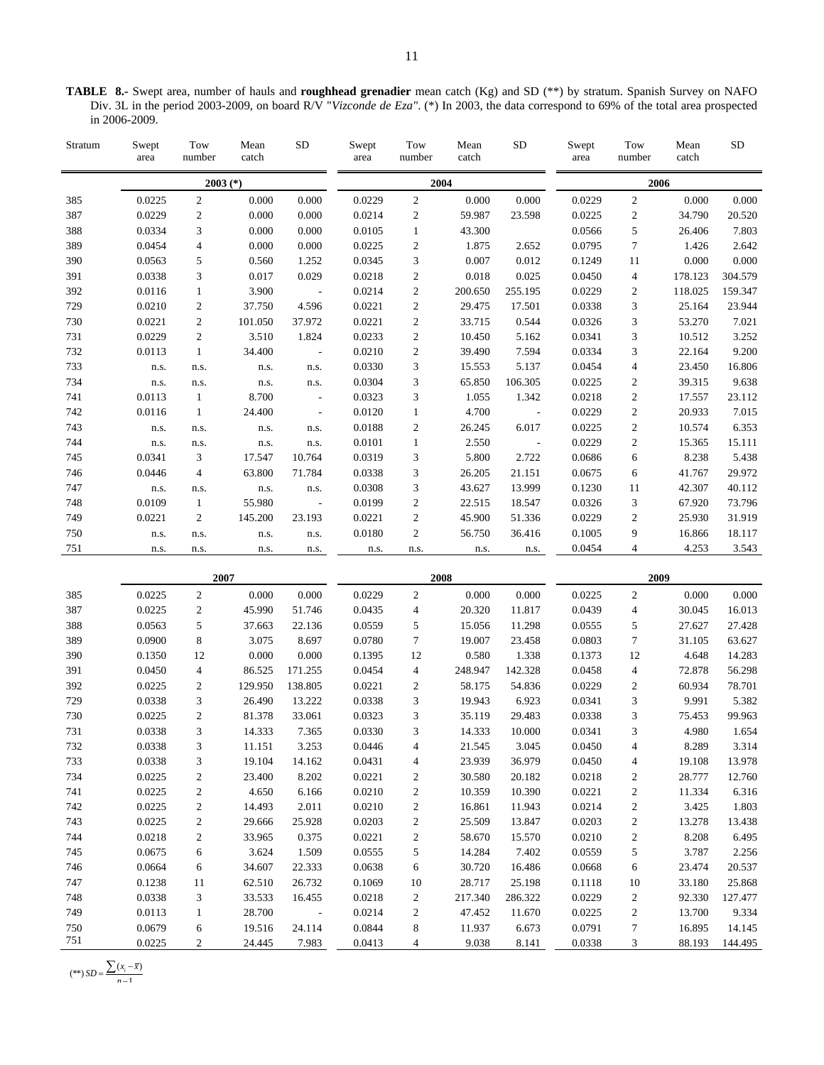**TABLE 8.-** Swept area, number of hauls and **roughhead grenadier** mean catch (Kg) and SD (**) by stratum. Spanish Survey on NAFO Div. 3L in the period 2003-2009, on board R/V "*Vizconde de Eza"*. (*) In 2003, the data correspond to 69% of the total area prospected in 2006-2009.

| Stratum | Swept area | Tow number | Mean catch | SD | Swept area | Tow number | Mean catch | SD | Swept area | Tow number | Mean catch | SD |
|---|---|---|---|---|---|---|---|---|---|---|---|---|
| | 2003 (*) | | | | 2004 | | | | 2006 | | | |
| 385 | 0.0225 | 2 | 0.000 | 0.000 | 0.0229 | 2 | 0.000 | 0.000 | 0.0229 | 2 | 0.000 | 0.000 |
| 387 | 0.0229 | 2 | 0.000 | 0.000 | 0.0214 | 2 | 59.987 | 23.598 | 0.0225 | 2 | 34.790 | 20.520 |
| 388 | 0.0334 | 3 | 0.000 | 0.000 | 0.0105 | 1 | 43.300 | | 0.0566 | 5 | 26.406 | 7.803 |
| 389 | 0.0454 | 4 | 0.000 | 0.000 | 0.0225 | 2 | 1.875 | 2.652 | 0.0795 | 7 | 1.426 | 2.642 |
| 390 | 0.0563 | 5 | 0.560 | 1.252 | 0.0345 | 3 | 0.007 | 0.012 | 0.1249 | 11 | 0.000 | 0.000 |
| 391 | 0.0338 | 3 | 0.017 | 0.029 | 0.0218 | 2 | 0.018 | 0.025 | 0.0450 | 4 | 178.123 | 304.579 |
| 392 | 0.0116 | 1 | 3.900 | - | 0.0214 | 2 | 200.650 | 255.195 | 0.0229 | 2 | 118.025 | 159.347 |
| 729 | 0.0210 | 2 | 37.750 | 4.596 | 0.0221 | 2 | 29.475 | 17.501 | 0.0338 | 3 | 25.164 | 23.944 |
| 730 | 0.0221 | 2 | 101.050 | 37.972 | 0.0221 | 2 | 33.715 | 0.544 | 0.0326 | 3 | 53.270 | 7.021 |
| 731 | 0.0229 | 2 | 3.510 | 1.824 | 0.0233 | 2 | 10.450 | 5.162 | 0.0341 | 3 | 10.512 | 3.252 |
| 732 | 0.0113 | 1 | 34.400 | - | 0.0210 | 2 | 39.490 | 7.594 | 0.0334 | 3 | 22.164 | 9.200 |
| 733 | n.s. | n.s. | n.s. | n.s. | 0.0330 | 3 | 15.553 | 5.137 | 0.0454 | 4 | 23.450 | 16.806 |
| 734 | n.s. | n.s. | n.s. | n.s. | 0.0304 | 3 | 65.850 | 106.305 | 0.0225 | 2 | 39.315 | 9.638 |
| 741 | 0.0113 | 1 | 8.700 | - | 0.0323 | 3 | 1.055 | 1.342 | 0.0218 | 2 | 17.557 | 23.112 |
| 742 | 0.0116 | 1 | 24.400 | - | 0.0120 | 1 | 4.700 | - | 0.0229 | 2 | 20.933 | 7.015 |
| 743 | n.s. | n.s. | n.s. | n.s. | 0.0188 | 2 | 26.245 | 6.017 | 0.0225 | 2 | 10.574 | 6.353 |
| 744 | n.s. | n.s. | n.s. | n.s. | 0.0101 | 1 | 2.550 | - | 0.0229 | 2 | 15.365 | 15.111 |
| 745 | 0.0341 | 3 | 17.547 | 10.764 | 0.0319 | 3 | 5.800 | 2.722 | 0.0686 | 6 | 8.238 | 5.438 |
| 746 | 0.0446 | 4 | 63.800 | 71.784 | 0.0338 | 3 | 26.205 | 21.151 | 0.0675 | 6 | 41.767 | 29.972 |
| 747 | n.s. | n.s. | n.s. | n.s. | 0.0308 | 3 | 43.627 | 13.999 | 0.1230 | 11 | 42.307 | 40.112 |
| 748 | 0.0109 | 1 | 55.980 | - | 0.0199 | 2 | 22.515 | 18.547 | 0.0326 | 3 | 67.920 | 73.796 |
| 749 | 0.0221 | 2 | 145.200 | 23.193 | 0.0221 | 2 | 45.900 | 51.336 | 0.0229 | 2 | 25.930 | 31.919 |
| 750 | n.s. | n.s. | n.s. | n.s. | 0.0180 | 2 | 56.750 | 36.416 | 0.1005 | 9 | 16.866 | 18.117 |
| 751 | n.s. | n.s. | n.s. | n.s. | n.s. | n.s. | n.s. | n.s. | 0.0454 | 4 | 4.253 | 3.543 |
| | 2007 | | | | 2008 | | | | 2009 | | | |
| 385 | 0.0225 | 2 | 0.000 | 0.000 | 0.0229 | 2 | 0.000 | 0.000 | 0.0225 | 2 | 0.000 | 0.000 |
| 387 | 0.0225 | 2 | 45.990 | 51.746 | 0.0435 | 4 | 20.320 | 11.817 | 0.0439 | 4 | 30.045 | 16.013 |
| 388 | 0.0563 | 5 | 37.663 | 22.136 | 0.0559 | 5 | 15.056 | 11.298 | 0.0555 | 5 | 27.627 | 27.428 |
| 389 | 0.0900 | 8 | 3.075 | 8.697 | 0.0780 | 7 | 19.007 | 23.458 | 0.0803 | 7 | 31.105 | 63.627 |
| 390 | 0.1350 | 12 | 0.000 | 0.000 | 0.1395 | 12 | 0.580 | 1.338 | 0.1373 | 12 | 4.648 | 14.283 |
| 391 | 0.0450 | 4 | 86.525 | 171.255 | 0.0454 | 4 | 248.947 | 142.328 | 0.0458 | 4 | 72.878 | 56.298 |
| 392 | 0.0225 | 2 | 129.950 | 138.805 | 0.0221 | 2 | 58.175 | 54.836 | 0.0229 | 2 | 60.934 | 78.701 |
| 729 | 0.0338 | 3 | 26.490 | 13.222 | 0.0338 | 3 | 19.943 | 6.923 | 0.0341 | 3 | 9.991 | 5.382 |
| 730 | 0.0225 | 2 | 81.378 | 33.061 | 0.0323 | 3 | 35.119 | 29.483 | 0.0338 | 3 | 75.453 | 99.963 |
| 731 | 0.0338 | 3 | 14.333 | 7.365 | 0.0330 | 3 | 14.333 | 10.000 | 0.0341 | 3 | 4.980 | 1.654 |
| 732 | 0.0338 | 3 | 11.151 | 3.253 | 0.0446 | 4 | 21.545 | 3.045 | 0.0450 | 4 | 8.289 | 3.314 |
| 733 | 0.0338 | 3 | 19.104 | 14.162 | 0.0431 | 4 | 23.939 | 36.979 | 0.0450 | 4 | 19.108 | 13.978 |
| 734 | 0.0225 | 2 | 23.400 | 8.202 | 0.0221 | 2 | 30.580 | 20.182 | 0.0218 | 2 | 28.777 | 12.760 |
| 741 | 0.0225 | 2 | 4.650 | 6.166 | 0.0210 | 2 | 10.359 | 10.390 | 0.0221 | 2 | 11.334 | 6.316 |
| 742 | 0.0225 | 2 | 14.493 | 2.011 | 0.0210 | 2 | 16.861 | 11.943 | 0.0214 | 2 | 3.425 | 1.803 |
| 743 | 0.0225 | 2 | 29.666 | 25.928 | 0.0203 | 2 | 25.509 | 13.847 | 0.0203 | 2 | 13.278 | 13.438 |
| 744 | 0.0218 | 2 | 33.965 | 0.375 | 0.0221 | 2 | 58.670 | 15.570 | 0.0210 | 2 | 8.208 | 6.495 |
| 745 | 0.0675 | 6 | 3.624 | 1.509 | 0.0555 | 5 | 14.284 | 7.402 | 0.0559 | 5 | 3.787 | 2.256 |
| 746 | 0.0664 | 6 | 34.607 | 22.333 | 0.0638 | 6 | 30.720 | 16.486 | 0.0668 | 6 | 23.474 | 20.537 |
| 747 | 0.1238 | 11 | 62.510 | 26.732 | 0.1069 | 10 | 28.717 | 25.198 | 0.1118 | 10 | 33.180 | 25.868 |
| 748 | 0.0338 | 3 | 33.533 | 16.455 | 0.0218 | 2 | 217.340 | 286.322 | 0.0229 | 2 | 92.330 | 127.477 |
| 749 | 0.0113 | 1 | 28.700 | - | 0.0214 | 2 | 47.452 | 11.670 | 0.0225 | 2 | 13.700 | 9.334 |
| 750 | 0.0679 | 6 | 19.516 | 24.114 | 0.0844 | 8 | 11.937 | 6.673 | 0.0791 | 7 | 16.895 | 14.145 |
| 751 | 0.0225 | 2 | 24.445 | 7.983 | 0.0413 | 4 | 9.038 | 8.141 | 0.0338 | 3 | 88.193 | 144.495 |

(**) $SD = \frac{\sum (x_i - \bar{x})}{n-1}$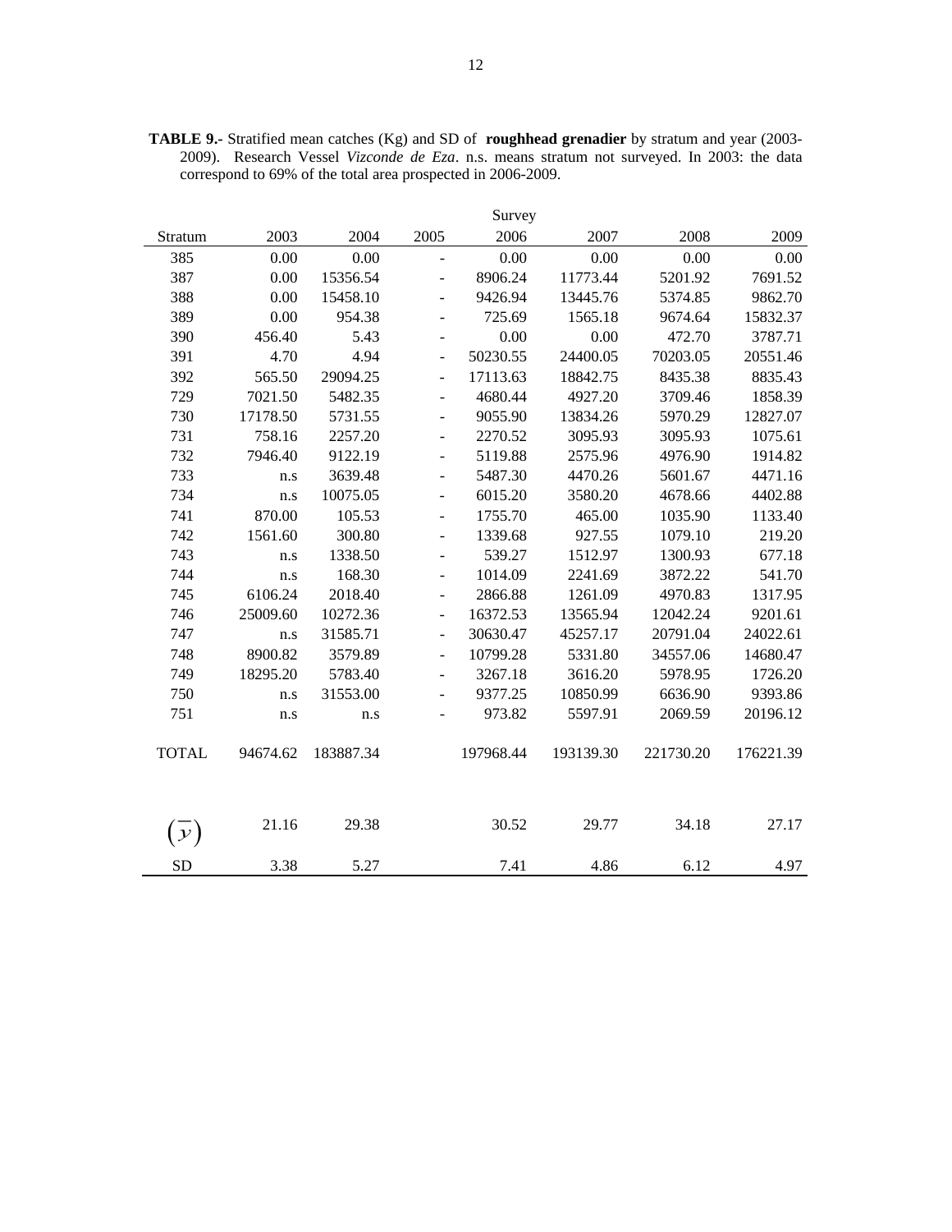**TABLE 9.-** Stratified mean catches (Kg) and SD of **roughhead grenadier** by stratum and year (2003-2009). Research Vessel *Vizconde de Eza*. n.s. means stratum not surveyed. In 2003: the data correspond to 69% of the total area prospected in 2006-2009.

| | Survey | | | | | | |
|---|---|---|---|---|---|---|---|
| Stratum | 2003 | 2004 | 2005 | 2006 | 2007 | 2008 | 2009 |
| 385 | 0.00 | 0.00 | - | 0.00 | 0.00 | 0.00 | 0.00 |
| 387 | 0.00 | 15356.54 | - | 8906.24 | 11773.44 | 5201.92 | 7691.52 |
| 388 | 0.00 | 15458.10 | - | 9426.94 | 13445.76 | 5374.85 | 9862.70 |
| 389 | 0.00 | 954.38 | - | 725.69 | 1565.18 | 9674.64 | 15832.37 |
| 390 | 456.40 | 5.43 | - | 0.00 | 0.00 | 472.70 | 3787.71 |
| 391 | 4.70 | 4.94 | - | 50230.55 | 24400.05 | 70203.05 | 20551.46 |
| 392 | 565.50 | 29094.25 | - | 17113.63 | 18842.75 | 8435.38 | 8835.43 |
| 729 | 7021.50 | 5482.35 | - | 4680.44 | 4927.20 | 3709.46 | 1858.39 |
| 730 | 17178.50 | 5731.55 | - | 9055.90 | 13834.26 | 5970.29 | 12827.07 |
| 731 | 758.16 | 2257.20 | - | 2270.52 | 3095.93 | 3095.93 | 1075.61 |
| 732 | 7946.40 | 9122.19 | - | 5119.88 | 2575.96 | 4976.90 | 1914.82 |
| 733 | n.s | 3639.48 | - | 5487.30 | 4470.26 | 5601.67 | 4471.16 |
| 734 | n.s | 10075.05 | - | 6015.20 | 3580.20 | 4678.66 | 4402.88 |
| 741 | 870.00 | 105.53 | - | 1755.70 | 465.00 | 1035.90 | 1133.40 |
| 742 | 1561.60 | 300.80 | - | 1339.68 | 927.55 | 1079.10 | 219.20 |
| 743 | n.s | 1338.50 | - | 539.27 | 1512.97 | 1300.93 | 677.18 |
| 744 | n.s | 168.30 | - | 1014.09 | 2241.69 | 3872.22 | 541.70 |
| 745 | 6106.24 | 2018.40 | - | 2866.88 | 1261.09 | 4970.83 | 1317.95 |
| 746 | 25009.60 | 10272.36 | - | 16372.53 | 13565.94 | 12042.24 | 9201.61 |
| 747 | n.s | 31585.71 | - | 30630.47 | 45257.17 | 20791.04 | 24022.61 |
| 748 | 8900.82 | 3579.89 | - | 10799.28 | 5331.80 | 34557.06 | 14680.47 |
| 749 | 18295.20 | 5783.40 | - | 3267.18 | 3616.20 | 5978.95 | 1726.20 |
| 750 | n.s | 31553.00 | - | 9377.25 | 10850.99 | 6636.90 | 9393.86 |
| 751 | n.s | n.s | - | 973.82 | 5597.91 | 2069.59 | 20196.12 |
| TOTAL | 94674.62 | 183887.34 | | 197968.44 | 193139.30 | 221730.20 | 176221.39 |
| $(\overline{y})$ | 21.16 | 29.38 | | 30.52 | 29.77 | 34.18 | 27.17 |
| SD | 3.38 | 5.27 | | 7.41 | 4.86 | 6.12 | 4.97 |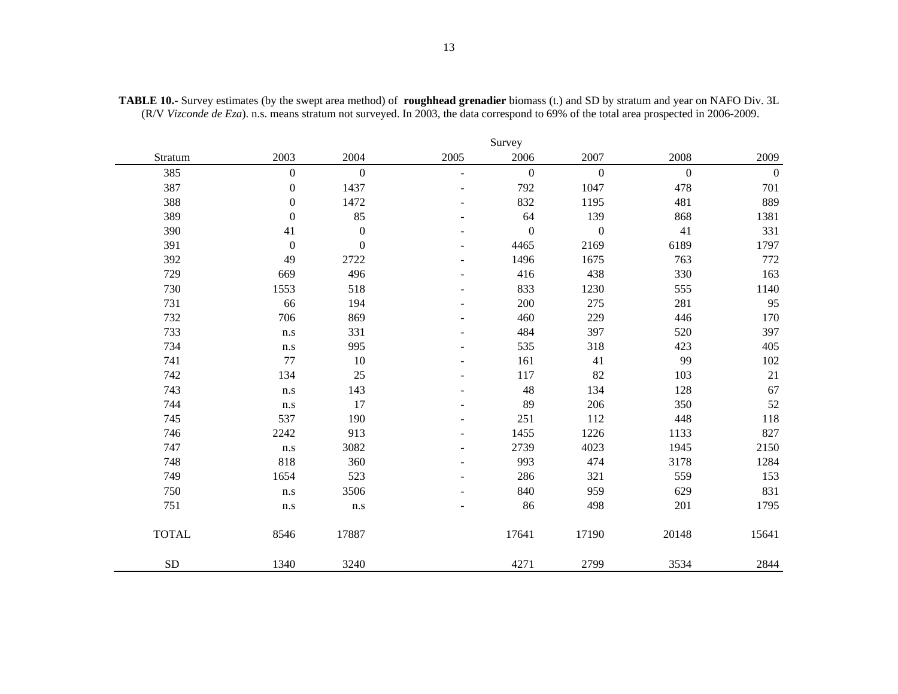**TABLE 10.-** Survey estimates (by the swept area method) of **roughhead grenadier** biomass (t.) and SD by stratum and year on NAFO Div. 3L (R/V *Vizconde de Eza*). n.s. means stratum not surveyed. In 2003, the data correspond to 69% of the total area prospected in 2006-2009.

| | Survey | | | | | | |
|---|---|---|---|---|---|---|---|
| Stratum | 2003 | 2004 | 2005 | 2006 | 2007 | 2008 | 2009 |
| 385 | 0 | 0 | - | 0 | 0 | 0 | 0 |
| 387 | 0 | 1437 | - | 792 | 1047 | 478 | 701 |
| 388 | 0 | 1472 | - | 832 | 1195 | 481 | 889 |
| 389 | 0 | 85 | - | 64 | 139 | 868 | 1381 |
| 390 | 41 | 0 | - | 0 | 0 | 41 | 331 |
| 391 | 0 | 0 | - | 4465 | 2169 | 6189 | 1797 |
| 392 | 49 | 2722 | - | 1496 | 1675 | 763 | 772 |
| 729 | 669 | 496 | - | 416 | 438 | 330 | 163 |
| 730 | 1553 | 518 | - | 833 | 1230 | 555 | 1140 |
| 731 | 66 | 194 | - | 200 | 275 | 281 | 95 |
| 732 | 706 | 869 | - | 460 | 229 | 446 | 170 |
| 733 | n.s | 331 | - | 484 | 397 | 520 | 397 |
| 734 | n.s | 995 | - | 535 | 318 | 423 | 405 |
| 741 | 77 | 10 | - | 161 | 41 | 99 | 102 |
| 742 | 134 | 25 | - | 117 | 82 | 103 | 21 |
| 743 | n.s | 143 | - | 48 | 134 | 128 | 67 |
| 744 | n.s | 17 | - | 89 | 206 | 350 | 52 |
| 745 | 537 | 190 | - | 251 | 112 | 448 | 118 |
| 746 | 2242 | 913 | - | 1455 | 1226 | 1133 | 827 |
| 747 | n.s | 3082 | - | 2739 | 4023 | 1945 | 2150 |
| 748 | 818 | 360 | - | 993 | 474 | 3178 | 1284 |
| 749 | 1654 | 523 | - | 286 | 321 | 559 | 153 |
| 750 | n.s | 3506 | - | 840 | 959 | 629 | 831 |
| 751 | n.s | n.s | - | 86 | 498 | 201 | 1795 |
| TOTAL | 8546 | 17887 | | 17641 | 17190 | 20148 | 15641 |
| SD | 1340 | 3240 | | 4271 | 2799 | 3534 | 2844 |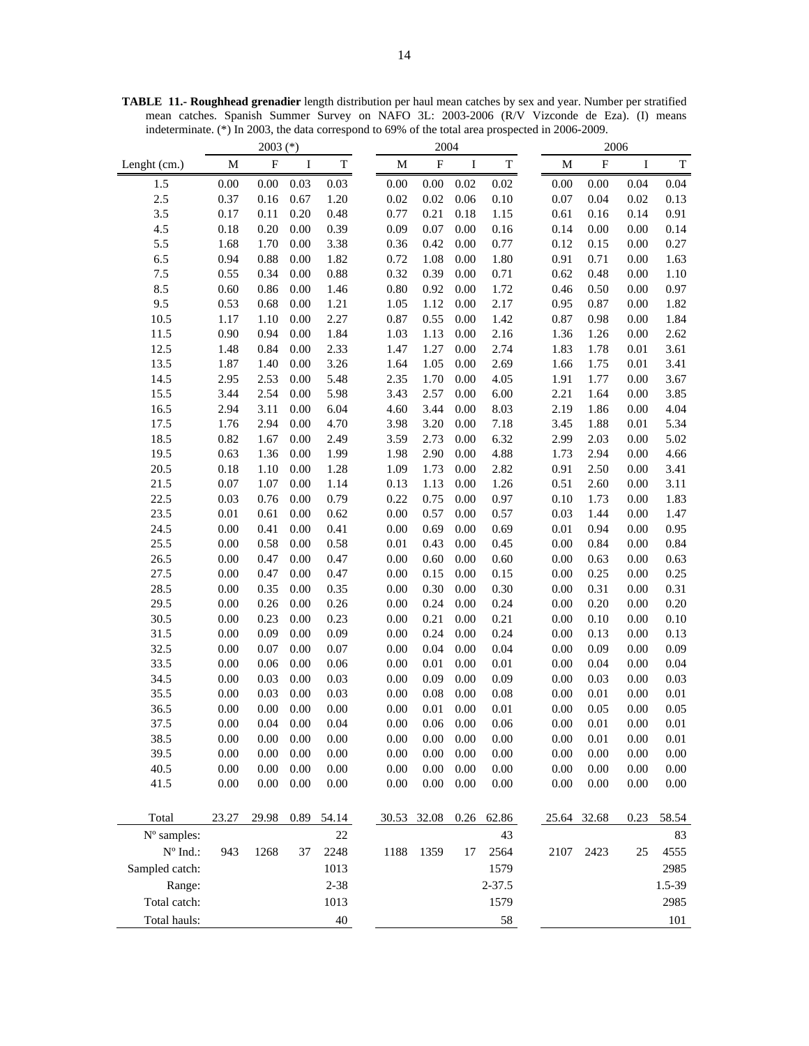**TABLE 11.- Roughhead grenadier** length distribution per haul mean catches by sex and year. Number per stratified mean catches. Spanish Summer Survey on NAFO 3L: 2003-2006 (R/V Vizconde de Eza). (I) means indeterminate. (*) In 2003, the data correspond to 69% of the total area prospected in 2006-2009.

| | 2003 (*) | | | | 2004 | | | | 2006 | | | |
|---|---|---|---|---|---|---|---|---|---|---|---|---|
| Lenght (cm.) | M | F | I | T | M | F | I | T | M | F | I | T |
| 1.5 | 0.00 | 0.00 | 0.03 | 0.03 | 0.00 | 0.00 | 0.02 | 0.02 | 0.00 | 0.00 | 0.04 | 0.04 |
| 2.5 | 0.37 | 0.16 | 0.67 | 1.20 | 0.02 | 0.02 | 0.06 | 0.10 | 0.07 | 0.04 | 0.02 | 0.13 |
| 3.5 | 0.17 | 0.11 | 0.20 | 0.48 | 0.77 | 0.21 | 0.18 | 1.15 | 0.61 | 0.16 | 0.14 | 0.91 |
| 4.5 | 0.18 | 0.20 | 0.00 | 0.39 | 0.09 | 0.07 | 0.00 | 0.16 | 0.14 | 0.00 | 0.00 | 0.14 |
| 5.5 | 1.68 | 1.70 | 0.00 | 3.38 | 0.36 | 0.42 | 0.00 | 0.77 | 0.12 | 0.15 | 0.00 | 0.27 |
| 6.5 | 0.94 | 0.88 | 0.00 | 1.82 | 0.72 | 1.08 | 0.00 | 1.80 | 0.91 | 0.71 | 0.00 | 1.63 |
| 7.5 | 0.55 | 0.34 | 0.00 | 0.88 | 0.32 | 0.39 | 0.00 | 0.71 | 0.62 | 0.48 | 0.00 | 1.10 |
| 8.5 | 0.60 | 0.86 | 0.00 | 1.46 | 0.80 | 0.92 | 0.00 | 1.72 | 0.46 | 0.50 | 0.00 | 0.97 |
| 9.5 | 0.53 | 0.68 | 0.00 | 1.21 | 1.05 | 1.12 | 0.00 | 2.17 | 0.95 | 0.87 | 0.00 | 1.82 |
| 10.5 | 1.17 | 1.10 | 0.00 | 2.27 | 0.87 | 0.55 | 0.00 | 1.42 | 0.87 | 0.98 | 0.00 | 1.84 |
| 11.5 | 0.90 | 0.94 | 0.00 | 1.84 | 1.03 | 1.13 | 0.00 | 2.16 | 1.36 | 1.26 | 0.00 | 2.62 |
| 12.5 | 1.48 | 0.84 | 0.00 | 2.33 | 1.47 | 1.27 | 0.00 | 2.74 | 1.83 | 1.78 | 0.01 | 3.61 |
| 13.5 | 1.87 | 1.40 | 0.00 | 3.26 | 1.64 | 1.05 | 0.00 | 2.69 | 1.66 | 1.75 | 0.01 | 3.41 |
| 14.5 | 2.95 | 2.53 | 0.00 | 5.48 | 2.35 | 1.70 | 0.00 | 4.05 | 1.91 | 1.77 | 0.00 | 3.67 |
| 15.5 | 3.44 | 2.54 | 0.00 | 5.98 | 3.43 | 2.57 | 0.00 | 6.00 | 2.21 | 1.64 | 0.00 | 3.85 |
| 16.5 | 2.94 | 3.11 | 0.00 | 6.04 | 4.60 | 3.44 | 0.00 | 8.03 | 2.19 | 1.86 | 0.00 | 4.04 |
| 17.5 | 1.76 | 2.94 | 0.00 | 4.70 | 3.98 | 3.20 | 0.00 | 7.18 | 3.45 | 1.88 | 0.01 | 5.34 |
| 18.5 | 0.82 | 1.67 | 0.00 | 2.49 | 3.59 | 2.73 | 0.00 | 6.32 | 2.99 | 2.03 | 0.00 | 5.02 |
| 19.5 | 0.63 | 1.36 | 0.00 | 1.99 | 1.98 | 2.90 | 0.00 | 4.88 | 1.73 | 2.94 | 0.00 | 4.66 |
| 20.5 | 0.18 | 1.10 | 0.00 | 1.28 | 1.09 | 1.73 | 0.00 | 2.82 | 0.91 | 2.50 | 0.00 | 3.41 |
| 21.5 | 0.07 | 1.07 | 0.00 | 1.14 | 0.13 | 1.13 | 0.00 | 1.26 | 0.51 | 2.60 | 0.00 | 3.11 |
| 22.5 | 0.03 | 0.76 | 0.00 | 0.79 | 0.22 | 0.75 | 0.00 | 0.97 | 0.10 | 1.73 | 0.00 | 1.83 |
| 23.5 | 0.01 | 0.61 | 0.00 | 0.62 | 0.00 | 0.57 | 0.00 | 0.57 | 0.03 | 1.44 | 0.00 | 1.47 |
| 24.5 | 0.00 | 0.41 | 0.00 | 0.41 | 0.00 | 0.69 | 0.00 | 0.69 | 0.01 | 0.94 | 0.00 | 0.95 |
| 25.5 | 0.00 | 0.58 | 0.00 | 0.58 | 0.01 | 0.43 | 0.00 | 0.45 | 0.00 | 0.84 | 0.00 | 0.84 |
| 26.5 | 0.00 | 0.47 | 0.00 | 0.47 | 0.00 | 0.60 | 0.00 | 0.60 | 0.00 | 0.63 | 0.00 | 0.63 |
| 27.5 | 0.00 | 0.47 | 0.00 | 0.47 | 0.00 | 0.15 | 0.00 | 0.15 | 0.00 | 0.25 | 0.00 | 0.25 |
| 28.5 | 0.00 | 0.35 | 0.00 | 0.35 | 0.00 | 0.30 | 0.00 | 0.30 | 0.00 | 0.31 | 0.00 | 0.31 |
| 29.5 | 0.00 | 0.26 | 0.00 | 0.26 | 0.00 | 0.24 | 0.00 | 0.24 | 0.00 | 0.20 | 0.00 | 0.20 |
| 30.5 | 0.00 | 0.23 | 0.00 | 0.23 | 0.00 | 0.21 | 0.00 | 0.21 | 0.00 | 0.10 | 0.00 | 0.10 |
| 31.5 | 0.00 | 0.09 | 0.00 | 0.09 | 0.00 | 0.24 | 0.00 | 0.24 | 0.00 | 0.13 | 0.00 | 0.13 |
| 32.5 | 0.00 | 0.07 | 0.00 | 0.07 | 0.00 | 0.04 | 0.00 | 0.04 | 0.00 | 0.09 | 0.00 | 0.09 |
| 33.5 | 0.00 | 0.06 | 0.00 | 0.06 | 0.00 | 0.01 | 0.00 | 0.01 | 0.00 | 0.04 | 0.00 | 0.04 |
| 34.5 | 0.00 | 0.03 | 0.00 | 0.03 | 0.00 | 0.09 | 0.00 | 0.09 | 0.00 | 0.03 | 0.00 | 0.03 |
| 35.5 | 0.00 | 0.03 | 0.00 | 0.03 | 0.00 | 0.08 | 0.00 | 0.08 | 0.00 | 0.01 | 0.00 | 0.01 |
| 36.5 | 0.00 | 0.00 | 0.00 | 0.00 | 0.00 | 0.01 | 0.00 | 0.01 | 0.00 | 0.05 | 0.00 | 0.05 |
| 37.5 | 0.00 | 0.04 | 0.00 | 0.04 | 0.00 | 0.06 | 0.00 | 0.06 | 0.00 | 0.01 | 0.00 | 0.01 |
| 38.5 | 0.00 | 0.00 | 0.00 | 0.00 | 0.00 | 0.00 | 0.00 | 0.00 | 0.00 | 0.01 | 0.00 | 0.01 |
| 39.5 | 0.00 | 0.00 | 0.00 | 0.00 | 0.00 | 0.00 | 0.00 | 0.00 | 0.00 | 0.00 | 0.00 | 0.00 |
| 40.5 | 0.00 | 0.00 | 0.00 | 0.00 | 0.00 | 0.00 | 0.00 | 0.00 | 0.00 | 0.00 | 0.00 | 0.00 |
| 41.5 | 0.00 | 0.00 | 0.00 | 0.00 | 0.00 | 0.00 | 0.00 | 0.00 | 0.00 | 0.00 | 0.00 | 0.00 |
| Total | 23.27 | 29.98 | 0.89 | 54.14 | 30.53 | 32.08 | 0.26 | 62.86 | 25.64 | 32.68 | 0.23 | 58.54 |
| Nº samples: | | | | 22 | | | | 43 | | | | 83 |
| Nº Ind.: | 943 | 1268 | 37 | 2248 | 1188 | 1359 | 17 | 2564 | 2107 | 2423 | 25 | 4555 |
| Sampled catch: | | | | 1013 | | | | 1579 | | | | 2985 |
| Range: | | | | 2-38 | | | | 2-37.5 | | | | 1.5-39 |
| Total catch: | | | | 1013 | | | | 1579 | | | | 2985 |
| Total hauls: | | | | 40 | | | | 58 | | | | 101 |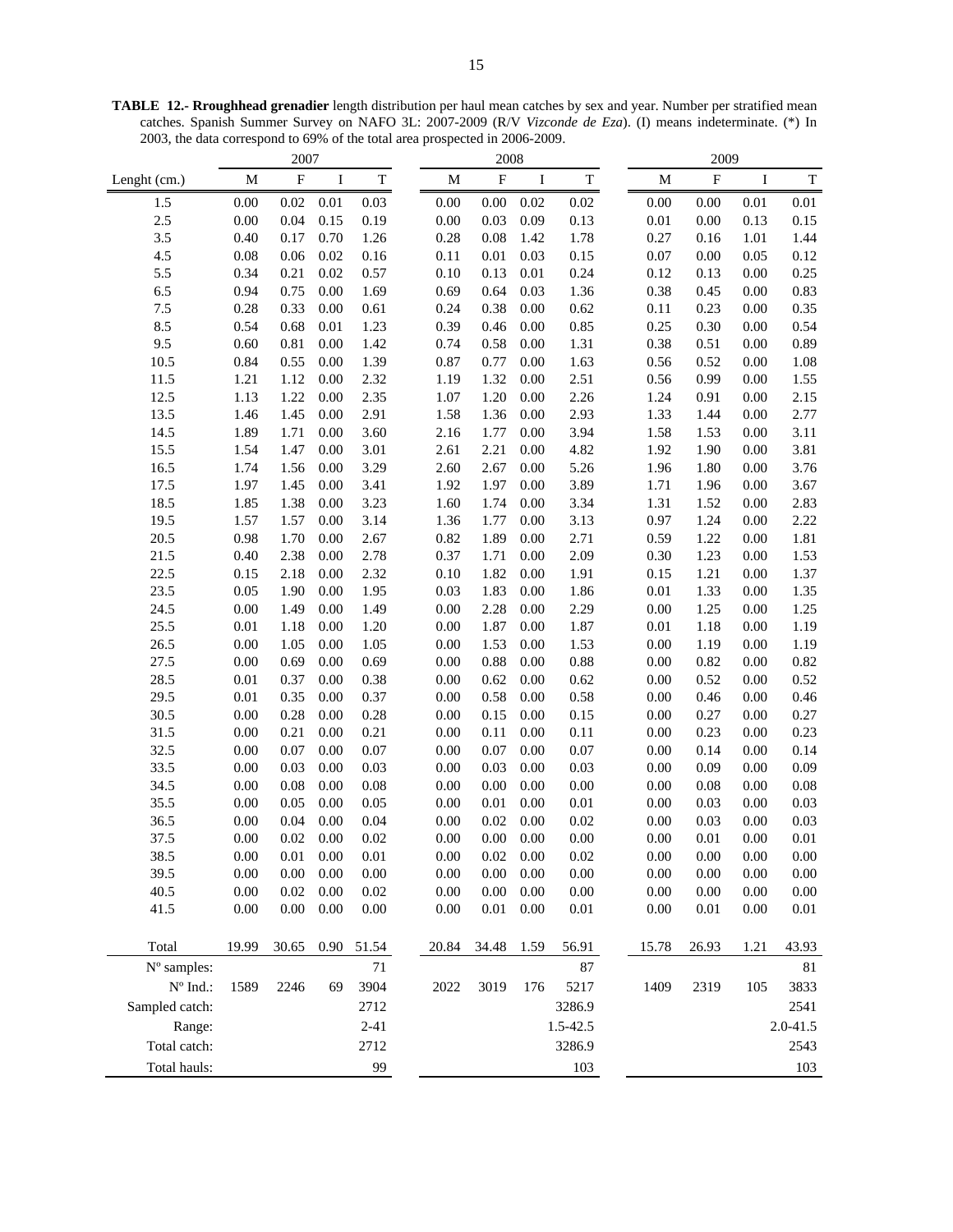**TABLE 12.- Rroughhead grenadier** length distribution per haul mean catches by sex and year. Number per stratified mean catches. Spanish Summer Survey on NAFO 3L: 2007-2009 (R/V *Vizconde de Eza*). (I) means indeterminate. (*) In 2003, the data correspond to 69% of the total area prospected in 2006-2009.

| | 2007 | | | | 2008 | | | | 2009 | | | |
|---|---|---|---|---|---|---|---|---|---|---|---|---|
| Lenght (cm.) | M | F | I | T | M | F | I | T | M | F | I | T |
| 1.5 | 0.00 | 0.02 | 0.01 | 0.03 | 0.00 | 0.00 | 0.02 | 0.02 | 0.00 | 0.00 | 0.01 | 0.01 |
| 2.5 | 0.00 | 0.04 | 0.15 | 0.19 | 0.00 | 0.03 | 0.09 | 0.13 | 0.01 | 0.00 | 0.13 | 0.15 |
| 3.5 | 0.40 | 0.17 | 0.70 | 1.26 | 0.28 | 0.08 | 1.42 | 1.78 | 0.27 | 0.16 | 1.01 | 1.44 |
| 4.5 | 0.08 | 0.06 | 0.02 | 0.16 | 0.11 | 0.01 | 0.03 | 0.15 | 0.07 | 0.00 | 0.05 | 0.12 |
| 5.5 | 0.34 | 0.21 | 0.02 | 0.57 | 0.10 | 0.13 | 0.01 | 0.24 | 0.12 | 0.13 | 0.00 | 0.25 |
| 6.5 | 0.94 | 0.75 | 0.00 | 1.69 | 0.69 | 0.64 | 0.03 | 1.36 | 0.38 | 0.45 | 0.00 | 0.83 |
| 7.5 | 0.28 | 0.33 | 0.00 | 0.61 | 0.24 | 0.38 | 0.00 | 0.62 | 0.11 | 0.23 | 0.00 | 0.35 |
| 8.5 | 0.54 | 0.68 | 0.01 | 1.23 | 0.39 | 0.46 | 0.00 | 0.85 | 0.25 | 0.30 | 0.00 | 0.54 |
| 9.5 | 0.60 | 0.81 | 0.00 | 1.42 | 0.74 | 0.58 | 0.00 | 1.31 | 0.38 | 0.51 | 0.00 | 0.89 |
| 10.5 | 0.84 | 0.55 | 0.00 | 1.39 | 0.87 | 0.77 | 0.00 | 1.63 | 0.56 | 0.52 | 0.00 | 1.08 |
| 11.5 | 1.21 | 1.12 | 0.00 | 2.32 | 1.19 | 1.32 | 0.00 | 2.51 | 0.56 | 0.99 | 0.00 | 1.55 |
| 12.5 | 1.13 | 1.22 | 0.00 | 2.35 | 1.07 | 1.20 | 0.00 | 2.26 | 1.24 | 0.91 | 0.00 | 2.15 |
| 13.5 | 1.46 | 1.45 | 0.00 | 2.91 | 1.58 | 1.36 | 0.00 | 2.93 | 1.33 | 1.44 | 0.00 | 2.77 |
| 14.5 | 1.89 | 1.71 | 0.00 | 3.60 | 2.16 | 1.77 | 0.00 | 3.94 | 1.58 | 1.53 | 0.00 | 3.11 |
| 15.5 | 1.54 | 1.47 | 0.00 | 3.01 | 2.61 | 2.21 | 0.00 | 4.82 | 1.92 | 1.90 | 0.00 | 3.81 |
| 16.5 | 1.74 | 1.56 | 0.00 | 3.29 | 2.60 | 2.67 | 0.00 | 5.26 | 1.96 | 1.80 | 0.00 | 3.76 |
| 17.5 | 1.97 | 1.45 | 0.00 | 3.41 | 1.92 | 1.97 | 0.00 | 3.89 | 1.71 | 1.96 | 0.00 | 3.67 |
| 18.5 | 1.85 | 1.38 | 0.00 | 3.23 | 1.60 | 1.74 | 0.00 | 3.34 | 1.31 | 1.52 | 0.00 | 2.83 |
| 19.5 | 1.57 | 1.57 | 0.00 | 3.14 | 1.36 | 1.77 | 0.00 | 3.13 | 0.97 | 1.24 | 0.00 | 2.22 |
| 20.5 | 0.98 | 1.70 | 0.00 | 2.67 | 0.82 | 1.89 | 0.00 | 2.71 | 0.59 | 1.22 | 0.00 | 1.81 |
| 21.5 | 0.40 | 2.38 | 0.00 | 2.78 | 0.37 | 1.71 | 0.00 | 2.09 | 0.30 | 1.23 | 0.00 | 1.53 |
| 22.5 | 0.15 | 2.18 | 0.00 | 2.32 | 0.10 | 1.82 | 0.00 | 1.91 | 0.15 | 1.21 | 0.00 | 1.37 |
| 23.5 | 0.05 | 1.90 | 0.00 | 1.95 | 0.03 | 1.83 | 0.00 | 1.86 | 0.01 | 1.33 | 0.00 | 1.35 |
| 24.5 | 0.00 | 1.49 | 0.00 | 1.49 | 0.00 | 2.28 | 0.00 | 2.29 | 0.00 | 1.25 | 0.00 | 1.25 |
| 25.5 | 0.01 | 1.18 | 0.00 | 1.20 | 0.00 | 1.87 | 0.00 | 1.87 | 0.01 | 1.18 | 0.00 | 1.19 |
| 26.5 | 0.00 | 1.05 | 0.00 | 1.05 | 0.00 | 1.53 | 0.00 | 1.53 | 0.00 | 1.19 | 0.00 | 1.19 |
| 27.5 | 0.00 | 0.69 | 0.00 | 0.69 | 0.00 | 0.88 | 0.00 | 0.88 | 0.00 | 0.82 | 0.00 | 0.82 |
| 28.5 | 0.01 | 0.37 | 0.00 | 0.38 | 0.00 | 0.62 | 0.00 | 0.62 | 0.00 | 0.52 | 0.00 | 0.52 |
| 29.5 | 0.01 | 0.35 | 0.00 | 0.37 | 0.00 | 0.58 | 0.00 | 0.58 | 0.00 | 0.46 | 0.00 | 0.46 |
| 30.5 | 0.00 | 0.28 | 0.00 | 0.28 | 0.00 | 0.15 | 0.00 | 0.15 | 0.00 | 0.27 | 0.00 | 0.27 |
| 31.5 | 0.00 | 0.21 | 0.00 | 0.21 | 0.00 | 0.11 | 0.00 | 0.11 | 0.00 | 0.23 | 0.00 | 0.23 |
| 32.5 | 0.00 | 0.07 | 0.00 | 0.07 | 0.00 | 0.07 | 0.00 | 0.07 | 0.00 | 0.14 | 0.00 | 0.14 |
| 33.5 | 0.00 | 0.03 | 0.00 | 0.03 | 0.00 | 0.03 | 0.00 | 0.03 | 0.00 | 0.09 | 0.00 | 0.09 |
| 34.5 | 0.00 | 0.08 | 0.00 | 0.08 | 0.00 | 0.00 | 0.00 | 0.00 | 0.00 | 0.08 | 0.00 | 0.08 |
| 35.5 | 0.00 | 0.05 | 0.00 | 0.05 | 0.00 | 0.01 | 0.00 | 0.01 | 0.00 | 0.03 | 0.00 | 0.03 |
| 36.5 | 0.00 | 0.04 | 0.00 | 0.04 | 0.00 | 0.02 | 0.00 | 0.02 | 0.00 | 0.03 | 0.00 | 0.03 |
| 37.5 | 0.00 | 0.02 | 0.00 | 0.02 | 0.00 | 0.00 | 0.00 | 0.00 | 0.00 | 0.01 | 0.00 | 0.01 |
| 38.5 | 0.00 | 0.01 | 0.00 | 0.01 | 0.00 | 0.02 | 0.00 | 0.02 | 0.00 | 0.00 | 0.00 | 0.00 |
| 39.5 | 0.00 | 0.00 | 0.00 | 0.00 | 0.00 | 0.00 | 0.00 | 0.00 | 0.00 | 0.00 | 0.00 | 0.00 |
| 40.5 | 0.00 | 0.02 | 0.00 | 0.02 | 0.00 | 0.00 | 0.00 | 0.00 | 0.00 | 0.00 | 0.00 | 0.00 |
| 41.5 | 0.00 | 0.00 | 0.00 | 0.00 | 0.00 | 0.01 | 0.00 | 0.01 | 0.00 | 0.01 | 0.00 | 0.01 |
| Total | 19.99 | 30.65 | 0.90 | 51.54 | 20.84 | 34.48 | 1.59 | 56.91 | 15.78 | 26.93 | 1.21 | 43.93 |
| Nº samples: | | | | 71 | | | | 87 | | | | 81 |
| Nº Ind.: | 1589 | 2246 | 69 | 3904 | 2022 | 3019 | 176 | 5217 | 1409 | 2319 | 105 | 3833 |
| Sampled catch: | | | | 2712 | | | | 3286.9 | | | | 2541 |
| Range: | | | | 2-41 | | | | 1.5-42.5 | | | | 2.0-41.5 |
| Total catch: | | | | 2712 | | | | 3286.9 | | | | 2543 |
| Total hauls: | | | | 99 | | | | 103 | | | | 103 |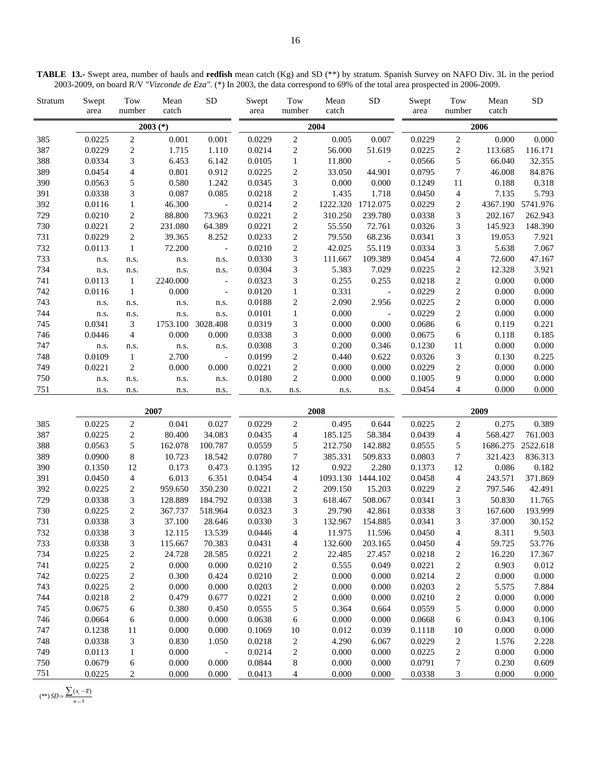**TABLE 13.-** Swept area, number of hauls and **redfish** mean catch (Kg) and SD (**) by stratum. Spanish Survey on NAFO Div. 3L in the period 2003-2009, on board R/V "*Vizconde de Eza*". (*) In 2003, the data correspond to 69% of the total area prospected in 2006-2009.

| Stratum | Swept area | Tow number | Mean catch | SD | Swept area | Tow number | Mean catch | SD | Swept area | Tow number | Mean catch | SD |
|---|---|---|---|---|---|---|---|---|---|---|---|---|
| | 2003 (*) | | | | 2004 | | | | 2006 | | | |
| 385 | 0.0225 | 2 | 0.001 | 0.001 | 0.0229 | 2 | 0.005 | 0.007 | 0.0229 | 2 | 0.000 | 0.000 |
| 387 | 0.0229 | 2 | 1.715 | 1.110 | 0.0214 | 2 | 56.000 | 51.619 | 0.0225 | 2 | 113.685 | 116.171 |
| 388 | 0.0334 | 3 | 6.453 | 6.142 | 0.0105 | 1 | 11.800 | - | 0.0566 | 5 | 66.040 | 32.355 |
| 389 | 0.0454 | 4 | 0.801 | 0.912 | 0.0225 | 2 | 33.050 | 44.901 | 0.0795 | 7 | 46.008 | 84.876 |
| 390 | 0.0563 | 5 | 0.580 | 1.242 | 0.0345 | 3 | 0.000 | 0.000 | 0.1249 | 11 | 0.188 | 0.318 |
| 391 | 0.0338 | 3 | 0.087 | 0.085 | 0.0218 | 2 | 1.435 | 1.718 | 0.0450 | 4 | 7.135 | 5.793 |
| 392 | 0.0116 | 1 | 46.300 | - | 0.0214 | 2 | 1222.320 | 1712.075 | 0.0229 | 2 | 4367.190 | 5741.976 |
| 729 | 0.0210 | 2 | 88.800 | 73.963 | 0.0221 | 2 | 310.250 | 239.780 | 0.0338 | 3 | 202.167 | 262.943 |
| 730 | 0.0221 | 2 | 231.080 | 64.389 | 0.0221 | 2 | 55.550 | 72.761 | 0.0326 | 3 | 145.923 | 148.390 |
| 731 | 0.0229 | 2 | 39.365 | 8.252 | 0.0233 | 2 | 79.550 | 68.236 | 0.0341 | 3 | 19.053 | 7.921 |
| 732 | 0.0113 | 1 | 72.200 | - | 0.0210 | 2 | 42.025 | 55.119 | 0.0334 | 3 | 5.638 | 7.067 |
| 733 | n.s. | n.s. | n.s. | n.s. | 0.0330 | 3 | 111.667 | 109.389 | 0.0454 | 4 | 72.600 | 47.167 |
| 734 | n.s. | n.s. | n.s. | n.s. | 0.0304 | 3 | 5.383 | 7.029 | 0.0225 | 2 | 12.328 | 3.921 |
| 741 | 0.0113 | 1 | 2240.000 | - | 0.0323 | 3 | 0.255 | 0.255 | 0.0218 | 2 | 0.000 | 0.000 |
| 742 | 0.0116 | 1 | 0.000 | - | 0.0120 | 1 | 0.331 | - | 0.0229 | 2 | 0.000 | 0.000 |
| 743 | n.s. | n.s. | n.s. | n.s. | 0.0188 | 2 | 2.090 | 2.956 | 0.0225 | 2 | 0.000 | 0.000 |
| 744 | n.s. | n.s. | n.s. | n.s. | 0.0101 | 1 | 0.000 | - | 0.0229 | 2 | 0.000 | 0.000 |
| 745 | 0.0341 | 3 | 1753.100 | 3028.408 | 0.0319 | 3 | 0.000 | 0.000 | 0.0686 | 6 | 0.119 | 0.221 |
| 746 | 0.0446 | 4 | 0.000 | 0.000 | 0.0338 | 3 | 0.000 | 0.000 | 0.0675 | 6 | 0.118 | 0.185 |
| 747 | n.s. | n.s. | n.s. | n.s. | 0.0308 | 3 | 0.200 | 0.346 | 0.1230 | 11 | 0.000 | 0.000 |
| 748 | 0.0109 | 1 | 2.700 | - | 0.0199 | 2 | 0.440 | 0.622 | 0.0326 | 3 | 0.130 | 0.225 |
| 749 | 0.0221 | 2 | 0.000 | 0.000 | 0.0221 | 2 | 0.000 | 0.000 | 0.0229 | 2 | 0.000 | 0.000 |
| 750 | n.s. | n.s. | n.s. | n.s. | 0.0180 | 2 | 0.000 | 0.000 | 0.1005 | 9 | 0.000 | 0.000 |
| 751 | n.s. | n.s. | n.s. | n.s. | n.s. | n.s. | n.s. | n.s. | 0.0454 | 4 | 0.000 | 0.000 |
| | 2007 | | | | 2008 | | | | 2009 | | | |
| 385 | 0.0225 | 2 | 0.041 | 0.027 | 0.0229 | 2 | 0.495 | 0.644 | 0.0225 | 2 | 0.275 | 0.389 |
| 387 | 0.0225 | 2 | 80.400 | 34.083 | 0.0435 | 4 | 185.125 | 58.384 | 0.0439 | 4 | 568.427 | 761.003 |
| 388 | 0.0563 | 5 | 162.078 | 100.787 | 0.0559 | 5 | 212.750 | 142.882 | 0.0555 | 5 | 1686.275 | 2522.618 |
| 389 | 0.0900 | 8 | 10.723 | 18.542 | 0.0780 | 7 | 385.331 | 509.833 | 0.0803 | 7 | 321.423 | 836.313 |
| 390 | 0.1350 | 12 | 0.173 | 0.473 | 0.1395 | 12 | 0.922 | 2.280 | 0.1373 | 12 | 0.086 | 0.182 |
| 391 | 0.0450 | 4 | 6.013 | 6.351 | 0.0454 | 4 | 1093.130 | 1444.102 | 0.0458 | 4 | 243.571 | 371.869 |
| 392 | 0.0225 | 2 | 959.650 | 350.230 | 0.0221 | 2 | 209.150 | 15.203 | 0.0229 | 2 | 797.546 | 42.491 |
| 729 | 0.0338 | 3 | 128.889 | 184.792 | 0.0338 | 3 | 618.467 | 508.067 | 0.0341 | 3 | 50.830 | 11.765 |
| 730 | 0.0225 | 2 | 367.737 | 518.964 | 0.0323 | 3 | 29.790 | 42.861 | 0.0338 | 3 | 167.600 | 193.999 |
| 731 | 0.0338 | 3 | 37.100 | 28.646 | 0.0330 | 3 | 132.967 | 154.885 | 0.0341 | 3 | 37.000 | 30.152 |
| 732 | 0.0338 | 3 | 12.115 | 13.539 | 0.0446 | 4 | 11.975 | 11.596 | 0.0450 | 4 | 8.311 | 9.503 |
| 733 | 0.0338 | 3 | 115.667 | 70.383 | 0.0431 | 4 | 132.600 | 203.165 | 0.0450 | 4 | 59.725 | 53.776 |
| 734 | 0.0225 | 2 | 24.728 | 28.585 | 0.0221 | 2 | 22.485 | 27.457 | 0.0218 | 2 | 16.220 | 17.367 |
| 741 | 0.0225 | 2 | 0.000 | 0.000 | 0.0210 | 2 | 0.555 | 0.049 | 0.0221 | 2 | 0.903 | 0.012 |
| 742 | 0.0225 | 2 | 0.300 | 0.424 | 0.0210 | 2 | 0.000 | 0.000 | 0.0214 | 2 | 0.000 | 0.000 |
| 743 | 0.0225 | 2 | 0.000 | 0.000 | 0.0203 | 2 | 0.000 | 0.000 | 0.0203 | 2 | 5.575 | 7.884 |
| 744 | 0.0218 | 2 | 0.479 | 0.677 | 0.0221 | 2 | 0.000 | 0.000 | 0.0210 | 2 | 0.000 | 0.000 |
| 745 | 0.0675 | 6 | 0.380 | 0.450 | 0.0555 | 5 | 0.364 | 0.664 | 0.0559 | 5 | 0.000 | 0.000 |
| 746 | 0.0664 | 6 | 0.000 | 0.000 | 0.0638 | 6 | 0.000 | 0.000 | 0.0668 | 6 | 0.043 | 0.106 |
| 747 | 0.1238 | 11 | 0.000 | 0.000 | 0.1069 | 10 | 0.012 | 0.039 | 0.1118 | 10 | 0.000 | 0.000 |
| 748 | 0.0338 | 3 | 0.830 | 1.050 | 0.0218 | 2 | 4.290 | 6.067 | 0.0229 | 2 | 1.576 | 2.228 |
| 749 | 0.0113 | 1 | 0.000 | - | 0.0214 | 2 | 0.000 | 0.000 | 0.0225 | 2 | 0.000 | 0.000 |
| 750 | 0.0679 | 6 | 0.000 | 0.000 | 0.0844 | 8 | 0.000 | 0.000 | 0.0791 | 7 | 0.230 | 0.609 |
| 751 | 0.0225 | 2 | 0.000 | 0.000 | 0.0413 | 4 | 0.000 | 0.000 | 0.0338 | 3 | 0.000 | 0.000 |

(**) $SD = \frac{\sum (x_i - \bar{x})}{n-1}$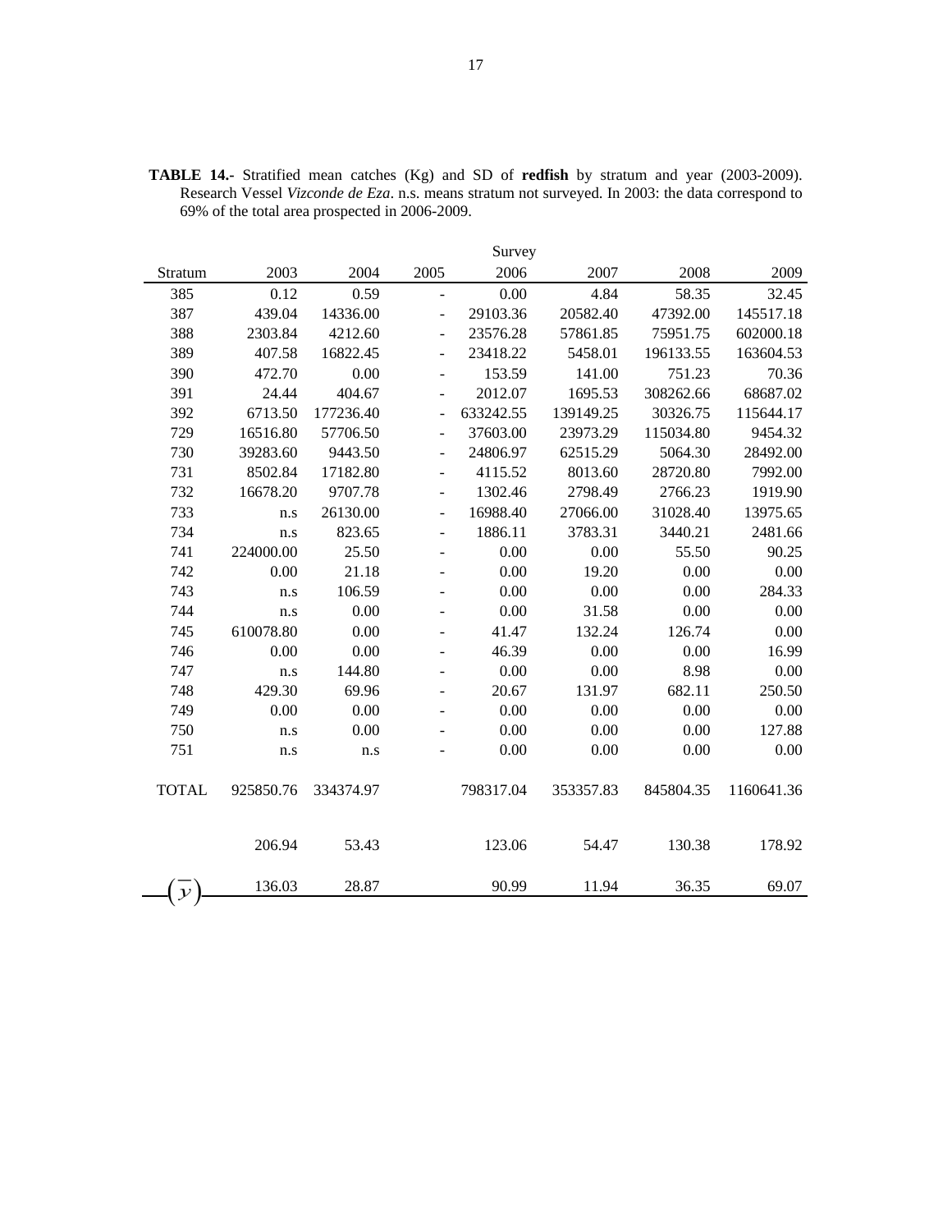**TABLE 14.-** Stratified mean catches (Kg) and SD of **redfish** by stratum and year (2003-2009). Research Vessel *Vizconde de Eza*. n.s. means stratum not surveyed. In 2003: the data correspond to 69% of the total area prospected in 2006-2009.

| | Survey | | | | | | |
|---|---|---|---|---|---|---|---|
| Stratum | 2003 | 2004 | 2005 | 2006 | 2007 | 2008 | 2009 |
| 385 | 0.12 | 0.59 | - | 0.00 | 4.84 | 58.35 | 32.45 |
| 387 | 439.04 | 14336.00 | - | 29103.36 | 20582.40 | 47392.00 | 145517.18 |
| 388 | 2303.84 | 4212.60 | - | 23576.28 | 57861.85 | 75951.75 | 602000.18 |
| 389 | 407.58 | 16822.45 | - | 23418.22 | 5458.01 | 196133.55 | 163604.53 |
| 390 | 472.70 | 0.00 | - | 153.59 | 141.00 | 751.23 | 70.36 |
| 391 | 24.44 | 404.67 | - | 2012.07 | 1695.53 | 308262.66 | 68687.02 |
| 392 | 6713.50 | 177236.40 | - | 633242.55 | 139149.25 | 30326.75 | 115644.17 |
| 729 | 16516.80 | 57706.50 | - | 37603.00 | 23973.29 | 115034.80 | 9454.32 |
| 730 | 39283.60 | 9443.50 | - | 24806.97 | 62515.29 | 5064.30 | 28492.00 |
| 731 | 8502.84 | 17182.80 | - | 4115.52 | 8013.60 | 28720.80 | 7992.00 |
| 732 | 16678.20 | 9707.78 | - | 1302.46 | 2798.49 | 2766.23 | 1919.90 |
| 733 | n.s | 26130.00 | - | 16988.40 | 27066.00 | 31028.40 | 13975.65 |
| 734 | n.s | 823.65 | - | 1886.11 | 3783.31 | 3440.21 | 2481.66 |
| 741 | 224000.00 | 25.50 | - | 0.00 | 0.00 | 55.50 | 90.25 |
| 742 | 0.00 | 21.18 | - | 0.00 | 19.20 | 0.00 | 0.00 |
| 743 | n.s | 106.59 | - | 0.00 | 0.00 | 0.00 | 284.33 |
| 744 | n.s | 0.00 | - | 0.00 | 31.58 | 0.00 | 0.00 |
| 745 | 610078.80 | 0.00 | - | 41.47 | 132.24 | 126.74 | 0.00 |
| 746 | 0.00 | 0.00 | - | 46.39 | 0.00 | 0.00 | 16.99 |
| 747 | n.s | 144.80 | - | 0.00 | 0.00 | 8.98 | 0.00 |
| 748 | 429.30 | 69.96 | - | 20.67 | 131.97 | 682.11 | 250.50 |
| 749 | 0.00 | 0.00 | - | 0.00 | 0.00 | 0.00 | 0.00 |
| 750 | n.s | 0.00 | - | 0.00 | 0.00 | 0.00 | 127.88 |
| 751 | n.s | n.s | - | 0.00 | 0.00 | 0.00 | 0.00 |
| TOTAL | 925850.76 | 334374.97 | | 798317.04 | 353357.83 | 845804.35 | 1160641.36 |
| | 206.94 | 53.43 | | 123.06 | 54.47 | 130.38 | 178.92 |
| $(\bar{y})$ | 136.03 | 28.87 | | 90.99 | 11.94 | 36.35 | 69.07 |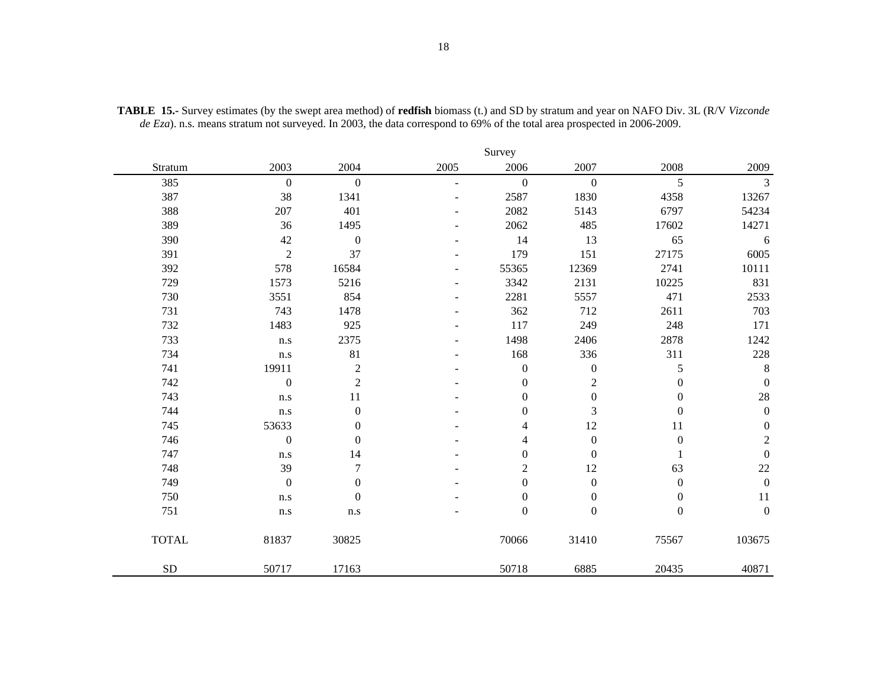**TABLE 15.-** Survey estimates (by the swept area method) of **redfish** biomass (t.) and SD by stratum and year on NAFO Div. 3L (R/V *Vizconde de Eza*). n.s. means stratum not surveyed. In 2003, the data correspond to 69% of the total area prospected in 2006-2009.

| | Survey | | | | | | |
|---|---|---|---|---|---|---|---|
| Stratum | 2003 | 2004 | 2005 | 2006 | 2007 | 2008 | 2009 |
| 385 | 0 | 0 | - | 0 | 0 | 5 | 3 |
| 387 | 38 | 1341 | - | 2587 | 1830 | 4358 | 13267 |
| 388 | 207 | 401 | - | 2082 | 5143 | 6797 | 54234 |
| 389 | 36 | 1495 | - | 2062 | 485 | 17602 | 14271 |
| 390 | 42 | 0 | - | 14 | 13 | 65 | 6 |
| 391 | 2 | 37 | - | 179 | 151 | 27175 | 6005 |
| 392 | 578 | 16584 | - | 55365 | 12369 | 2741 | 10111 |
| 729 | 1573 | 5216 | - | 3342 | 2131 | 10225 | 831 |
| 730 | 3551 | 854 | - | 2281 | 5557 | 471 | 2533 |
| 731 | 743 | 1478 | - | 362 | 712 | 2611 | 703 |
| 732 | 1483 | 925 | - | 117 | 249 | 248 | 171 |
| 733 | n.s | 2375 | - | 1498 | 2406 | 2878 | 1242 |
| 734 | n.s | 81 | - | 168 | 336 | 311 | 228 |
| 741 | 19911 | 2 | - | 0 | 0 | 5 | 8 |
| 742 | 0 | 2 | - | 0 | 2 | 0 | 0 |
| 743 | n.s | 11 | - | 0 | 0 | 0 | 28 |
| 744 | n.s | 0 | - | 0 | 3 | 0 | 0 |
| 745 | 53633 | 0 | - | 4 | 12 | 11 | 0 |
| 746 | 0 | 0 | - | 4 | 0 | 0 | 2 |
| 747 | n.s | 14 | - | 0 | 0 | 1 | 0 |
| 748 | 39 | 7 | - | 2 | 12 | 63 | 22 |
| 749 | 0 | 0 | - | 0 | 0 | 0 | 0 |
| 750 | n.s | 0 | - | 0 | 0 | 0 | 11 |
| 751 | n.s | n.s | - | 0 | 0 | 0 | 0 |
| TOTAL | 81837 | 30825 | | 70066 | 31410 | 75567 | 103675 |
| SD | 50717 | 17163 | | 50718 | 6885 | 20435 | 40871 |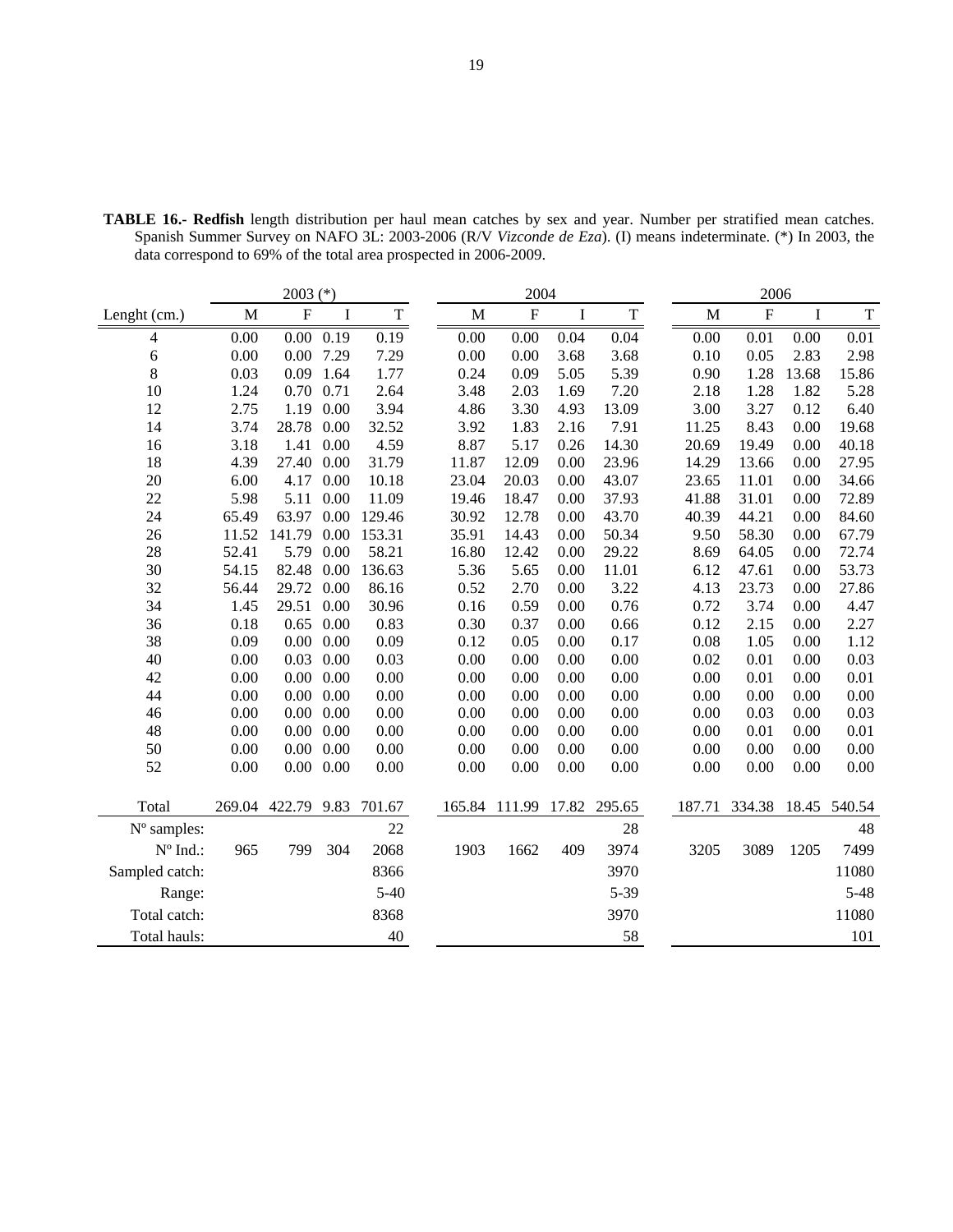**TABLE 16.- Redfish** length distribution per haul mean catches by sex and year. Number per stratified mean catches. Spanish Summer Survey on NAFO 3L: 2003-2006 (R/V *Vizconde de Eza*). (I) means indeterminate. (*) In 2003, the data correspond to 69% of the total area prospected in 2006-2009.

| | 2003 (*) | | | | 2004 | | | | 2006 | | | |
|---|---|---|---|---|---|---|---|---|---|---|---|---|
| Lenght (cm.) | M | F | I | T | M | F | I | T | M | F | I | T |
| 4 | 0.00 | 0.00 | 0.19 | 0.19 | 0.00 | 0.00 | 0.04 | 0.04 | 0.00 | 0.01 | 0.00 | 0.01 |
| 6 | 0.00 | 0.00 | 7.29 | 7.29 | 0.00 | 0.00 | 3.68 | 3.68 | 0.10 | 0.05 | 2.83 | 2.98 |
| 8 | 0.03 | 0.09 | 1.64 | 1.77 | 0.24 | 0.09 | 5.05 | 5.39 | 0.90 | 1.28 | 13.68 | 15.86 |
| 10 | 1.24 | 0.70 | 0.71 | 2.64 | 3.48 | 2.03 | 1.69 | 7.20 | 2.18 | 1.28 | 1.82 | 5.28 |
| 12 | 2.75 | 1.19 | 0.00 | 3.94 | 4.86 | 3.30 | 4.93 | 13.09 | 3.00 | 3.27 | 0.12 | 6.40 |
| 14 | 3.74 | 28.78 | 0.00 | 32.52 | 3.92 | 1.83 | 2.16 | 7.91 | 11.25 | 8.43 | 0.00 | 19.68 |
| 16 | 3.18 | 1.41 | 0.00 | 4.59 | 8.87 | 5.17 | 0.26 | 14.30 | 20.69 | 19.49 | 0.00 | 40.18 |
| 18 | 4.39 | 27.40 | 0.00 | 31.79 | 11.87 | 12.09 | 0.00 | 23.96 | 14.29 | 13.66 | 0.00 | 27.95 |
| 20 | 6.00 | 4.17 | 0.00 | 10.18 | 23.04 | 20.03 | 0.00 | 43.07 | 23.65 | 11.01 | 0.00 | 34.66 |
| 22 | 5.98 | 5.11 | 0.00 | 11.09 | 19.46 | 18.47 | 0.00 | 37.93 | 41.88 | 31.01 | 0.00 | 72.89 |
| 24 | 65.49 | 63.97 | 0.00 | 129.46 | 30.92 | 12.78 | 0.00 | 43.70 | 40.39 | 44.21 | 0.00 | 84.60 |
| 26 | 11.52 | 141.79 | 0.00 | 153.31 | 35.91 | 14.43 | 0.00 | 50.34 | 9.50 | 58.30 | 0.00 | 67.79 |
| 28 | 52.41 | 5.79 | 0.00 | 58.21 | 16.80 | 12.42 | 0.00 | 29.22 | 8.69 | 64.05 | 0.00 | 72.74 |
| 30 | 54.15 | 82.48 | 0.00 | 136.63 | 5.36 | 5.65 | 0.00 | 11.01 | 6.12 | 47.61 | 0.00 | 53.73 |
| 32 | 56.44 | 29.72 | 0.00 | 86.16 | 0.52 | 2.70 | 0.00 | 3.22 | 4.13 | 23.73 | 0.00 | 27.86 |
| 34 | 1.45 | 29.51 | 0.00 | 30.96 | 0.16 | 0.59 | 0.00 | 0.76 | 0.72 | 3.74 | 0.00 | 4.47 |
| 36 | 0.18 | 0.65 | 0.00 | 0.83 | 0.30 | 0.37 | 0.00 | 0.66 | 0.12 | 2.15 | 0.00 | 2.27 |
| 38 | 0.09 | 0.00 | 0.00 | 0.09 | 0.12 | 0.05 | 0.00 | 0.17 | 0.08 | 1.05 | 0.00 | 1.12 |
| 40 | 0.00 | 0.03 | 0.00 | 0.03 | 0.00 | 0.00 | 0.00 | 0.00 | 0.02 | 0.01 | 0.00 | 0.03 |
| 42 | 0.00 | 0.00 | 0.00 | 0.00 | 0.00 | 0.00 | 0.00 | 0.00 | 0.00 | 0.01 | 0.00 | 0.01 |
| 44 | 0.00 | 0.00 | 0.00 | 0.00 | 0.00 | 0.00 | 0.00 | 0.00 | 0.00 | 0.00 | 0.00 | 0.00 |
| 46 | 0.00 | 0.00 | 0.00 | 0.00 | 0.00 | 0.00 | 0.00 | 0.00 | 0.00 | 0.03 | 0.00 | 0.03 |
| 48 | 0.00 | 0.00 | 0.00 | 0.00 | 0.00 | 0.00 | 0.00 | 0.00 | 0.00 | 0.01 | 0.00 | 0.01 |
| 50 | 0.00 | 0.00 | 0.00 | 0.00 | 0.00 | 0.00 | 0.00 | 0.00 | 0.00 | 0.00 | 0.00 | 0.00 |
| 52 | 0.00 | 0.00 | 0.00 | 0.00 | 0.00 | 0.00 | 0.00 | 0.00 | 0.00 | 0.00 | 0.00 | 0.00 |
| Total | 269.04 | 422.79 | 9.83 | 701.67 | 165.84 | 111.99 | 17.82 | 295.65 | 187.71 | 334.38 | 18.45 | 540.54 |
| Nº samples: | | | | 22 | | | | 28 | | | | 48 |
| Nº Ind.: | 965 | 799 | 304 | 2068 | 1903 | 1662 | 409 | 3974 | 3205 | 3089 | 1205 | 7499 |
| Sampled catch: | | | | 8366 | | | | 3970 | | | | 11080 |
| Range: | | | | 5-40 | | | | 5-39 | | | | 5-48 |
| Total catch: | | | | 8368 | | | | 3970 | | | | 11080 |
| Total hauls: | | | | 40 | | | | 58 | | | | 101 |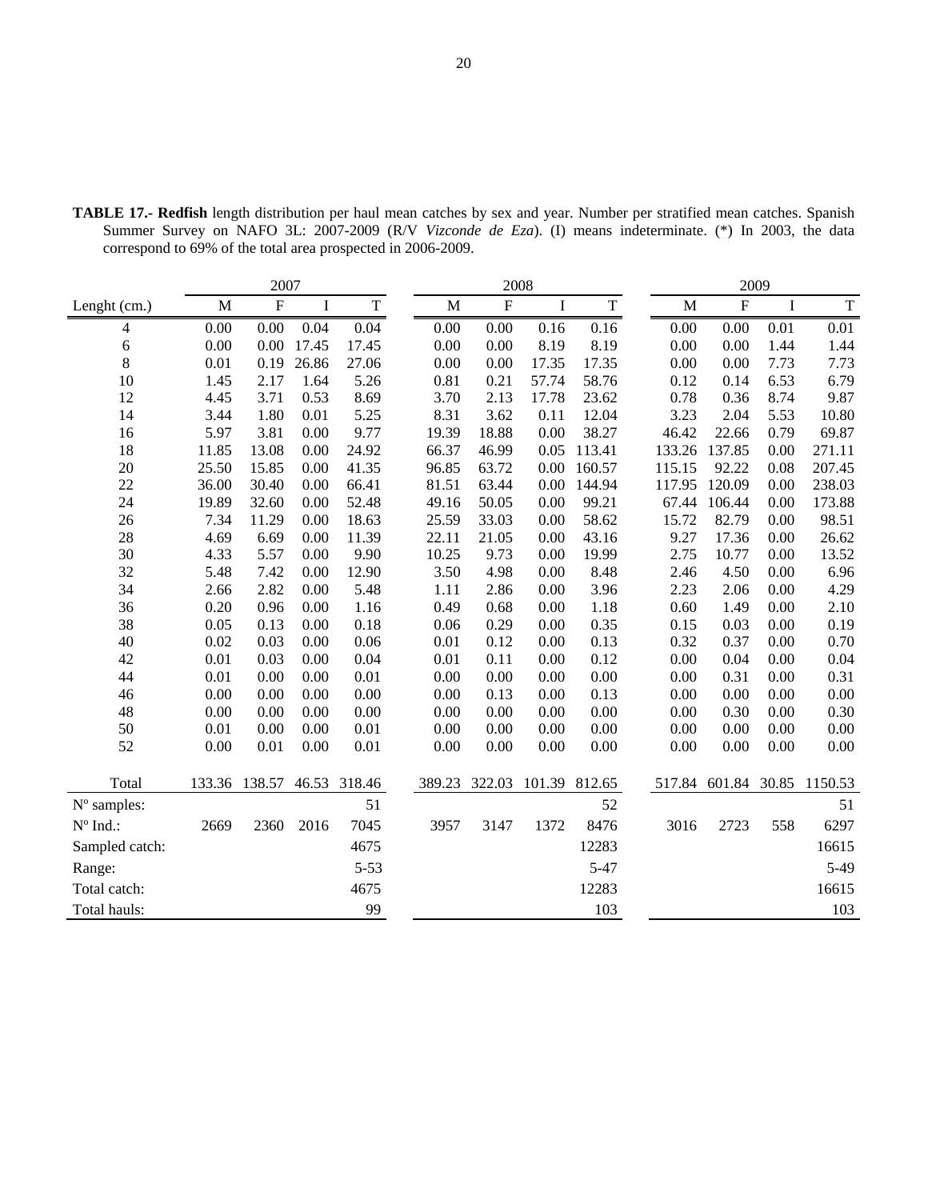**TABLE 17.- Redfish** length distribution per haul mean catches by sex and year. Number per stratified mean catches. Spanish Summer Survey on NAFO 3L: 2007-2009 (R/V *Vizconde de Eza*). (I) means indeterminate. (*) In 2003, the data correspond to 69% of the total area prospected in 2006-2009.

| | 2007 | | | | 2008 | | | | 2009 | | | |
|---|---|---|---|---|---|---|---|---|---|---|---|---|
| Lenght (cm.) | M | F | I | T | M | F | I | T | M | F | I | T |
| 4 | 0.00 | 0.00 | 0.04 | 0.04 | 0.00 | 0.00 | 0.16 | 0.16 | 0.00 | 0.00 | 0.01 | 0.01 |
| 6 | 0.00 | 0.00 | 17.45 | 17.45 | 0.00 | 0.00 | 8.19 | 8.19 | 0.00 | 0.00 | 1.44 | 1.44 |
| 8 | 0.01 | 0.19 | 26.86 | 27.06 | 0.00 | 0.00 | 17.35 | 17.35 | 0.00 | 0.00 | 7.73 | 7.73 |
| 10 | 1.45 | 2.17 | 1.64 | 5.26 | 0.81 | 0.21 | 57.74 | 58.76 | 0.12 | 0.14 | 6.53 | 6.79 |
| 12 | 4.45 | 3.71 | 0.53 | 8.69 | 3.70 | 2.13 | 17.78 | 23.62 | 0.78 | 0.36 | 8.74 | 9.87 |
| 14 | 3.44 | 1.80 | 0.01 | 5.25 | 8.31 | 3.62 | 0.11 | 12.04 | 3.23 | 2.04 | 5.53 | 10.80 |
| 16 | 5.97 | 3.81 | 0.00 | 9.77 | 19.39 | 18.88 | 0.00 | 38.27 | 46.42 | 22.66 | 0.79 | 69.87 |
| 18 | 11.85 | 13.08 | 0.00 | 24.92 | 66.37 | 46.99 | 0.05 | 113.41 | 133.26 | 137.85 | 0.00 | 271.11 |
| 20 | 25.50 | 15.85 | 0.00 | 41.35 | 96.85 | 63.72 | 0.00 | 160.57 | 115.15 | 92.22 | 0.08 | 207.45 |
| 22 | 36.00 | 30.40 | 0.00 | 66.41 | 81.51 | 63.44 | 0.00 | 144.94 | 117.95 | 120.09 | 0.00 | 238.03 |
| 24 | 19.89 | 32.60 | 0.00 | 52.48 | 49.16 | 50.05 | 0.00 | 99.21 | 67.44 | 106.44 | 0.00 | 173.88 |
| 26 | 7.34 | 11.29 | 0.00 | 18.63 | 25.59 | 33.03 | 0.00 | 58.62 | 15.72 | 82.79 | 0.00 | 98.51 |
| 28 | 4.69 | 6.69 | 0.00 | 11.39 | 22.11 | 21.05 | 0.00 | 43.16 | 9.27 | 17.36 | 0.00 | 26.62 |
| 30 | 4.33 | 5.57 | 0.00 | 9.90 | 10.25 | 9.73 | 0.00 | 19.99 | 2.75 | 10.77 | 0.00 | 13.52 |
| 32 | 5.48 | 7.42 | 0.00 | 12.90 | 3.50 | 4.98 | 0.00 | 8.48 | 2.46 | 4.50 | 0.00 | 6.96 |
| 34 | 2.66 | 2.82 | 0.00 | 5.48 | 1.11 | 2.86 | 0.00 | 3.96 | 2.23 | 2.06 | 0.00 | 4.29 |
| 36 | 0.20 | 0.96 | 0.00 | 1.16 | 0.49 | 0.68 | 0.00 | 1.18 | 0.60 | 1.49 | 0.00 | 2.10 |
| 38 | 0.05 | 0.13 | 0.00 | 0.18 | 0.06 | 0.29 | 0.00 | 0.35 | 0.15 | 0.03 | 0.00 | 0.19 |
| 40 | 0.02 | 0.03 | 0.00 | 0.06 | 0.01 | 0.12 | 0.00 | 0.13 | 0.32 | 0.37 | 0.00 | 0.70 |
| 42 | 0.01 | 0.03 | 0.00 | 0.04 | 0.01 | 0.11 | 0.00 | 0.12 | 0.00 | 0.04 | 0.00 | 0.04 |
| 44 | 0.01 | 0.00 | 0.00 | 0.01 | 0.00 | 0.00 | 0.00 | 0.00 | 0.00 | 0.31 | 0.00 | 0.31 |
| 46 | 0.00 | 0.00 | 0.00 | 0.00 | 0.00 | 0.13 | 0.00 | 0.13 | 0.00 | 0.00 | 0.00 | 0.00 |
| 48 | 0.00 | 0.00 | 0.00 | 0.00 | 0.00 | 0.00 | 0.00 | 0.00 | 0.00 | 0.30 | 0.00 | 0.30 |
| 50 | 0.01 | 0.00 | 0.00 | 0.01 | 0.00 | 0.00 | 0.00 | 0.00 | 0.00 | 0.00 | 0.00 | 0.00 |
| 52 | 0.00 | 0.01 | 0.00 | 0.01 | 0.00 | 0.00 | 0.00 | 0.00 | 0.00 | 0.00 | 0.00 | 0.00 |
| Total | 133.36 | 138.57 | 46.53 | 318.46 | 389.23 | 322.03 | 101.39 | 812.65 | 517.84 | 601.84 | 30.85 | 1150.53 |
| Nº samples: | | | | 51 | | | | 52 | | | | 51 |
| Nº Ind.: | 2669 | 2360 | 2016 | 7045 | 3957 | 3147 | 1372 | 8476 | 3016 | 2723 | 558 | 6297 |
| Sampled catch: | | | | 4675 | | | | 12283 | | | | 16615 |
| Range: | | | | 5-53 | | | | 5-47 | | | | 5-49 |
| Total catch: | | | | 4675 | | | | 12283 | | | | 16615 |
| Total hauls: | | | | 99 | | | | 103 | | | | 103 |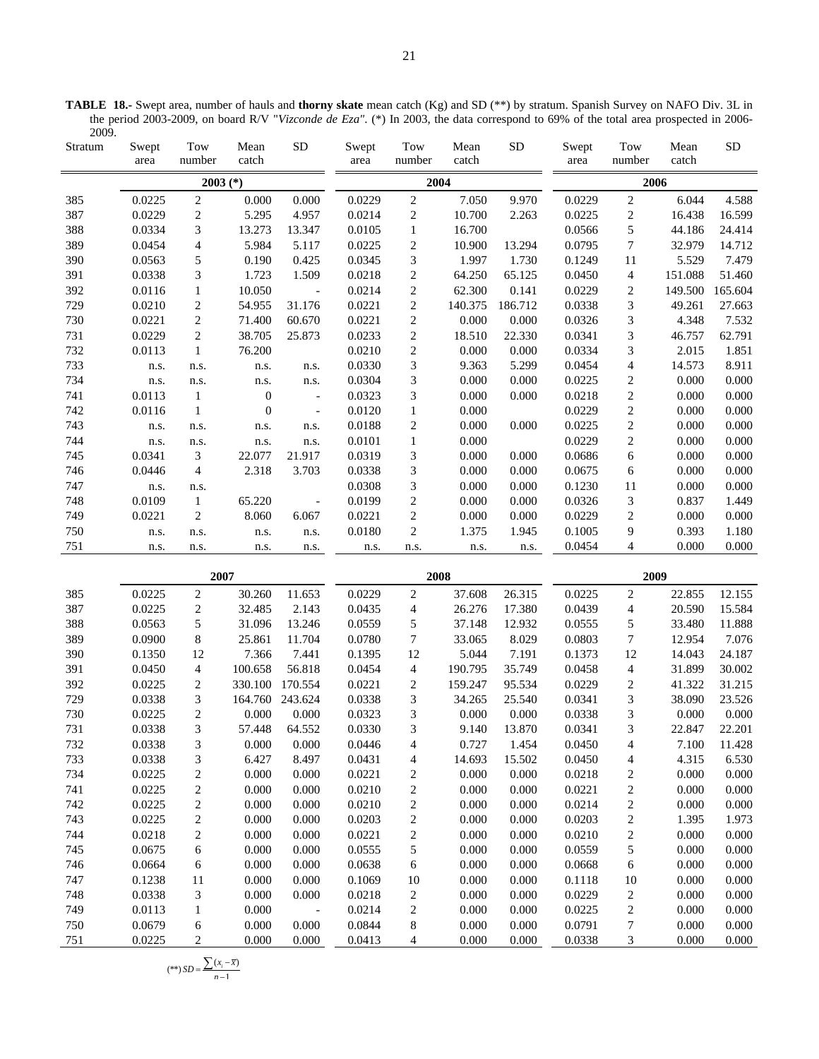**TABLE 18.-** Swept area, number of hauls and **thorny skate** mean catch (Kg) and SD (**) by stratum. Spanish Survey on NAFO Div. 3L in the period 2003-2009, on board R/V "*Vizconde de Eza*". (*) In 2003, the data correspond to 69% of the total area prospected in 2006-2009.

| Stratum | Swept area | Tow number | Mean catch | SD | Swept area | Tow number | Mean catch | SD | Swept area | Tow number | Mean catch | SD |
|---|---|---|---|---|---|---|---|---|---|---|---|---|
| | 2003 (*) | | | | 2004 | | | | 2006 | | | |
| 385 | 0.0225 | 2 | 0.000 | 0.000 | 0.0229 | 2 | 7.050 | 9.970 | 0.0229 | 2 | 6.044 | 4.588 |
| 387 | 0.0229 | 2 | 5.295 | 4.957 | 0.0214 | 2 | 10.700 | 2.263 | 0.0225 | 2 | 16.438 | 16.599 |
| 388 | 0.0334 | 3 | 13.273 | 13.347 | 0.0105 | 1 | 16.700 | | 0.0566 | 5 | 44.186 | 24.414 |
| 389 | 0.0454 | 4 | 5.984 | 5.117 | 0.0225 | 2 | 10.900 | 13.294 | 0.0795 | 7 | 32.979 | 14.712 |
| 390 | 0.0563 | 5 | 0.190 | 0.425 | 0.0345 | 3 | 1.997 | 1.730 | 0.1249 | 11 | 5.529 | 7.479 |
| 391 | 0.0338 | 3 | 1.723 | 1.509 | 0.0218 | 2 | 64.250 | 65.125 | 0.0450 | 4 | 151.088 | 51.460 |
| 392 | 0.0116 | 1 | 10.050 | - | 0.0214 | 2 | 62.300 | 0.141 | 0.0229 | 2 | 149.500 | 165.604 |
| 729 | 0.0210 | 2 | 54.955 | 31.176 | 0.0221 | 2 | 140.375 | 186.712 | 0.0338 | 3 | 49.261 | 27.663 |
| 730 | 0.0221 | 2 | 71.400 | 60.670 | 0.0221 | 2 | 0.000 | 0.000 | 0.0326 | 3 | 4.348 | 7.532 |
| 731 | 0.0229 | 2 | 38.705 | 25.873 | 0.0233 | 2 | 18.510 | 22.330 | 0.0341 | 3 | 46.757 | 62.791 |
| 732 | 0.0113 | 1 | 76.200 | | 0.0210 | 2 | 0.000 | 0.000 | 0.0334 | 3 | 2.015 | 1.851 |
| 733 | n.s. | n.s. | n.s. | n.s. | 0.0330 | 3 | 9.363 | 5.299 | 0.0454 | 4 | 14.573 | 8.911 |
| 734 | n.s. | n.s. | n.s. | n.s. | 0.0304 | 3 | 0.000 | 0.000 | 0.0225 | 2 | 0.000 | 0.000 |
| 741 | 0.0113 | 1 | 0 | - | 0.0323 | 3 | 0.000 | 0.000 | 0.0218 | 2 | 0.000 | 0.000 |
| 742 | 0.0116 | 1 | 0 | - | 0.0120 | 1 | 0.000 | | 0.0229 | 2 | 0.000 | 0.000 |
| 743 | n.s. | n.s. | n.s. | n.s. | 0.0188 | 2 | 0.000 | 0.000 | 0.0225 | 2 | 0.000 | 0.000 |
| 744 | n.s. | n.s. | n.s. | n.s. | 0.0101 | 1 | 0.000 | | 0.0229 | 2 | 0.000 | 0.000 |
| 745 | 0.0341 | 3 | 22.077 | 21.917 | 0.0319 | 3 | 0.000 | 0.000 | 0.0686 | 6 | 0.000 | 0.000 |
| 746 | 0.0446 | 4 | 2.318 | 3.703 | 0.0338 | 3 | 0.000 | 0.000 | 0.0675 | 6 | 0.000 | 0.000 |
| 747 | n.s. | n.s. | | | 0.0308 | 3 | 0.000 | 0.000 | 0.1230 | 11 | 0.000 | 0.000 |
| 748 | 0.0109 | 1 | 65.220 | - | 0.0199 | 2 | 0.000 | 0.000 | 0.0326 | 3 | 0.837 | 1.449 |
| 749 | 0.0221 | 2 | 8.060 | 6.067 | 0.0221 | 2 | 0.000 | 0.000 | 0.0229 | 2 | 0.000 | 0.000 |
| 750 | n.s. | n.s. | n.s. | n.s. | 0.0180 | 2 | 1.375 | 1.945 | 0.1005 | 9 | 0.393 | 1.180 |
| 751 | n.s. | n.s. | n.s. | n.s. | n.s. | n.s. | n.s. | n.s. | 0.0454 | 4 | 0.000 | 0.000 |
| | 2007 | | | | 2008 | | | | 2009 | | | |
| 385 | 0.0225 | 2 | 30.260 | 11.653 | 0.0229 | 2 | 37.608 | 26.315 | 0.0225 | 2 | 22.855 | 12.155 |
| 387 | 0.0225 | 2 | 32.485 | 2.143 | 0.0435 | 4 | 26.276 | 17.380 | 0.0439 | 4 | 20.590 | 15.584 |
| 388 | 0.0563 | 5 | 31.096 | 13.246 | 0.0559 | 5 | 37.148 | 12.932 | 0.0555 | 5 | 33.480 | 11.888 |
| 389 | 0.0900 | 8 | 25.861 | 11.704 | 0.0780 | 7 | 33.065 | 8.029 | 0.0803 | 7 | 12.954 | 7.076 |
| 390 | 0.1350 | 12 | 7.366 | 7.441 | 0.1395 | 12 | 5.044 | 7.191 | 0.1373 | 12 | 14.043 | 24.187 |
| 391 | 0.0450 | 4 | 100.658 | 56.818 | 0.0454 | 4 | 190.795 | 35.749 | 0.0458 | 4 | 31.899 | 30.002 |
| 392 | 0.0225 | 2 | 330.100 | 170.554 | 0.0221 | 2 | 159.247 | 95.534 | 0.0229 | 2 | 41.322 | 31.215 |
| 729 | 0.0338 | 3 | 164.760 | 243.624 | 0.0338 | 3 | 34.265 | 25.540 | 0.0341 | 3 | 38.090 | 23.526 |
| 730 | 0.0225 | 2 | 0.000 | 0.000 | 0.0323 | 3 | 0.000 | 0.000 | 0.0338 | 3 | 0.000 | 0.000 |
| 731 | 0.0338 | 3 | 57.448 | 64.552 | 0.0330 | 3 | 9.140 | 13.870 | 0.0341 | 3 | 22.847 | 22.201 |
| 732 | 0.0338 | 3 | 0.000 | 0.000 | 0.0446 | 4 | 0.727 | 1.454 | 0.0450 | 4 | 7.100 | 11.428 |
| 733 | 0.0338 | 3 | 6.427 | 8.497 | 0.0431 | 4 | 14.693 | 15.502 | 0.0450 | 4 | 4.315 | 6.530 |
| 734 | 0.0225 | 2 | 0.000 | 0.000 | 0.0221 | 2 | 0.000 | 0.000 | 0.0218 | 2 | 0.000 | 0.000 |
| 741 | 0.0225 | 2 | 0.000 | 0.000 | 0.0210 | 2 | 0.000 | 0.000 | 0.0221 | 2 | 0.000 | 0.000 |
| 742 | 0.0225 | 2 | 0.000 | 0.000 | 0.0210 | 2 | 0.000 | 0.000 | 0.0214 | 2 | 0.000 | 0.000 |
| 743 | 0.0225 | 2 | 0.000 | 0.000 | 0.0203 | 2 | 0.000 | 0.000 | 0.0203 | 2 | 1.395 | 1.973 |
| 744 | 0.0218 | 2 | 0.000 | 0.000 | 0.0221 | 2 | 0.000 | 0.000 | 0.0210 | 2 | 0.000 | 0.000 |
| 745 | 0.0675 | 6 | 0.000 | 0.000 | 0.0555 | 5 | 0.000 | 0.000 | 0.0559 | 5 | 0.000 | 0.000 |
| 746 | 0.0664 | 6 | 0.000 | 0.000 | 0.0638 | 6 | 0.000 | 0.000 | 0.0668 | 6 | 0.000 | 0.000 |
| 747 | 0.1238 | 11 | 0.000 | 0.000 | 0.1069 | 10 | 0.000 | 0.000 | 0.1118 | 10 | 0.000 | 0.000 |
| 748 | 0.0338 | 3 | 0.000 | 0.000 | 0.0218 | 2 | 0.000 | 0.000 | 0.0229 | 2 | 0.000 | 0.000 |
| 749 | 0.0113 | 1 | 0.000 | - | 0.0214 | 2 | 0.000 | 0.000 | 0.0225 | 2 | 0.000 | 0.000 |
| 750 | 0.0679 | 6 | 0.000 | 0.000 | 0.0844 | 8 | 0.000 | 0.000 | 0.0791 | 7 | 0.000 | 0.000 |
| 751 | 0.0225 | 2 | 0.000 | 0.000 | 0.0413 | 4 | 0.000 | 0.000 | 0.0338 | 3 | 0.000 | 0.000 |

$$(**)\ SD = \frac{\sum (x_i - \overline{x})}{n-1}$$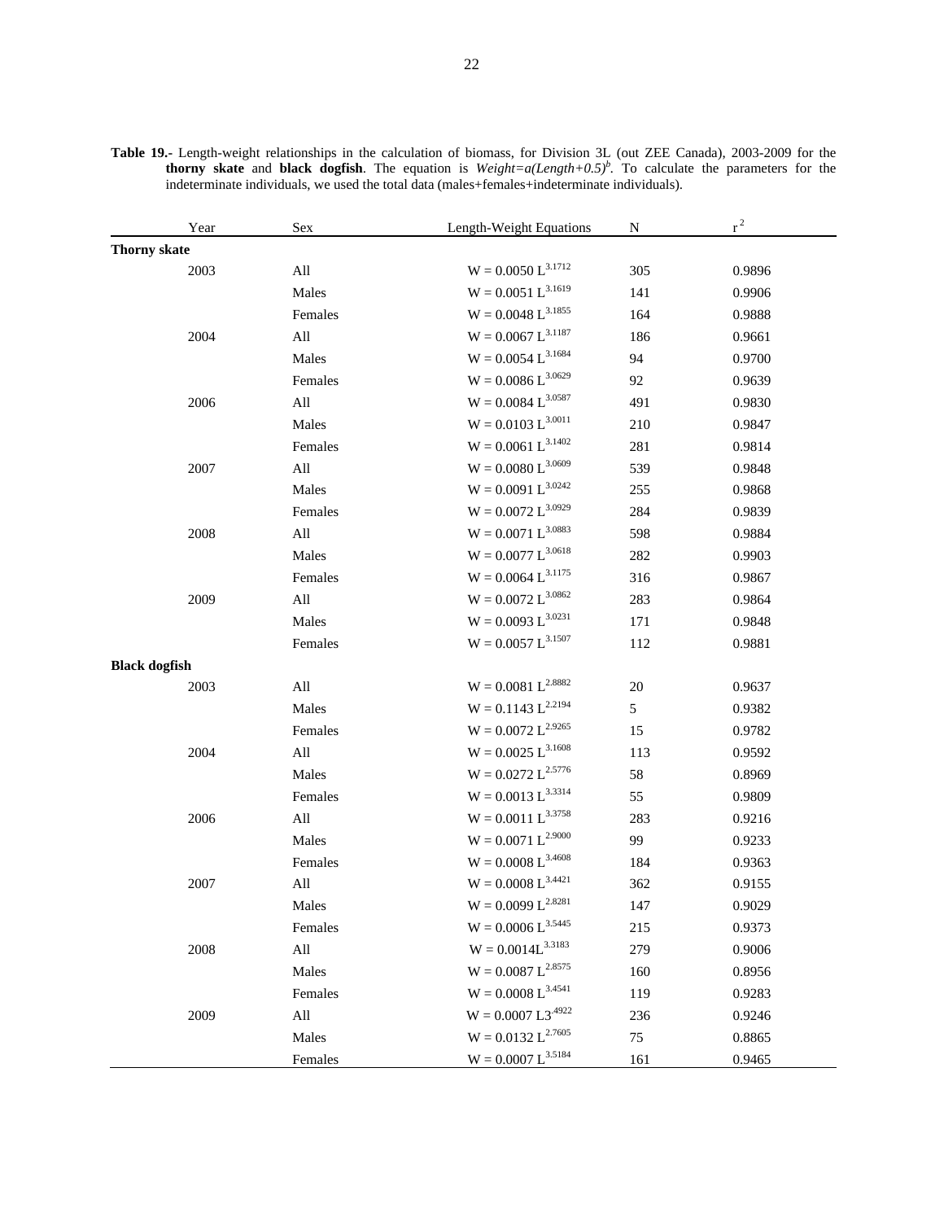**Table 19.-** Length-weight relationships in the calculation of biomass, for Division 3L (out ZEE Canada), 2003-2009 for the **thorny skate** and **black dogfish**. The equation is $Weight=a(Length+0.5)^b$. To calculate the parameters for the indeterminate individuals, we used the total data (males+females+indeterminate individuals).

| Year | Sex | Length-Weight Equations | N | $r^2$ |
|---|---|---|---|---|
| **Thorny skate** | | | | |
| 2003 | All | $W = 0.0050\ L^{3.1712}$ | 305 | 0.9896 |
| | Males | $W = 0.0051\ L^{3.1619}$ | 141 | 0.9906 |
| | Females | $W = 0.0048\ L^{3.1855}$ | 164 | 0.9888 |
| 2004 | All | $W = 0.0067\ L^{3.1187}$ | 186 | 0.9661 |
| | Males | $W = 0.0054\ L^{3.1684}$ | 94 | 0.9700 |
| | Females | $W = 0.0086\ L^{3.0629}$ | 92 | 0.9639 |
| 2006 | All | $W = 0.0084\ L^{3.0587}$ | 491 | 0.9830 |
| | Males | $W = 0.0103\ L^{3.0011}$ | 210 | 0.9847 |
| | Females | $W = 0.0061\ L^{3.1402}$ | 281 | 0.9814 |
| 2007 | All | $W = 0.0080\ L^{3.0609}$ | 539 | 0.9848 |
| | Males | $W = 0.0091\ L^{3.0242}$ | 255 | 0.9868 |
| | Females | $W = 0.0072\ L^{3.0929}$ | 284 | 0.9839 |
| 2008 | All | $W = 0.0071\ L^{3.0883}$ | 598 | 0.9884 |
| | Males | $W = 0.0077\ L^{3.0618}$ | 282 | 0.9903 |
| | Females | $W = 0.0064\ L^{3.1175}$ | 316 | 0.9867 |
| 2009 | All | $W = 0.0072\ L^{3.0862}$ | 283 | 0.9864 |
| | Males | $W = 0.0093\ L^{3.0231}$ | 171 | 0.9848 |
| | Females | $W = 0.0057\ L^{3.1507}$ | 112 | 0.9881 |
| **Black dogfish** | | | | |
| 2003 | All | $W = 0.0081\ L^{2.8882}$ | 20 | 0.9637 |
| | Males | $W = 0.1143\ L^{2.2194}$ | 5 | 0.9382 |
| | Females | $W = 0.0072\ L^{2.9265}$ | 15 | 0.9782 |
| 2004 | All | $W = 0.0025\ L^{3.1608}$ | 113 | 0.9592 |
| | Males | $W = 0.0272\ L^{2.5776}$ | 58 | 0.8969 |
| | Females | $W = 0.0013\ L^{3.3314}$ | 55 | 0.9809 |
| 2006 | All | $W = 0.0011\ L^{3.3758}$ | 283 | 0.9216 |
| | Males | $W = 0.0071\ L^{2.9000}$ | 99 | 0.9233 |
| | Females | $W = 0.0008\ L^{3.4608}$ | 184 | 0.9363 |
| 2007 | All | $W = 0.0008\ L^{3.4421}$ | 362 | 0.9155 |
| | Males | $W = 0.0099\ L^{2.8281}$ | 147 | 0.9029 |
| | Females | $W = 0.0006\ L^{3.5445}$ | 215 | 0.9373 |
| 2008 | All | $W = 0.0014L^{3.3183}$ | 279 | 0.9006 |
| | Males | $W = 0.0087\ L^{2.8575}$ | 160 | 0.8956 |
| | Females | $W = 0.0008\ L^{3.4541}$ | 119 | 0.9283 |
| 2009 | All | $W = 0.0007\ L3^{.4922}$ | 236 | 0.9246 |
| | Males | $W = 0.0132\ L^{2.7605}$ | 75 | 0.8865 |
| | Females | $W = 0.0007\ L^{3.5184}$ | 161 | 0.9465 |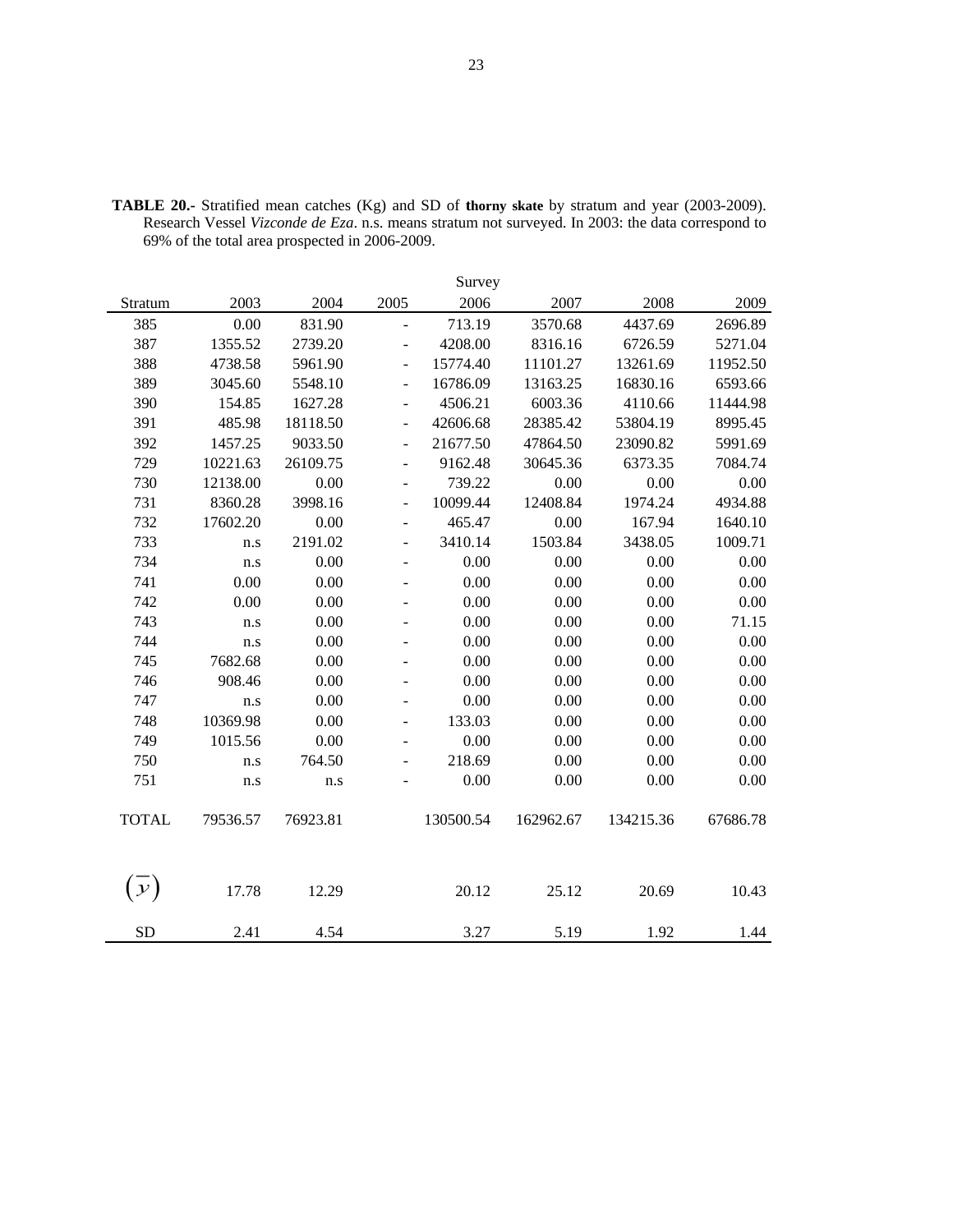**TABLE 20.-** Stratified mean catches (Kg) and SD of **thorny skate** by stratum and year (2003-2009). Research Vessel *Vizconde de Eza*. n.s. means stratum not surveyed. In 2003: the data correspond to 69% of the total area prospected in 2006-2009.

| | Survey | | | | | | |
|---|---|---|---|---|---|---|---|
| Stratum | 2003 | 2004 | 2005 | 2006 | 2007 | 2008 | 2009 |
| 385 | 0.00 | 831.90 | - | 713.19 | 3570.68 | 4437.69 | 2696.89 |
| 387 | 1355.52 | 2739.20 | - | 4208.00 | 8316.16 | 6726.59 | 5271.04 |
| 388 | 4738.58 | 5961.90 | - | 15774.40 | 11101.27 | 13261.69 | 11952.50 |
| 389 | 3045.60 | 5548.10 | - | 16786.09 | 13163.25 | 16830.16 | 6593.66 |
| 390 | 154.85 | 1627.28 | - | 4506.21 | 6003.36 | 4110.66 | 11444.98 |
| 391 | 485.98 | 18118.50 | - | 42606.68 | 28385.42 | 53804.19 | 8995.45 |
| 392 | 1457.25 | 9033.50 | - | 21677.50 | 47864.50 | 23090.82 | 5991.69 |
| 729 | 10221.63 | 26109.75 | - | 9162.48 | 30645.36 | 6373.35 | 7084.74 |
| 730 | 12138.00 | 0.00 | - | 739.22 | 0.00 | 0.00 | 0.00 |
| 731 | 8360.28 | 3998.16 | - | 10099.44 | 12408.84 | 1974.24 | 4934.88 |
| 732 | 17602.20 | 0.00 | - | 465.47 | 0.00 | 167.94 | 1640.10 |
| 733 | n.s | 2191.02 | - | 3410.14 | 1503.84 | 3438.05 | 1009.71 |
| 734 | n.s | 0.00 | - | 0.00 | 0.00 | 0.00 | 0.00 |
| 741 | 0.00 | 0.00 | - | 0.00 | 0.00 | 0.00 | 0.00 |
| 742 | 0.00 | 0.00 | - | 0.00 | 0.00 | 0.00 | 0.00 |
| 743 | n.s | 0.00 | - | 0.00 | 0.00 | 0.00 | 71.15 |
| 744 | n.s | 0.00 | - | 0.00 | 0.00 | 0.00 | 0.00 |
| 745 | 7682.68 | 0.00 | - | 0.00 | 0.00 | 0.00 | 0.00 |
| 746 | 908.46 | 0.00 | - | 0.00 | 0.00 | 0.00 | 0.00 |
| 747 | n.s | 0.00 | - | 0.00 | 0.00 | 0.00 | 0.00 |
| 748 | 10369.98 | 0.00 | - | 133.03 | 0.00 | 0.00 | 0.00 |
| 749 | 1015.56 | 0.00 | - | 0.00 | 0.00 | 0.00 | 0.00 |
| 750 | n.s | 764.50 | - | 218.69 | 0.00 | 0.00 | 0.00 |
| 751 | n.s | n.s | - | 0.00 | 0.00 | 0.00 | 0.00 |
| TOTAL | 79536.57 | 76923.81 | | 130500.54 | 162962.67 | 134215.36 | 67686.78 |
| $(\overline{y})$ | 17.78 | 12.29 | | 20.12 | 25.12 | 20.69 | 10.43 |
| SD | 2.41 | 4.54 | | 3.27 | 5.19 | 1.92 | 1.44 |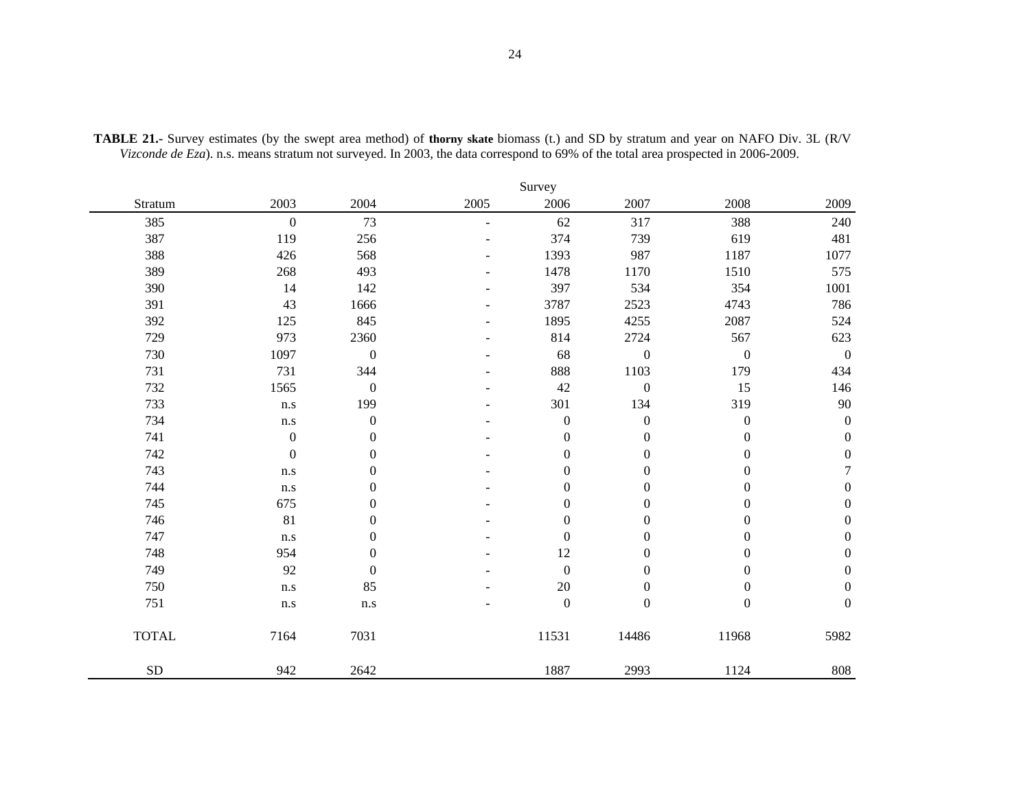**TABLE 21.-** Survey estimates (by the swept area method) of **thorny skate** biomass (t.) and SD by stratum and year on NAFO Div. 3L (R/V *Vizconde de Eza*). n.s. means stratum not surveyed. In 2003, the data correspond to 69% of the total area prospected in 2006-2009.

| | Survey | | | | | | |
|---|---|---|---|---|---|---|---|
| Stratum | 2003 | 2004 | 2005 | 2006 | 2007 | 2008 | 2009 |
| 385 | 0 | 73 | - | 62 | 317 | 388 | 240 |
| 387 | 119 | 256 | - | 374 | 739 | 619 | 481 |
| 388 | 426 | 568 | - | 1393 | 987 | 1187 | 1077 |
| 389 | 268 | 493 | - | 1478 | 1170 | 1510 | 575 |
| 390 | 14 | 142 | - | 397 | 534 | 354 | 1001 |
| 391 | 43 | 1666 | - | 3787 | 2523 | 4743 | 786 |
| 392 | 125 | 845 | - | 1895 | 4255 | 2087 | 524 |
| 729 | 973 | 2360 | - | 814 | 2724 | 567 | 623 |
| 730 | 1097 | 0 | - | 68 | 0 | 0 | 0 |
| 731 | 731 | 344 | - | 888 | 1103 | 179 | 434 |
| 732 | 1565 | 0 | - | 42 | 0 | 15 | 146 |
| 733 | n.s | 199 | - | 301 | 134 | 319 | 90 |
| 734 | n.s | 0 | - | 0 | 0 | 0 | 0 |
| 741 | 0 | 0 | - | 0 | 0 | 0 | 0 |
| 742 | 0 | 0 | - | 0 | 0 | 0 | 0 |
| 743 | n.s | 0 | - | 0 | 0 | 0 | 7 |
| 744 | n.s | 0 | - | 0 | 0 | 0 | 0 |
| 745 | 675 | 0 | - | 0 | 0 | 0 | 0 |
| 746 | 81 | 0 | - | 0 | 0 | 0 | 0 |
| 747 | n.s | 0 | - | 0 | 0 | 0 | 0 |
| 748 | 954 | 0 | - | 12 | 0 | 0 | 0 |
| 749 | 92 | 0 | - | 0 | 0 | 0 | 0 |
| 750 | n.s | 85 | - | 20 | 0 | 0 | 0 |
| 751 | n.s | n.s | - | 0 | 0 | 0 | 0 |
| TOTAL | 7164 | 7031 | | 11531 | 14486 | 11968 | 5982 |
| SD | 942 | 2642 | | 1887 | 2993 | 1124 | 808 |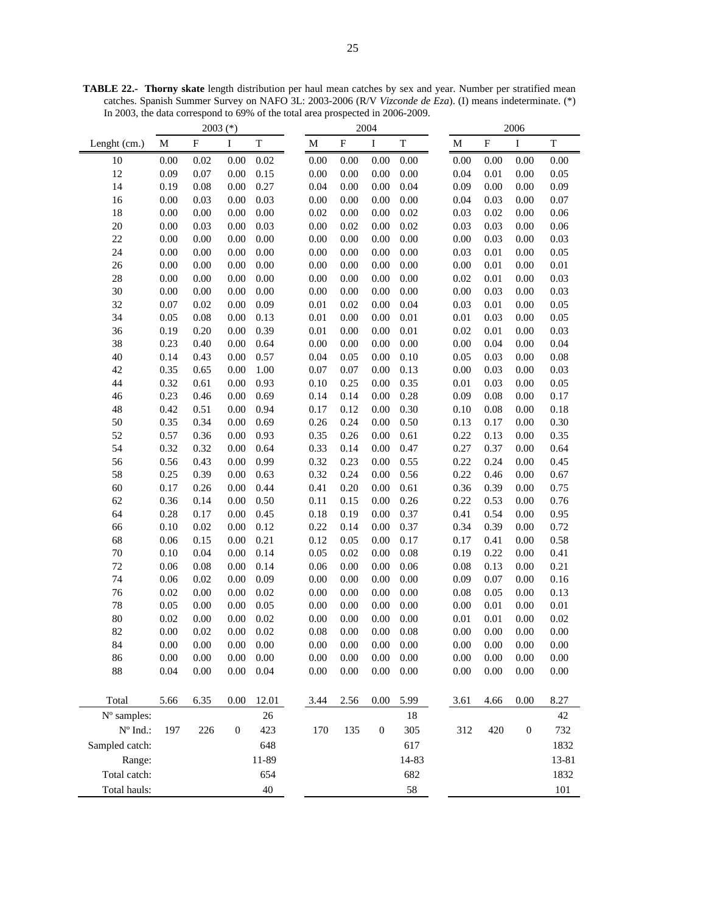**TABLE 22.- Thorny skate** length distribution per haul mean catches by sex and year. Number per stratified mean catches. Spanish Summer Survey on NAFO 3L: 2003-2006 (R/V *Vizconde de Eza*). (I) means indeterminate. (*) In 2003, the data correspond to 69% of the total area prospected in 2006-2009.

| | 2003 (*) | | | | 2004 | | | | 2006 | | | |
|---|---|---|---|---|---|---|---|---|---|---|---|---|
| Lenght (cm.) | M | F | I | T | M | F | I | T | M | F | I | T |
| 10 | 0.00 | 0.02 | 0.00 | 0.02 | 0.00 | 0.00 | 0.00 | 0.00 | 0.00 | 0.00 | 0.00 | 0.00 |
| 12 | 0.09 | 0.07 | 0.00 | 0.15 | 0.00 | 0.00 | 0.00 | 0.00 | 0.04 | 0.01 | 0.00 | 0.05 |
| 14 | 0.19 | 0.08 | 0.00 | 0.27 | 0.04 | 0.00 | 0.00 | 0.04 | 0.09 | 0.00 | 0.00 | 0.09 |
| 16 | 0.00 | 0.03 | 0.00 | 0.03 | 0.00 | 0.00 | 0.00 | 0.00 | 0.04 | 0.03 | 0.00 | 0.07 |
| 18 | 0.00 | 0.00 | 0.00 | 0.00 | 0.02 | 0.00 | 0.00 | 0.02 | 0.03 | 0.02 | 0.00 | 0.06 |
| 20 | 0.00 | 0.03 | 0.00 | 0.03 | 0.00 | 0.02 | 0.00 | 0.02 | 0.03 | 0.03 | 0.00 | 0.06 |
| 22 | 0.00 | 0.00 | 0.00 | 0.00 | 0.00 | 0.00 | 0.00 | 0.00 | 0.00 | 0.03 | 0.00 | 0.03 |
| 24 | 0.00 | 0.00 | 0.00 | 0.00 | 0.00 | 0.00 | 0.00 | 0.00 | 0.03 | 0.01 | 0.00 | 0.05 |
| 26 | 0.00 | 0.00 | 0.00 | 0.00 | 0.00 | 0.00 | 0.00 | 0.00 | 0.00 | 0.01 | 0.00 | 0.01 |
| 28 | 0.00 | 0.00 | 0.00 | 0.00 | 0.00 | 0.00 | 0.00 | 0.00 | 0.02 | 0.01 | 0.00 | 0.03 |
| 30 | 0.00 | 0.00 | 0.00 | 0.00 | 0.00 | 0.00 | 0.00 | 0.00 | 0.00 | 0.03 | 0.00 | 0.03 |
| 32 | 0.07 | 0.02 | 0.00 | 0.09 | 0.01 | 0.02 | 0.00 | 0.04 | 0.03 | 0.01 | 0.00 | 0.05 |
| 34 | 0.05 | 0.08 | 0.00 | 0.13 | 0.01 | 0.00 | 0.00 | 0.01 | 0.01 | 0.03 | 0.00 | 0.05 |
| 36 | 0.19 | 0.20 | 0.00 | 0.39 | 0.01 | 0.00 | 0.00 | 0.01 | 0.02 | 0.01 | 0.00 | 0.03 |
| 38 | 0.23 | 0.40 | 0.00 | 0.64 | 0.00 | 0.00 | 0.00 | 0.00 | 0.00 | 0.04 | 0.00 | 0.04 |
| 40 | 0.14 | 0.43 | 0.00 | 0.57 | 0.04 | 0.05 | 0.00 | 0.10 | 0.05 | 0.03 | 0.00 | 0.08 |
| 42 | 0.35 | 0.65 | 0.00 | 1.00 | 0.07 | 0.07 | 0.00 | 0.13 | 0.00 | 0.03 | 0.00 | 0.03 |
| 44 | 0.32 | 0.61 | 0.00 | 0.93 | 0.10 | 0.25 | 0.00 | 0.35 | 0.01 | 0.03 | 0.00 | 0.05 |
| 46 | 0.23 | 0.46 | 0.00 | 0.69 | 0.14 | 0.14 | 0.00 | 0.28 | 0.09 | 0.08 | 0.00 | 0.17 |
| 48 | 0.42 | 0.51 | 0.00 | 0.94 | 0.17 | 0.12 | 0.00 | 0.30 | 0.10 | 0.08 | 0.00 | 0.18 |
| 50 | 0.35 | 0.34 | 0.00 | 0.69 | 0.26 | 0.24 | 0.00 | 0.50 | 0.13 | 0.17 | 0.00 | 0.30 |
| 52 | 0.57 | 0.36 | 0.00 | 0.93 | 0.35 | 0.26 | 0.00 | 0.61 | 0.22 | 0.13 | 0.00 | 0.35 |
| 54 | 0.32 | 0.32 | 0.00 | 0.64 | 0.33 | 0.14 | 0.00 | 0.47 | 0.27 | 0.37 | 0.00 | 0.64 |
| 56 | 0.56 | 0.43 | 0.00 | 0.99 | 0.32 | 0.23 | 0.00 | 0.55 | 0.22 | 0.24 | 0.00 | 0.45 |
| 58 | 0.25 | 0.39 | 0.00 | 0.63 | 0.32 | 0.24 | 0.00 | 0.56 | 0.22 | 0.46 | 0.00 | 0.67 |
| 60 | 0.17 | 0.26 | 0.00 | 0.44 | 0.41 | 0.20 | 0.00 | 0.61 | 0.36 | 0.39 | 0.00 | 0.75 |
| 62 | 0.36 | 0.14 | 0.00 | 0.50 | 0.11 | 0.15 | 0.00 | 0.26 | 0.22 | 0.53 | 0.00 | 0.76 |
| 64 | 0.28 | 0.17 | 0.00 | 0.45 | 0.18 | 0.19 | 0.00 | 0.37 | 0.41 | 0.54 | 0.00 | 0.95 |
| 66 | 0.10 | 0.02 | 0.00 | 0.12 | 0.22 | 0.14 | 0.00 | 0.37 | 0.34 | 0.39 | 0.00 | 0.72 |
| 68 | 0.06 | 0.15 | 0.00 | 0.21 | 0.12 | 0.05 | 0.00 | 0.17 | 0.17 | 0.41 | 0.00 | 0.58 |
| 70 | 0.10 | 0.04 | 0.00 | 0.14 | 0.05 | 0.02 | 0.00 | 0.08 | 0.19 | 0.22 | 0.00 | 0.41 |
| 72 | 0.06 | 0.08 | 0.00 | 0.14 | 0.06 | 0.00 | 0.00 | 0.06 | 0.08 | 0.13 | 0.00 | 0.21 |
| 74 | 0.06 | 0.02 | 0.00 | 0.09 | 0.00 | 0.00 | 0.00 | 0.00 | 0.09 | 0.07 | 0.00 | 0.16 |
| 76 | 0.02 | 0.00 | 0.00 | 0.02 | 0.00 | 0.00 | 0.00 | 0.00 | 0.08 | 0.05 | 0.00 | 0.13 |
| 78 | 0.05 | 0.00 | 0.00 | 0.05 | 0.00 | 0.00 | 0.00 | 0.00 | 0.00 | 0.01 | 0.00 | 0.01 |
| 80 | 0.02 | 0.00 | 0.00 | 0.02 | 0.00 | 0.00 | 0.00 | 0.00 | 0.01 | 0.01 | 0.00 | 0.02 |
| 82 | 0.00 | 0.02 | 0.00 | 0.02 | 0.08 | 0.00 | 0.00 | 0.08 | 0.00 | 0.00 | 0.00 | 0.00 |
| 84 | 0.00 | 0.00 | 0.00 | 0.00 | 0.00 | 0.00 | 0.00 | 0.00 | 0.00 | 0.00 | 0.00 | 0.00 |
| 86 | 0.00 | 0.00 | 0.00 | 0.00 | 0.00 | 0.00 | 0.00 | 0.00 | 0.00 | 0.00 | 0.00 | 0.00 |
| 88 | 0.04 | 0.00 | 0.00 | 0.04 | 0.00 | 0.00 | 0.00 | 0.00 | 0.00 | 0.00 | 0.00 | 0.00 |
| Total | 5.66 | 6.35 | 0.00 | 12.01 | 3.44 | 2.56 | 0.00 | 5.99 | 3.61 | 4.66 | 0.00 | 8.27 |
| Nº samples: | | | | 26 | | | | 18 | | | | 42 |
| Nº Ind.: | 197 | 226 | 0 | 423 | 170 | 135 | 0 | 305 | 312 | 420 | 0 | 732 |
| Sampled catch: | | | | 648 | | | | 617 | | | | 1832 |
| Range: | | | | 11-89 | | | | 14-83 | | | | 13-81 |
| Total catch: | | | | 654 | | | | 682 | | | | 1832 |
| Total hauls: | | | | 40 | | | | 58 | | | | 101 |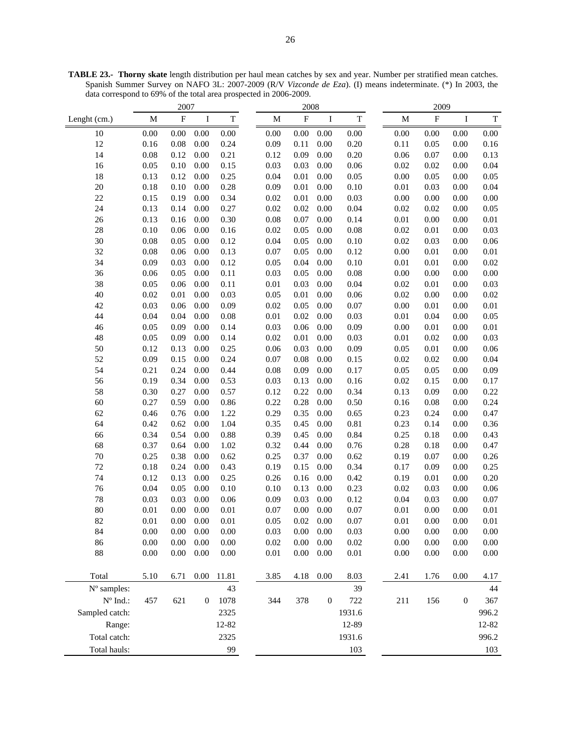**TABLE 23.- Thorny skate** length distribution per haul mean catches by sex and year. Number per stratified mean catches. Spanish Summer Survey on NAFO 3L: 2007-2009 (R/V *Vizconde de Eza*). (I) means indeterminate. (*) In 2003, the data correspond to 69% of the total area prospected in 2006-2009.

| | 2007 | | | | 2008 | | | | 2009 | | | |
|---|---|---|---|---|---|---|---|---|---|---|---|---|
| Lenght (cm.) | M | F | I | T | M | F | I | T | M | F | I | T |
| 10 | 0.00 | 0.00 | 0.00 | 0.00 | 0.00 | 0.00 | 0.00 | 0.00 | 0.00 | 0.00 | 0.00 | 0.00 |
| 12 | 0.16 | 0.08 | 0.00 | 0.24 | 0.09 | 0.11 | 0.00 | 0.20 | 0.11 | 0.05 | 0.00 | 0.16 |
| 14 | 0.08 | 0.12 | 0.00 | 0.21 | 0.12 | 0.09 | 0.00 | 0.20 | 0.06 | 0.07 | 0.00 | 0.13 |
| 16 | 0.05 | 0.10 | 0.00 | 0.15 | 0.03 | 0.03 | 0.00 | 0.06 | 0.02 | 0.02 | 0.00 | 0.04 |
| 18 | 0.13 | 0.12 | 0.00 | 0.25 | 0.04 | 0.01 | 0.00 | 0.05 | 0.00 | 0.05 | 0.00 | 0.05 |
| 20 | 0.18 | 0.10 | 0.00 | 0.28 | 0.09 | 0.01 | 0.00 | 0.10 | 0.01 | 0.03 | 0.00 | 0.04 |
| 22 | 0.15 | 0.19 | 0.00 | 0.34 | 0.02 | 0.01 | 0.00 | 0.03 | 0.00 | 0.00 | 0.00 | 0.00 |
| 24 | 0.13 | 0.14 | 0.00 | 0.27 | 0.02 | 0.02 | 0.00 | 0.04 | 0.02 | 0.02 | 0.00 | 0.05 |
| 26 | 0.13 | 0.16 | 0.00 | 0.30 | 0.08 | 0.07 | 0.00 | 0.14 | 0.01 | 0.00 | 0.00 | 0.01 |
| 28 | 0.10 | 0.06 | 0.00 | 0.16 | 0.02 | 0.05 | 0.00 | 0.08 | 0.02 | 0.01 | 0.00 | 0.03 |
| 30 | 0.08 | 0.05 | 0.00 | 0.12 | 0.04 | 0.05 | 0.00 | 0.10 | 0.02 | 0.03 | 0.00 | 0.06 |
| 32 | 0.08 | 0.06 | 0.00 | 0.13 | 0.07 | 0.05 | 0.00 | 0.12 | 0.00 | 0.01 | 0.00 | 0.01 |
| 34 | 0.09 | 0.03 | 0.00 | 0.12 | 0.05 | 0.04 | 0.00 | 0.10 | 0.01 | 0.01 | 0.00 | 0.02 |
| 36 | 0.06 | 0.05 | 0.00 | 0.11 | 0.03 | 0.05 | 0.00 | 0.08 | 0.00 | 0.00 | 0.00 | 0.00 |
| 38 | 0.05 | 0.06 | 0.00 | 0.11 | 0.01 | 0.03 | 0.00 | 0.04 | 0.02 | 0.01 | 0.00 | 0.03 |
| 40 | 0.02 | 0.01 | 0.00 | 0.03 | 0.05 | 0.01 | 0.00 | 0.06 | 0.02 | 0.00 | 0.00 | 0.02 |
| 42 | 0.03 | 0.06 | 0.00 | 0.09 | 0.02 | 0.05 | 0.00 | 0.07 | 0.00 | 0.01 | 0.00 | 0.01 |
| 44 | 0.04 | 0.04 | 0.00 | 0.08 | 0.01 | 0.02 | 0.00 | 0.03 | 0.01 | 0.04 | 0.00 | 0.05 |
| 46 | 0.05 | 0.09 | 0.00 | 0.14 | 0.03 | 0.06 | 0.00 | 0.09 | 0.00 | 0.01 | 0.00 | 0.01 |
| 48 | 0.05 | 0.09 | 0.00 | 0.14 | 0.02 | 0.01 | 0.00 | 0.03 | 0.01 | 0.02 | 0.00 | 0.03 |
| 50 | 0.12 | 0.13 | 0.00 | 0.25 | 0.06 | 0.03 | 0.00 | 0.09 | 0.05 | 0.01 | 0.00 | 0.06 |
| 52 | 0.09 | 0.15 | 0.00 | 0.24 | 0.07 | 0.08 | 0.00 | 0.15 | 0.02 | 0.02 | 0.00 | 0.04 |
| 54 | 0.21 | 0.24 | 0.00 | 0.44 | 0.08 | 0.09 | 0.00 | 0.17 | 0.05 | 0.05 | 0.00 | 0.09 |
| 56 | 0.19 | 0.34 | 0.00 | 0.53 | 0.03 | 0.13 | 0.00 | 0.16 | 0.02 | 0.15 | 0.00 | 0.17 |
| 58 | 0.30 | 0.27 | 0.00 | 0.57 | 0.12 | 0.22 | 0.00 | 0.34 | 0.13 | 0.09 | 0.00 | 0.22 |
| 60 | 0.27 | 0.59 | 0.00 | 0.86 | 0.22 | 0.28 | 0.00 | 0.50 | 0.16 | 0.08 | 0.00 | 0.24 |
| 62 | 0.46 | 0.76 | 0.00 | 1.22 | 0.29 | 0.35 | 0.00 | 0.65 | 0.23 | 0.24 | 0.00 | 0.47 |
| 64 | 0.42 | 0.62 | 0.00 | 1.04 | 0.35 | 0.45 | 0.00 | 0.81 | 0.23 | 0.14 | 0.00 | 0.36 |
| 66 | 0.34 | 0.54 | 0.00 | 0.88 | 0.39 | 0.45 | 0.00 | 0.84 | 0.25 | 0.18 | 0.00 | 0.43 |
| 68 | 0.37 | 0.64 | 0.00 | 1.02 | 0.32 | 0.44 | 0.00 | 0.76 | 0.28 | 0.18 | 0.00 | 0.47 |
| 70 | 0.25 | 0.38 | 0.00 | 0.62 | 0.25 | 0.37 | 0.00 | 0.62 | 0.19 | 0.07 | 0.00 | 0.26 |
| 72 | 0.18 | 0.24 | 0.00 | 0.43 | 0.19 | 0.15 | 0.00 | 0.34 | 0.17 | 0.09 | 0.00 | 0.25 |
| 74 | 0.12 | 0.13 | 0.00 | 0.25 | 0.26 | 0.16 | 0.00 | 0.42 | 0.19 | 0.01 | 0.00 | 0.20 |
| 76 | 0.04 | 0.05 | 0.00 | 0.10 | 0.10 | 0.13 | 0.00 | 0.23 | 0.02 | 0.03 | 0.00 | 0.06 |
| 78 | 0.03 | 0.03 | 0.00 | 0.06 | 0.09 | 0.03 | 0.00 | 0.12 | 0.04 | 0.03 | 0.00 | 0.07 |
| 80 | 0.01 | 0.00 | 0.00 | 0.01 | 0.07 | 0.00 | 0.00 | 0.07 | 0.01 | 0.00 | 0.00 | 0.01 |
| 82 | 0.01 | 0.00 | 0.00 | 0.01 | 0.05 | 0.02 | 0.00 | 0.07 | 0.01 | 0.00 | 0.00 | 0.01 |
| 84 | 0.00 | 0.00 | 0.00 | 0.00 | 0.03 | 0.00 | 0.00 | 0.03 | 0.00 | 0.00 | 0.00 | 0.00 |
| 86 | 0.00 | 0.00 | 0.00 | 0.00 | 0.02 | 0.00 | 0.00 | 0.02 | 0.00 | 0.00 | 0.00 | 0.00 |
| 88 | 0.00 | 0.00 | 0.00 | 0.00 | 0.01 | 0.00 | 0.00 | 0.01 | 0.00 | 0.00 | 0.00 | 0.00 |
| Total | 5.10 | 6.71 | 0.00 | 11.81 | 3.85 | 4.18 | 0.00 | 8.03 | 2.41 | 1.76 | 0.00 | 4.17 |
| Nº samples: | | | | 43 | | | | 39 | | | | 44 |
| Nº Ind.: | 457 | 621 | 0 | 1078 | 344 | 378 | 0 | 722 | 211 | 156 | 0 | 367 |
| Sampled catch: | | | | 2325 | | | | 1931.6 | | | | 996.2 |
| Range: | | | | 12-82 | | | | 12-89 | | | | 12-82 |
| Total catch: | | | | 2325 | | | | 1931.6 | | | | 996.2 |
| Total hauls: | | | | 99 | | | | 103 | | | | 103 |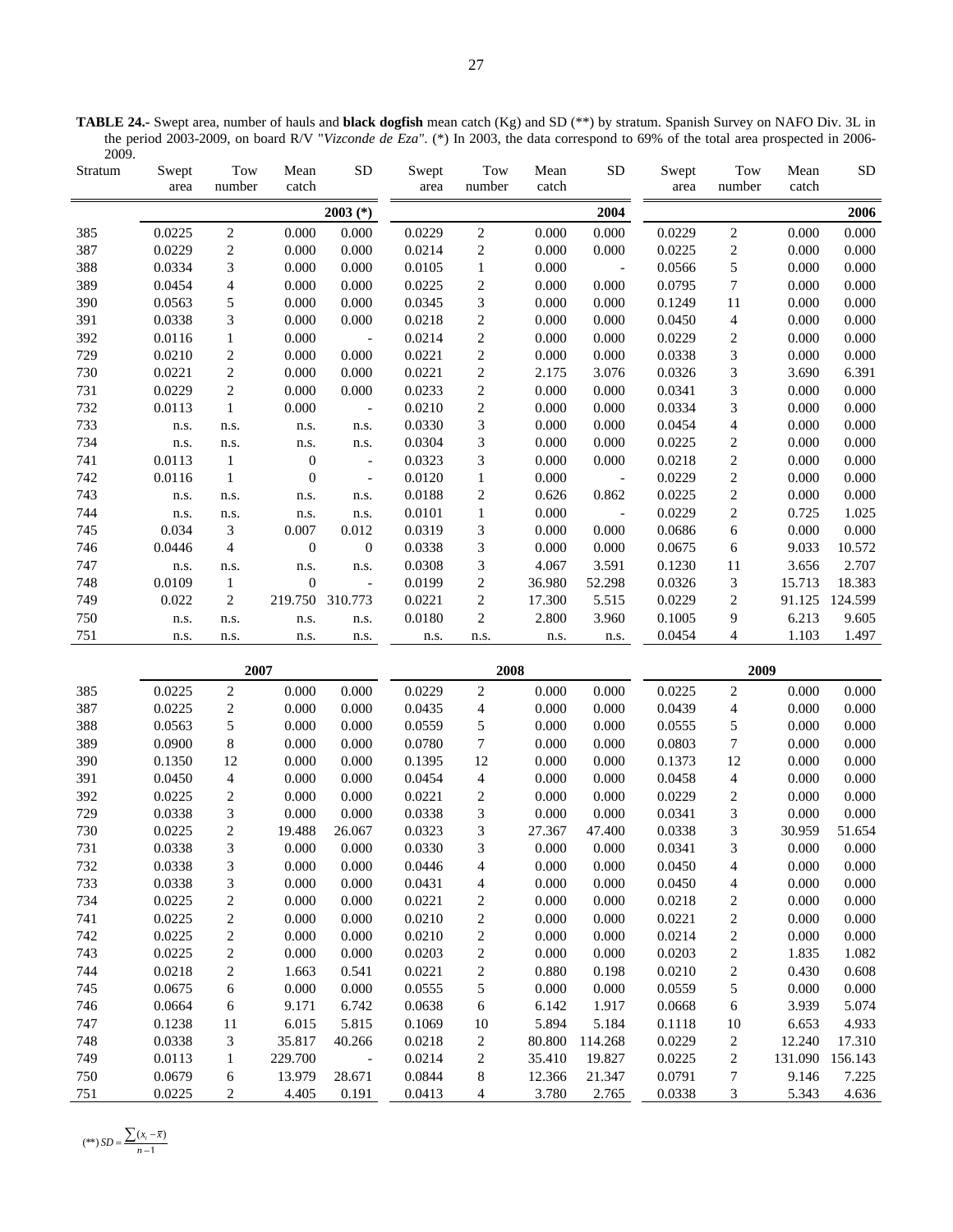**TABLE 24.-** Swept area, number of hauls and **black dogfish** mean catch (Kg) and SD (**) by stratum. Spanish Survey on NAFO Div. 3L in the period 2003-2009, on board R/V "*Vizconde de Eza*". (*) In 2003, the data correspond to 69% of the total area prospected in 2006-2009.

| Stratum | Swept area | Tow number | Mean catch | SD | Swept area | Tow number | Mean catch | SD | Swept area | Tow number | Mean catch | SD |
|---|---|---|---|---|---|---|---|---|---|---|---|---|
| | | | | 2003 (*) | | | | 2004 | | | | 2006 |
| 385 | 0.0225 | 2 | 0.000 | 0.000 | 0.0229 | 2 | 0.000 | 0.000 | 0.0229 | 2 | 0.000 | 0.000 |
| 387 | 0.0229 | 2 | 0.000 | 0.000 | 0.0214 | 2 | 0.000 | 0.000 | 0.0225 | 2 | 0.000 | 0.000 |
| 388 | 0.0334 | 3 | 0.000 | 0.000 | 0.0105 | 1 | 0.000 | - | 0.0566 | 5 | 0.000 | 0.000 |
| 389 | 0.0454 | 4 | 0.000 | 0.000 | 0.0225 | 2 | 0.000 | 0.000 | 0.0795 | 7 | 0.000 | 0.000 |
| 390 | 0.0563 | 5 | 0.000 | 0.000 | 0.0345 | 3 | 0.000 | 0.000 | 0.1249 | 11 | 0.000 | 0.000 |
| 391 | 0.0338 | 3 | 0.000 | 0.000 | 0.0218 | 2 | 0.000 | 0.000 | 0.0450 | 4 | 0.000 | 0.000 |
| 392 | 0.0116 | 1 | 0.000 | - | 0.0214 | 2 | 0.000 | 0.000 | 0.0229 | 2 | 0.000 | 0.000 |
| 729 | 0.0210 | 2 | 0.000 | 0.000 | 0.0221 | 2 | 0.000 | 0.000 | 0.0338 | 3 | 0.000 | 0.000 |
| 730 | 0.0221 | 2 | 0.000 | 0.000 | 0.0221 | 2 | 2.175 | 3.076 | 0.0326 | 3 | 3.690 | 6.391 |
| 731 | 0.0229 | 2 | 0.000 | 0.000 | 0.0233 | 2 | 0.000 | 0.000 | 0.0341 | 3 | 0.000 | 0.000 |
| 732 | 0.0113 | 1 | 0.000 | - | 0.0210 | 2 | 0.000 | 0.000 | 0.0334 | 3 | 0.000 | 0.000 |
| 733 | n.s. | n.s. | n.s. | n.s. | 0.0330 | 3 | 0.000 | 0.000 | 0.0454 | 4 | 0.000 | 0.000 |
| 734 | n.s. | n.s. | n.s. | n.s. | 0.0304 | 3 | 0.000 | 0.000 | 0.0225 | 2 | 0.000 | 0.000 |
| 741 | 0.0113 | 1 | 0 | - | 0.0323 | 3 | 0.000 | 0.000 | 0.0218 | 2 | 0.000 | 0.000 |
| 742 | 0.0116 | 1 | 0 | - | 0.0120 | 1 | 0.000 | - | 0.0229 | 2 | 0.000 | 0.000 |
| 743 | n.s. | n.s. | n.s. | n.s. | 0.0188 | 2 | 0.626 | 0.862 | 0.0225 | 2 | 0.000 | 0.000 |
| 744 | n.s. | n.s. | n.s. | n.s. | 0.0101 | 1 | 0.000 | - | 0.0229 | 2 | 0.725 | 1.025 |
| 745 | 0.034 | 3 | 0.007 | 0.012 | 0.0319 | 3 | 0.000 | 0.000 | 0.0686 | 6 | 0.000 | 0.000 |
| 746 | 0.0446 | 4 | 0 | 0 | 0.0338 | 3 | 0.000 | 0.000 | 0.0675 | 6 | 9.033 | 10.572 |
| 747 | n.s. | n.s. | n.s. | n.s. | 0.0308 | 3 | 4.067 | 3.591 | 0.1230 | 11 | 3.656 | 2.707 |
| 748 | 0.0109 | 1 | 0 | - | 0.0199 | 2 | 36.980 | 52.298 | 0.0326 | 3 | 15.713 | 18.383 |
| 749 | 0.022 | 2 | 219.750 | 310.773 | 0.0221 | 2 | 17.300 | 5.515 | 0.0229 | 2 | 91.125 | 124.599 |
| 750 | n.s. | n.s. | n.s. | n.s. | 0.0180 | 2 | 2.800 | 3.960 | 0.1005 | 9 | 6.213 | 9.605 |
| 751 | n.s. | n.s. | n.s. | n.s. | n.s. | n.s. | n.s. | n.s. | 0.0454 | 4 | 1.103 | 1.497 |
| | 2007 | | | | 2008 | | | | 2009 | | | |
| 385 | 0.0225 | 2 | 0.000 | 0.000 | 0.0229 | 2 | 0.000 | 0.000 | 0.0225 | 2 | 0.000 | 0.000 |
| 387 | 0.0225 | 2 | 0.000 | 0.000 | 0.0435 | 4 | 0.000 | 0.000 | 0.0439 | 4 | 0.000 | 0.000 |
| 388 | 0.0563 | 5 | 0.000 | 0.000 | 0.0559 | 5 | 0.000 | 0.000 | 0.0555 | 5 | 0.000 | 0.000 |
| 389 | 0.0900 | 8 | 0.000 | 0.000 | 0.0780 | 7 | 0.000 | 0.000 | 0.0803 | 7 | 0.000 | 0.000 |
| 390 | 0.1350 | 12 | 0.000 | 0.000 | 0.1395 | 12 | 0.000 | 0.000 | 0.1373 | 12 | 0.000 | 0.000 |
| 391 | 0.0450 | 4 | 0.000 | 0.000 | 0.0454 | 4 | 0.000 | 0.000 | 0.0458 | 4 | 0.000 | 0.000 |
| 392 | 0.0225 | 2 | 0.000 | 0.000 | 0.0221 | 2 | 0.000 | 0.000 | 0.0229 | 2 | 0.000 | 0.000 |
| 729 | 0.0338 | 3 | 0.000 | 0.000 | 0.0338 | 3 | 0.000 | 0.000 | 0.0341 | 3 | 0.000 | 0.000 |
| 730 | 0.0225 | 2 | 19.488 | 26.067 | 0.0323 | 3 | 27.367 | 47.400 | 0.0338 | 3 | 30.959 | 51.654 |
| 731 | 0.0338 | 3 | 0.000 | 0.000 | 0.0330 | 3 | 0.000 | 0.000 | 0.0341 | 3 | 0.000 | 0.000 |
| 732 | 0.0338 | 3 | 0.000 | 0.000 | 0.0446 | 4 | 0.000 | 0.000 | 0.0450 | 4 | 0.000 | 0.000 |
| 733 | 0.0338 | 3 | 0.000 | 0.000 | 0.0431 | 4 | 0.000 | 0.000 | 0.0450 | 4 | 0.000 | 0.000 |
| 734 | 0.0225 | 2 | 0.000 | 0.000 | 0.0221 | 2 | 0.000 | 0.000 | 0.0218 | 2 | 0.000 | 0.000 |
| 741 | 0.0225 | 2 | 0.000 | 0.000 | 0.0210 | 2 | 0.000 | 0.000 | 0.0221 | 2 | 0.000 | 0.000 |
| 742 | 0.0225 | 2 | 0.000 | 0.000 | 0.0210 | 2 | 0.000 | 0.000 | 0.0214 | 2 | 0.000 | 0.000 |
| 743 | 0.0225 | 2 | 0.000 | 0.000 | 0.0203 | 2 | 0.000 | 0.000 | 0.0203 | 2 | 1.835 | 1.082 |
| 744 | 0.0218 | 2 | 1.663 | 0.541 | 0.0221 | 2 | 0.880 | 0.198 | 0.0210 | 2 | 0.430 | 0.608 |
| 745 | 0.0675 | 6 | 0.000 | 0.000 | 0.0555 | 5 | 0.000 | 0.000 | 0.0559 | 5 | 0.000 | 0.000 |
| 746 | 0.0664 | 6 | 9.171 | 6.742 | 0.0638 | 6 | 6.142 | 1.917 | 0.0668 | 6 | 3.939 | 5.074 |
| 747 | 0.1238 | 11 | 6.015 | 5.815 | 0.1069 | 10 | 5.894 | 5.184 | 0.1118 | 10 | 6.653 | 4.933 |
| 748 | 0.0338 | 3 | 35.817 | 40.266 | 0.0218 | 2 | 80.800 | 114.268 | 0.0229 | 2 | 12.240 | 17.310 |
| 749 | 0.0113 | 1 | 229.700 | - | 0.0214 | 2 | 35.410 | 19.827 | 0.0225 | 2 | 131.090 | 156.143 |
| 750 | 0.0679 | 6 | 13.979 | 28.671 | 0.0844 | 8 | 12.366 | 21.347 | 0.0791 | 7 | 9.146 | 7.225 |
| 751 | 0.0225 | 2 | 4.405 | 0.191 | 0.0413 | 4 | 3.780 | 2.765 | 0.0338 | 3 | 5.343 | 4.636 |

(**) $SD = \frac{\sum(x_i - \bar{x})}{n-1}$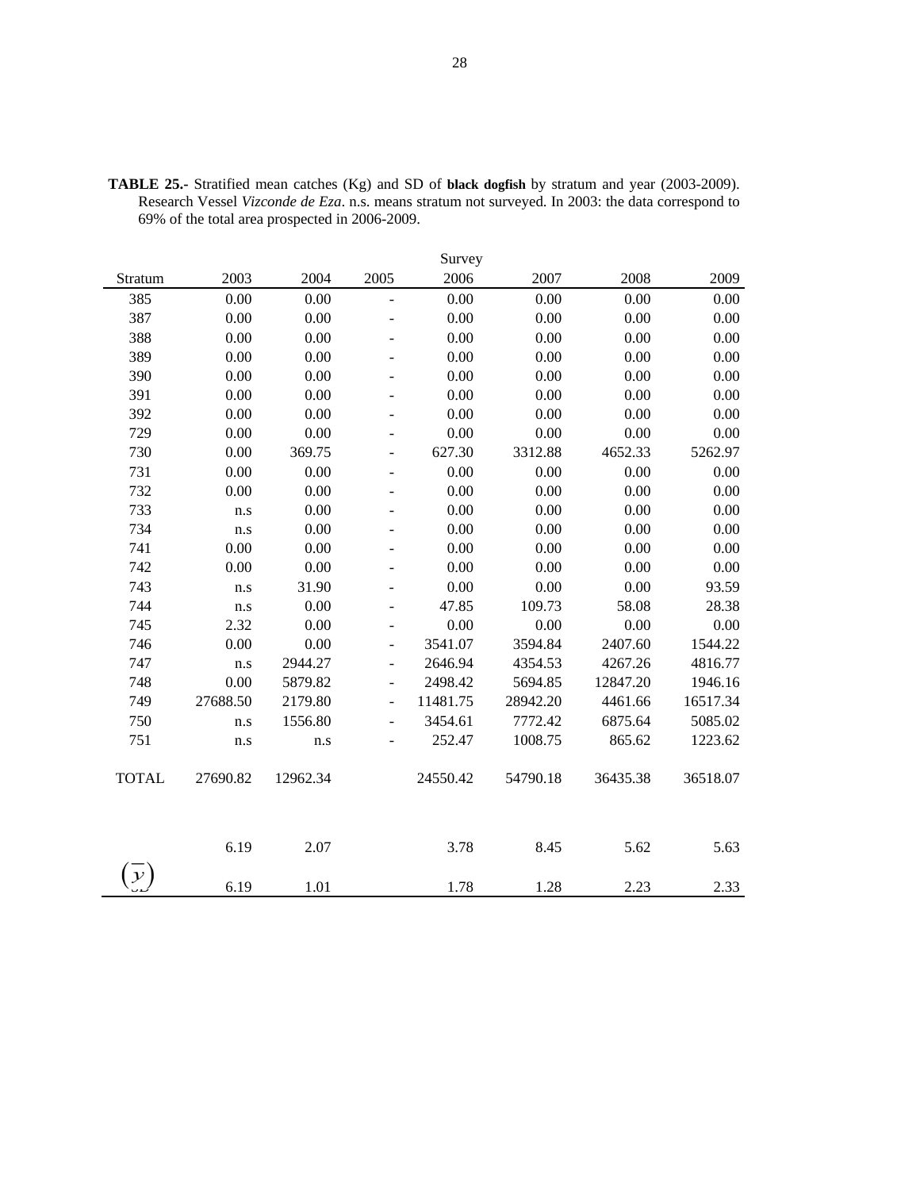**TABLE 25.-** Stratified mean catches (Kg) and SD of **black dogfish** by stratum and year (2003-2009). Research Vessel *Vizconde de Eza*. n.s. means stratum not surveyed. In 2003: the data correspond to 69% of the total area prospected in 2006-2009.

| | Survey | | | | | | |
|---|---|---|---|---|---|---|---|
| Stratum | 2003 | 2004 | 2005 | 2006 | 2007 | 2008 | 2009 |
| 385 | 0.00 | 0.00 | - | 0.00 | 0.00 | 0.00 | 0.00 |
| 387 | 0.00 | 0.00 | - | 0.00 | 0.00 | 0.00 | 0.00 |
| 388 | 0.00 | 0.00 | - | 0.00 | 0.00 | 0.00 | 0.00 |
| 389 | 0.00 | 0.00 | - | 0.00 | 0.00 | 0.00 | 0.00 |
| 390 | 0.00 | 0.00 | - | 0.00 | 0.00 | 0.00 | 0.00 |
| 391 | 0.00 | 0.00 | - | 0.00 | 0.00 | 0.00 | 0.00 |
| 392 | 0.00 | 0.00 | - | 0.00 | 0.00 | 0.00 | 0.00 |
| 729 | 0.00 | 0.00 | - | 0.00 | 0.00 | 0.00 | 0.00 |
| 730 | 0.00 | 369.75 | - | 627.30 | 3312.88 | 4652.33 | 5262.97 |
| 731 | 0.00 | 0.00 | - | 0.00 | 0.00 | 0.00 | 0.00 |
| 732 | 0.00 | 0.00 | - | 0.00 | 0.00 | 0.00 | 0.00 |
| 733 | n.s | 0.00 | - | 0.00 | 0.00 | 0.00 | 0.00 |
| 734 | n.s | 0.00 | - | 0.00 | 0.00 | 0.00 | 0.00 |
| 741 | 0.00 | 0.00 | - | 0.00 | 0.00 | 0.00 | 0.00 |
| 742 | 0.00 | 0.00 | - | 0.00 | 0.00 | 0.00 | 0.00 |
| 743 | n.s | 31.90 | - | 0.00 | 0.00 | 0.00 | 93.59 |
| 744 | n.s | 0.00 | - | 47.85 | 109.73 | 58.08 | 28.38 |
| 745 | 2.32 | 0.00 | - | 0.00 | 0.00 | 0.00 | 0.00 |
| 746 | 0.00 | 0.00 | - | 3541.07 | 3594.84 | 2407.60 | 1544.22 |
| 747 | n.s | 2944.27 | - | 2646.94 | 4354.53 | 4267.26 | 4816.77 |
| 748 | 0.00 | 5879.82 | - | 2498.42 | 5694.85 | 12847.20 | 1946.16 |
| 749 | 27688.50 | 2179.80 | - | 11481.75 | 28942.20 | 4461.66 | 16517.34 |
| 750 | n.s | 1556.80 | - | 3454.61 | 7772.42 | 6875.64 | 5085.02 |
| 751 | n.s | n.s | - | 252.47 | 1008.75 | 865.62 | 1223.62 |
| TOTAL | 27690.82 | 12962.34 | | 24550.42 | 54790.18 | 36435.38 | 36518.07 |
| $\bar{y}$ | 6.19 | 2.07 | | 3.78 | 8.45 | 5.62 | 5.63 |
| SD | 6.19 | 1.01 | | 1.78 | 1.28 | 2.23 | 2.33 |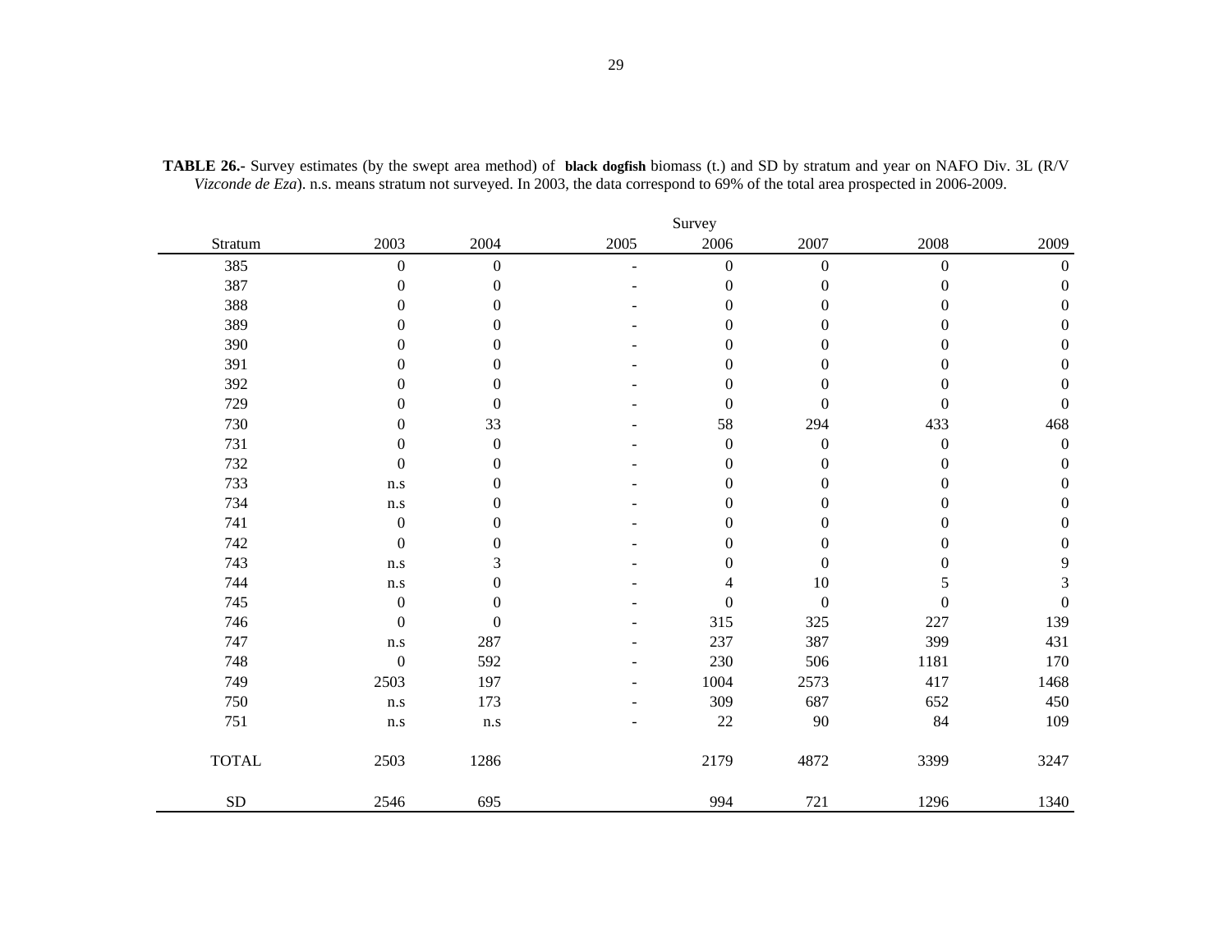**TABLE 26.-** Survey estimates (by the swept area method) of **black dogfish** biomass (t.) and SD by stratum and year on NAFO Div. 3L (R/V *Vizconde de Eza*). n.s. means stratum not surveyed. In 2003, the data correspond to 69% of the total area prospected in 2006-2009.

| | Survey | | | | | | |
|---|---|---|---|---|---|---|---|
| Stratum | 2003 | 2004 | 2005 | 2006 | 2007 | 2008 | 2009 |
| 385 | 0 | 0 | - | 0 | 0 | 0 | 0 |
| 387 | 0 | 0 | - | 0 | 0 | 0 | 0 |
| 388 | 0 | 0 | - | 0 | 0 | 0 | 0 |
| 389 | 0 | 0 | - | 0 | 0 | 0 | 0 |
| 390 | 0 | 0 | - | 0 | 0 | 0 | 0 |
| 391 | 0 | 0 | - | 0 | 0 | 0 | 0 |
| 392 | 0 | 0 | - | 0 | 0 | 0 | 0 |
| 729 | 0 | 0 | - | 0 | 0 | 0 | 0 |
| 730 | 0 | 33 | - | 58 | 294 | 433 | 468 |
| 731 | 0 | 0 | - | 0 | 0 | 0 | 0 |
| 732 | 0 | 0 | - | 0 | 0 | 0 | 0 |
| 733 | n.s | 0 | - | 0 | 0 | 0 | 0 |
| 734 | n.s | 0 | - | 0 | 0 | 0 | 0 |
| 741 | 0 | 0 | - | 0 | 0 | 0 | 0 |
| 742 | 0 | 0 | - | 0 | 0 | 0 | 0 |
| 743 | n.s | 3 | - | 0 | 0 | 0 | 9 |
| 744 | n.s | 0 | - | 4 | 10 | 5 | 3 |
| 745 | 0 | 0 | - | 0 | 0 | 0 | 0 |
| 746 | 0 | 0 | - | 315 | 325 | 227 | 139 |
| 747 | n.s | 287 | - | 237 | 387 | 399 | 431 |
| 748 | 0 | 592 | - | 230 | 506 | 1181 | 170 |
| 749 | 2503 | 197 | - | 1004 | 2573 | 417 | 1468 |
| 750 | n.s | 173 | - | 309 | 687 | 652 | 450 |
| 751 | n.s | n.s | - | 22 | 90 | 84 | 109 |
| TOTAL | 2503 | 1286 | | 2179 | 4872 | 3399 | 3247 |
| SD | 2546 | 695 | | 994 | 721 | 1296 | 1340 |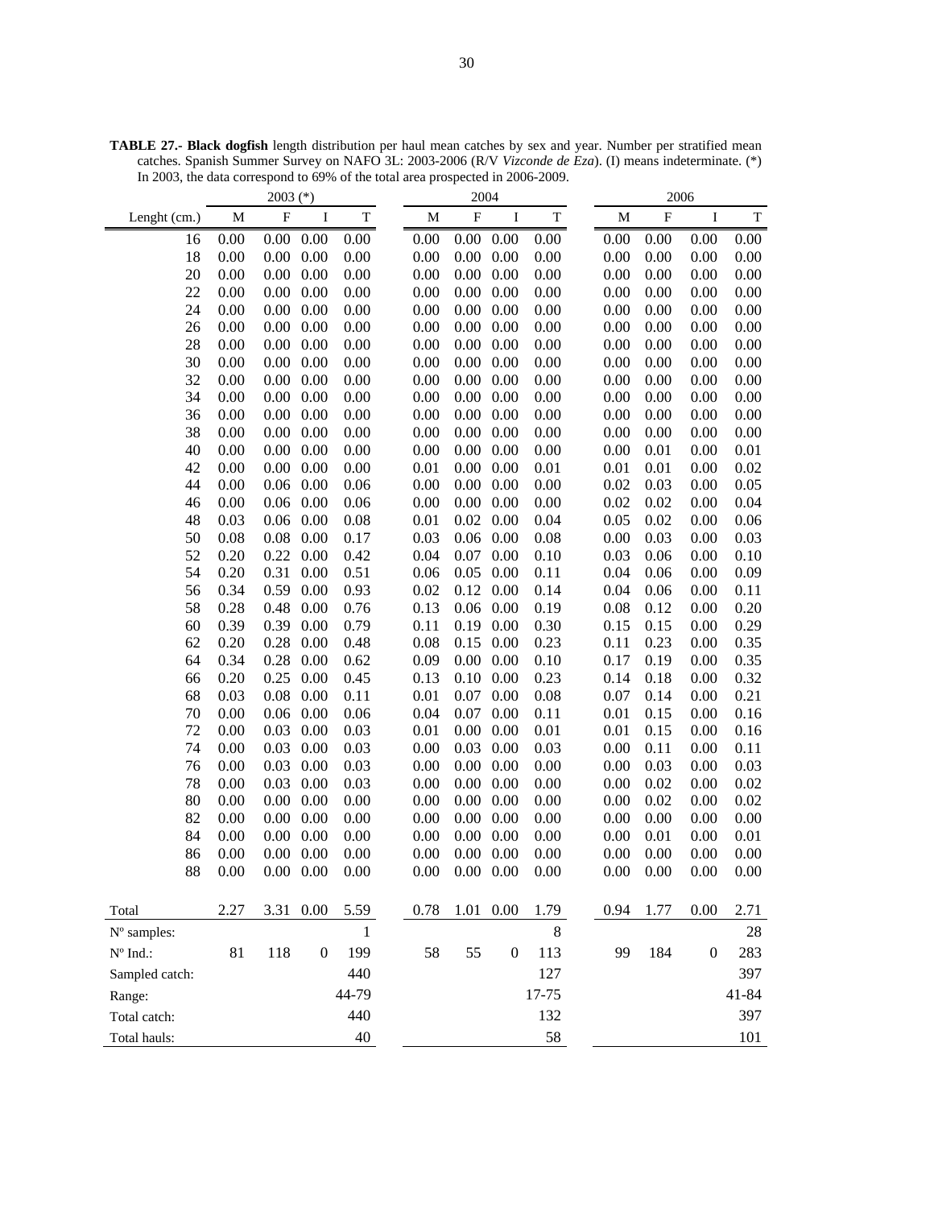**TABLE 27.- Black dogfish** length distribution per haul mean catches by sex and year. Number per stratified mean catches. Spanish Summer Survey on NAFO 3L: 2003-2006 (R/V *Vizconde de Eza*). (I) means indeterminate. (*) In 2003, the data correspond to 69% of the total area prospected in 2006-2009.

| | 2003 (*) | | | | 2004 | | | | 2006 | | | |
|---|---|---|---|---|---|---|---|---|---|---|---|---|
| Lenght (cm.) | M | F | I | T | M | F | I | T | M | F | I | T |
| 16 | 0.00 | 0.00 | 0.00 | 0.00 | 0.00 | 0.00 | 0.00 | 0.00 | 0.00 | 0.00 | 0.00 | 0.00 |
| 18 | 0.00 | 0.00 | 0.00 | 0.00 | 0.00 | 0.00 | 0.00 | 0.00 | 0.00 | 0.00 | 0.00 | 0.00 |
| 20 | 0.00 | 0.00 | 0.00 | 0.00 | 0.00 | 0.00 | 0.00 | 0.00 | 0.00 | 0.00 | 0.00 | 0.00 |
| 22 | 0.00 | 0.00 | 0.00 | 0.00 | 0.00 | 0.00 | 0.00 | 0.00 | 0.00 | 0.00 | 0.00 | 0.00 |
| 24 | 0.00 | 0.00 | 0.00 | 0.00 | 0.00 | 0.00 | 0.00 | 0.00 | 0.00 | 0.00 | 0.00 | 0.00 |
| 26 | 0.00 | 0.00 | 0.00 | 0.00 | 0.00 | 0.00 | 0.00 | 0.00 | 0.00 | 0.00 | 0.00 | 0.00 |
| 28 | 0.00 | 0.00 | 0.00 | 0.00 | 0.00 | 0.00 | 0.00 | 0.00 | 0.00 | 0.00 | 0.00 | 0.00 |
| 30 | 0.00 | 0.00 | 0.00 | 0.00 | 0.00 | 0.00 | 0.00 | 0.00 | 0.00 | 0.00 | 0.00 | 0.00 |
| 32 | 0.00 | 0.00 | 0.00 | 0.00 | 0.00 | 0.00 | 0.00 | 0.00 | 0.00 | 0.00 | 0.00 | 0.00 |
| 34 | 0.00 | 0.00 | 0.00 | 0.00 | 0.00 | 0.00 | 0.00 | 0.00 | 0.00 | 0.00 | 0.00 | 0.00 |
| 36 | 0.00 | 0.00 | 0.00 | 0.00 | 0.00 | 0.00 | 0.00 | 0.00 | 0.00 | 0.00 | 0.00 | 0.00 |
| 38 | 0.00 | 0.00 | 0.00 | 0.00 | 0.00 | 0.00 | 0.00 | 0.00 | 0.00 | 0.00 | 0.00 | 0.00 |
| 40 | 0.00 | 0.00 | 0.00 | 0.00 | 0.00 | 0.00 | 0.00 | 0.00 | 0.00 | 0.01 | 0.00 | 0.01 |
| 42 | 0.00 | 0.00 | 0.00 | 0.00 | 0.01 | 0.00 | 0.00 | 0.01 | 0.01 | 0.01 | 0.00 | 0.02 |
| 44 | 0.00 | 0.06 | 0.00 | 0.06 | 0.00 | 0.00 | 0.00 | 0.00 | 0.02 | 0.03 | 0.00 | 0.05 |
| 46 | 0.00 | 0.06 | 0.00 | 0.06 | 0.00 | 0.00 | 0.00 | 0.00 | 0.02 | 0.02 | 0.00 | 0.04 |
| 48 | 0.03 | 0.06 | 0.00 | 0.08 | 0.01 | 0.02 | 0.00 | 0.04 | 0.05 | 0.02 | 0.00 | 0.06 |
| 50 | 0.08 | 0.08 | 0.00 | 0.17 | 0.03 | 0.06 | 0.00 | 0.08 | 0.00 | 0.03 | 0.00 | 0.03 |
| 52 | 0.20 | 0.22 | 0.00 | 0.42 | 0.04 | 0.07 | 0.00 | 0.10 | 0.03 | 0.06 | 0.00 | 0.10 |
| 54 | 0.20 | 0.31 | 0.00 | 0.51 | 0.06 | 0.05 | 0.00 | 0.11 | 0.04 | 0.06 | 0.00 | 0.09 |
| 56 | 0.34 | 0.59 | 0.00 | 0.93 | 0.02 | 0.12 | 0.00 | 0.14 | 0.04 | 0.06 | 0.00 | 0.11 |
| 58 | 0.28 | 0.48 | 0.00 | 0.76 | 0.13 | 0.06 | 0.00 | 0.19 | 0.08 | 0.12 | 0.00 | 0.20 |
| 60 | 0.39 | 0.39 | 0.00 | 0.79 | 0.11 | 0.19 | 0.00 | 0.30 | 0.15 | 0.15 | 0.00 | 0.29 |
| 62 | 0.20 | 0.28 | 0.00 | 0.48 | 0.08 | 0.15 | 0.00 | 0.23 | 0.11 | 0.23 | 0.00 | 0.35 |
| 64 | 0.34 | 0.28 | 0.00 | 0.62 | 0.09 | 0.00 | 0.00 | 0.10 | 0.17 | 0.19 | 0.00 | 0.35 |
| 66 | 0.20 | 0.25 | 0.00 | 0.45 | 0.13 | 0.10 | 0.00 | 0.23 | 0.14 | 0.18 | 0.00 | 0.32 |
| 68 | 0.03 | 0.08 | 0.00 | 0.11 | 0.01 | 0.07 | 0.00 | 0.08 | 0.07 | 0.14 | 0.00 | 0.21 |
| 70 | 0.00 | 0.06 | 0.00 | 0.06 | 0.04 | 0.07 | 0.00 | 0.11 | 0.01 | 0.15 | 0.00 | 0.16 |
| 72 | 0.00 | 0.03 | 0.00 | 0.03 | 0.01 | 0.00 | 0.00 | 0.01 | 0.01 | 0.15 | 0.00 | 0.16 |
| 74 | 0.00 | 0.03 | 0.00 | 0.03 | 0.00 | 0.03 | 0.00 | 0.03 | 0.00 | 0.11 | 0.00 | 0.11 |
| 76 | 0.00 | 0.03 | 0.00 | 0.03 | 0.00 | 0.00 | 0.00 | 0.00 | 0.00 | 0.03 | 0.00 | 0.03 |
| 78 | 0.00 | 0.03 | 0.00 | 0.03 | 0.00 | 0.00 | 0.00 | 0.00 | 0.00 | 0.02 | 0.00 | 0.02 |
| 80 | 0.00 | 0.00 | 0.00 | 0.00 | 0.00 | 0.00 | 0.00 | 0.00 | 0.00 | 0.02 | 0.00 | 0.02 |
| 82 | 0.00 | 0.00 | 0.00 | 0.00 | 0.00 | 0.00 | 0.00 | 0.00 | 0.00 | 0.00 | 0.00 | 0.00 |
| 84 | 0.00 | 0.00 | 0.00 | 0.00 | 0.00 | 0.00 | 0.00 | 0.00 | 0.00 | 0.01 | 0.00 | 0.01 |
| 86 | 0.00 | 0.00 | 0.00 | 0.00 | 0.00 | 0.00 | 0.00 | 0.00 | 0.00 | 0.00 | 0.00 | 0.00 |
| 88 | 0.00 | 0.00 | 0.00 | 0.00 | 0.00 | 0.00 | 0.00 | 0.00 | 0.00 | 0.00 | 0.00 | 0.00 |
| Total | 2.27 | 3.31 | 0.00 | 5.59 | 0.78 | 1.01 | 0.00 | 1.79 | 0.94 | 1.77 | 0.00 | 2.71 |
| Nº samples: | | | | 1 | | | | 8 | | | | 28 |
| Nº Ind.: | 81 | 118 | 0 | 199 | 58 | 55 | 0 | 113 | 99 | 184 | 0 | 283 |
| Sampled catch: | | | | 440 | | | | 127 | | | | 397 |
| Range: | | | | 44-79 | | | | 17-75 | | | | 41-84 |
| Total catch: | | | | 440 | | | | 132 | | | | 397 |
| Total hauls: | | | | 40 | | | | 58 | | | | 101 |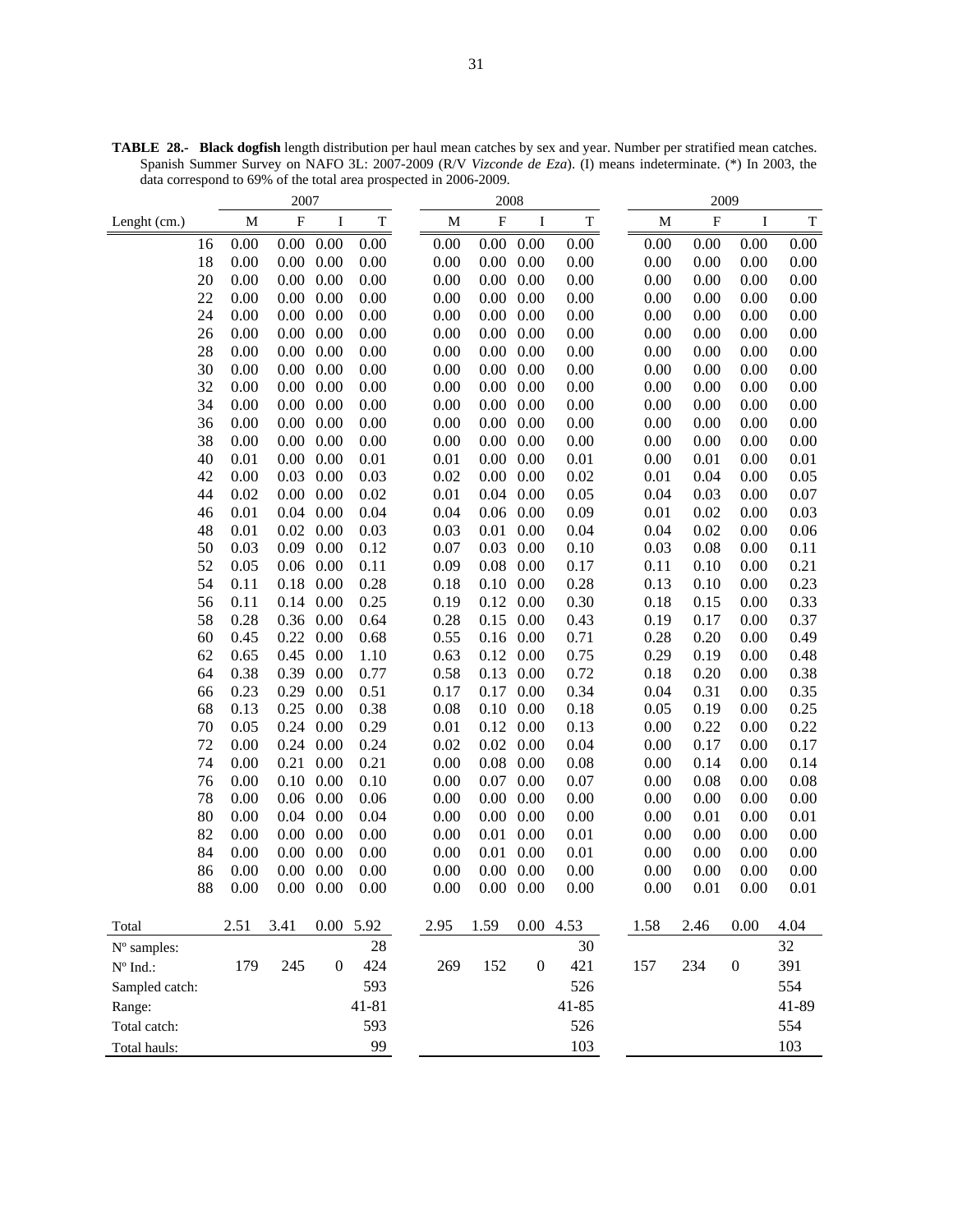**TABLE 28.- Black dogfish** length distribution per haul mean catches by sex and year. Number per stratified mean catches. Spanish Summer Survey on NAFO 3L: 2007-2009 (R/V *Vizconde de Eza*). (I) means indeterminate. (*) In 2003, the data correspond to 69% of the total area prospected in 2006-2009.

| | 2007 | | | | 2008 | | | | 2009 | | | |
|---|---|---|---|---|---|---|---|---|---|---|---|---|
| Lenght (cm.) | M | F | I | T | M | F | I | T | M | F | I | T |
| 16 | 0.00 | 0.00 | 0.00 | 0.00 | 0.00 | 0.00 | 0.00 | 0.00 | 0.00 | 0.00 | 0.00 | 0.00 |
| 18 | 0.00 | 0.00 | 0.00 | 0.00 | 0.00 | 0.00 | 0.00 | 0.00 | 0.00 | 0.00 | 0.00 | 0.00 |
| 20 | 0.00 | 0.00 | 0.00 | 0.00 | 0.00 | 0.00 | 0.00 | 0.00 | 0.00 | 0.00 | 0.00 | 0.00 |
| 22 | 0.00 | 0.00 | 0.00 | 0.00 | 0.00 | 0.00 | 0.00 | 0.00 | 0.00 | 0.00 | 0.00 | 0.00 |
| 24 | 0.00 | 0.00 | 0.00 | 0.00 | 0.00 | 0.00 | 0.00 | 0.00 | 0.00 | 0.00 | 0.00 | 0.00 |
| 26 | 0.00 | 0.00 | 0.00 | 0.00 | 0.00 | 0.00 | 0.00 | 0.00 | 0.00 | 0.00 | 0.00 | 0.00 |
| 28 | 0.00 | 0.00 | 0.00 | 0.00 | 0.00 | 0.00 | 0.00 | 0.00 | 0.00 | 0.00 | 0.00 | 0.00 |
| 30 | 0.00 | 0.00 | 0.00 | 0.00 | 0.00 | 0.00 | 0.00 | 0.00 | 0.00 | 0.00 | 0.00 | 0.00 |
| 32 | 0.00 | 0.00 | 0.00 | 0.00 | 0.00 | 0.00 | 0.00 | 0.00 | 0.00 | 0.00 | 0.00 | 0.00 |
| 34 | 0.00 | 0.00 | 0.00 | 0.00 | 0.00 | 0.00 | 0.00 | 0.00 | 0.00 | 0.00 | 0.00 | 0.00 |
| 36 | 0.00 | 0.00 | 0.00 | 0.00 | 0.00 | 0.00 | 0.00 | 0.00 | 0.00 | 0.00 | 0.00 | 0.00 |
| 38 | 0.00 | 0.00 | 0.00 | 0.00 | 0.00 | 0.00 | 0.00 | 0.00 | 0.00 | 0.00 | 0.00 | 0.00 |
| 40 | 0.01 | 0.00 | 0.00 | 0.01 | 0.01 | 0.00 | 0.00 | 0.01 | 0.00 | 0.01 | 0.00 | 0.01 |
| 42 | 0.00 | 0.03 | 0.00 | 0.03 | 0.02 | 0.00 | 0.00 | 0.02 | 0.01 | 0.04 | 0.00 | 0.05 |
| 44 | 0.02 | 0.00 | 0.00 | 0.02 | 0.01 | 0.04 | 0.00 | 0.05 | 0.04 | 0.03 | 0.00 | 0.07 |
| 46 | 0.01 | 0.04 | 0.00 | 0.04 | 0.04 | 0.06 | 0.00 | 0.09 | 0.01 | 0.02 | 0.00 | 0.03 |
| 48 | 0.01 | 0.02 | 0.00 | 0.03 | 0.03 | 0.01 | 0.00 | 0.04 | 0.04 | 0.02 | 0.00 | 0.06 |
| 50 | 0.03 | 0.09 | 0.00 | 0.12 | 0.07 | 0.03 | 0.00 | 0.10 | 0.03 | 0.08 | 0.00 | 0.11 |
| 52 | 0.05 | 0.06 | 0.00 | 0.11 | 0.09 | 0.08 | 0.00 | 0.17 | 0.11 | 0.10 | 0.00 | 0.21 |
| 54 | 0.11 | 0.18 | 0.00 | 0.28 | 0.18 | 0.10 | 0.00 | 0.28 | 0.13 | 0.10 | 0.00 | 0.23 |
| 56 | 0.11 | 0.14 | 0.00 | 0.25 | 0.19 | 0.12 | 0.00 | 0.30 | 0.18 | 0.15 | 0.00 | 0.33 |
| 58 | 0.28 | 0.36 | 0.00 | 0.64 | 0.28 | 0.15 | 0.00 | 0.43 | 0.19 | 0.17 | 0.00 | 0.37 |
| 60 | 0.45 | 0.22 | 0.00 | 0.68 | 0.55 | 0.16 | 0.00 | 0.71 | 0.28 | 0.20 | 0.00 | 0.49 |
| 62 | 0.65 | 0.45 | 0.00 | 1.10 | 0.63 | 0.12 | 0.00 | 0.75 | 0.29 | 0.19 | 0.00 | 0.48 |
| 64 | 0.38 | 0.39 | 0.00 | 0.77 | 0.58 | 0.13 | 0.00 | 0.72 | 0.18 | 0.20 | 0.00 | 0.38 |
| 66 | 0.23 | 0.29 | 0.00 | 0.51 | 0.17 | 0.17 | 0.00 | 0.34 | 0.04 | 0.31 | 0.00 | 0.35 |
| 68 | 0.13 | 0.25 | 0.00 | 0.38 | 0.08 | 0.10 | 0.00 | 0.18 | 0.05 | 0.19 | 0.00 | 0.25 |
| 70 | 0.05 | 0.24 | 0.00 | 0.29 | 0.01 | 0.12 | 0.00 | 0.13 | 0.00 | 0.22 | 0.00 | 0.22 |
| 72 | 0.00 | 0.24 | 0.00 | 0.24 | 0.02 | 0.02 | 0.00 | 0.04 | 0.00 | 0.17 | 0.00 | 0.17 |
| 74 | 0.00 | 0.21 | 0.00 | 0.21 | 0.00 | 0.08 | 0.00 | 0.08 | 0.00 | 0.14 | 0.00 | 0.14 |
| 76 | 0.00 | 0.10 | 0.00 | 0.10 | 0.00 | 0.07 | 0.00 | 0.07 | 0.00 | 0.08 | 0.00 | 0.08 |
| 78 | 0.00 | 0.06 | 0.00 | 0.06 | 0.00 | 0.00 | 0.00 | 0.00 | 0.00 | 0.00 | 0.00 | 0.00 |
| 80 | 0.00 | 0.04 | 0.00 | 0.04 | 0.00 | 0.00 | 0.00 | 0.00 | 0.00 | 0.01 | 0.00 | 0.01 |
| 82 | 0.00 | 0.00 | 0.00 | 0.00 | 0.00 | 0.01 | 0.00 | 0.01 | 0.00 | 0.00 | 0.00 | 0.00 |
| 84 | 0.00 | 0.00 | 0.00 | 0.00 | 0.00 | 0.01 | 0.00 | 0.01 | 0.00 | 0.00 | 0.00 | 0.00 |
| 86 | 0.00 | 0.00 | 0.00 | 0.00 | 0.00 | 0.00 | 0.00 | 0.00 | 0.00 | 0.00 | 0.00 | 0.00 |
| 88 | 0.00 | 0.00 | 0.00 | 0.00 | 0.00 | 0.00 | 0.00 | 0.00 | 0.00 | 0.01 | 0.00 | 0.01 |
| Total | 2.51 | 3.41 | 0.00 | 5.92 | 2.95 | 1.59 | 0.00 | 4.53 | 1.58 | 2.46 | 0.00 | 4.04 |
| Nº samples: | | | | 28 | | | | 30 | | | | 32 |
| Nº Ind.: | 179 | 245 | 0 | 424 | 269 | 152 | 0 | 421 | 157 | 234 | 0 | 391 |
| Sampled catch: | | | | 593 | | | | 526 | | | | 554 |
| Range: | | | | 41-81 | | | | 41-85 | | | | 41-89 |
| Total catch: | | | | 593 | | | | 526 | | | | 554 |
| Total hauls: | | | | 99 | | | | 103 | | | | 103 |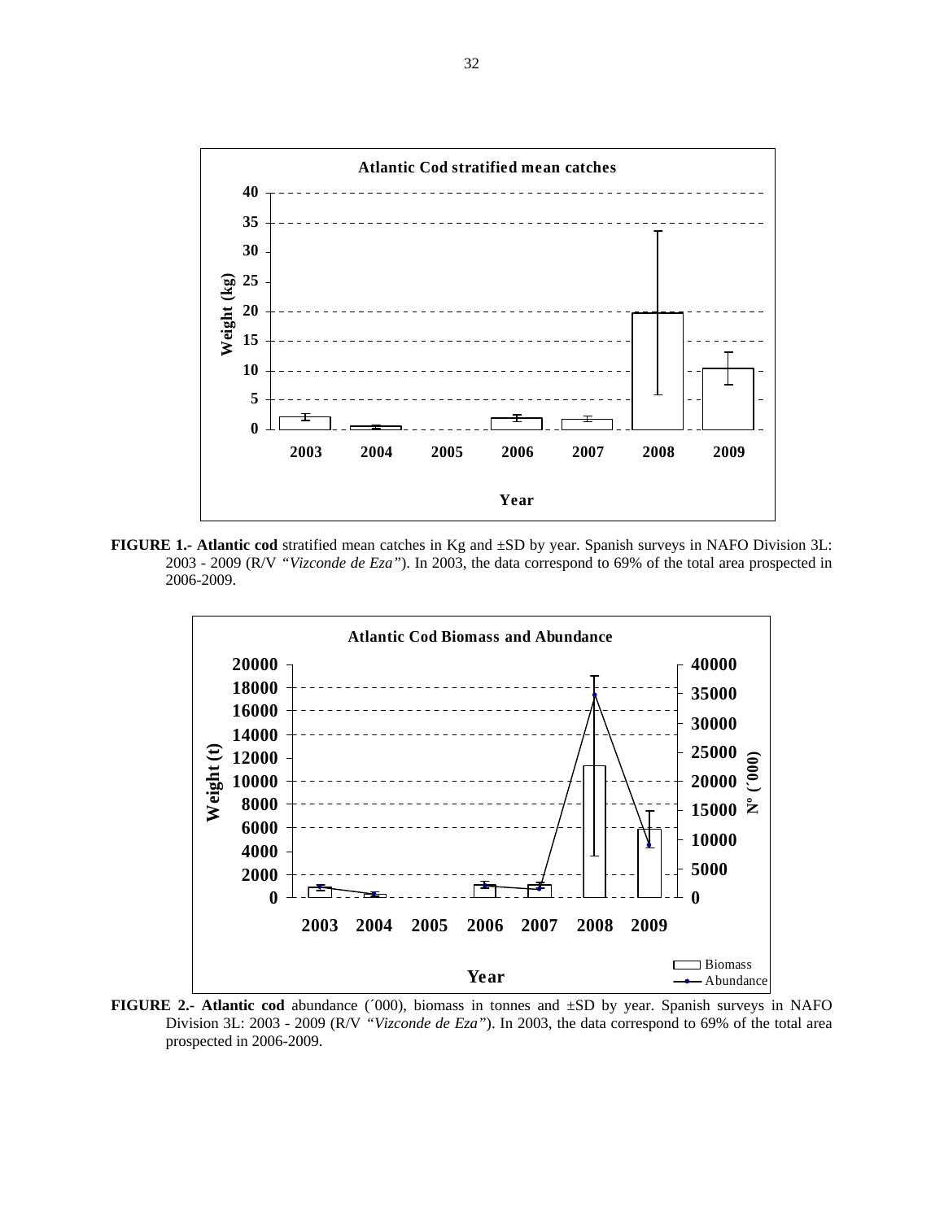**FIGURE 1.- Atlantic cod** stratified mean catches in Kg and ±SD by year. Spanish surveys in NAFO Division 3L: 2003 - 2009 (R/V *"Vizconde de Eza"*). In 2003, the data correspond to 69% of the total area prospected in 2006-2009.

**FIGURE 2.- Atlantic cod** abundance (´000), biomass in tonnes and ±SD by year. Spanish surveys in NAFO Division 3L: 2003 - 2009 (R/V *"Vizconde de Eza"*). In 2003, the data correspond to 69% of the total area prospected in 2006-2009.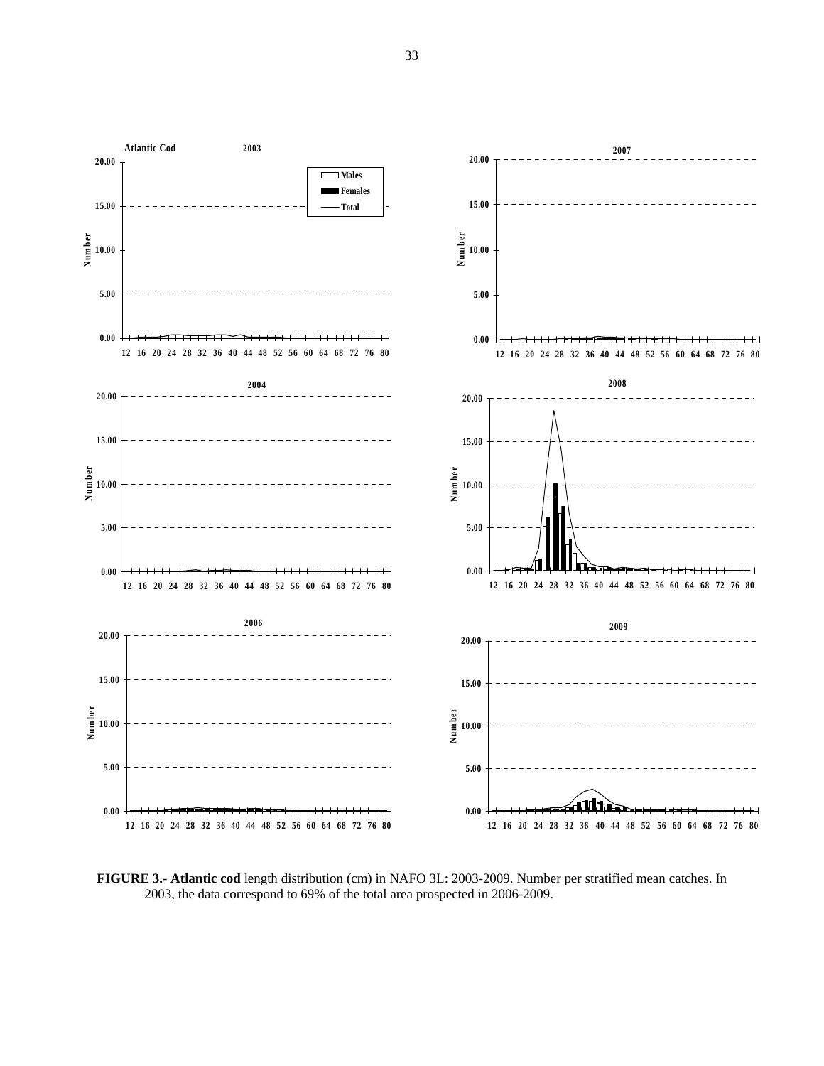**FIGURE 3.- Atlantic cod** length distribution (cm) in NAFO 3L: 2003-2009. Number per stratified mean catches. In 2003, the data correspond to 69% of the total area prospected in 2006-2009.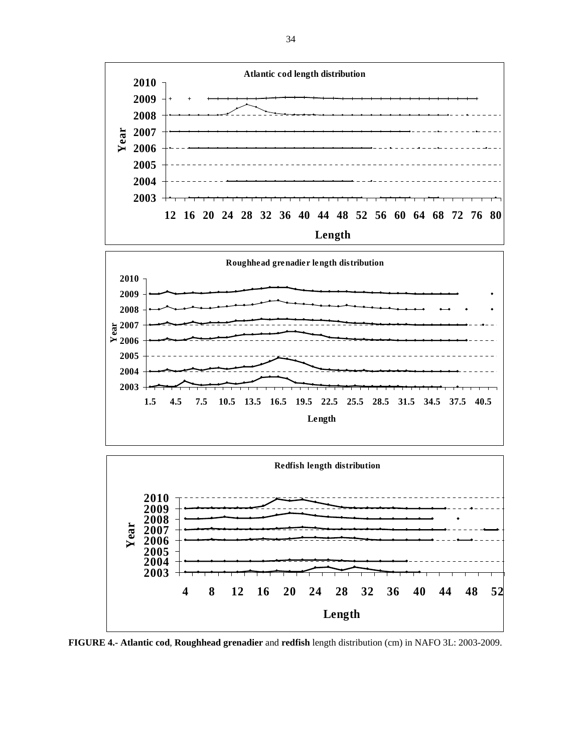Atlantic cod length distribution

Roughhead grenadier length distribution

Redfish length distribution

**FIGURE 4.- Atlantic cod**, **Roughhead grenadier** and **redfish** length distribution (cm) in NAFO 3L: 2003-2009.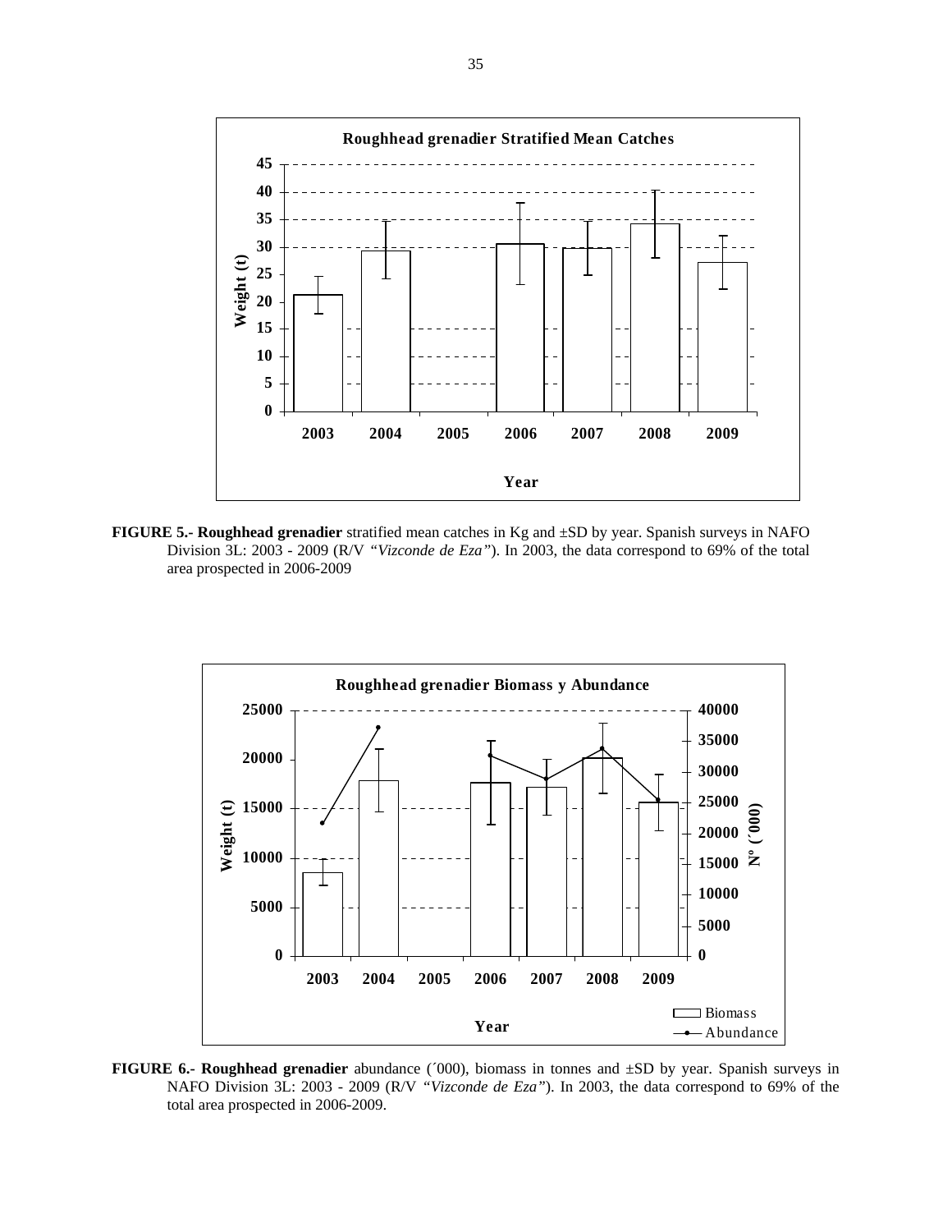**FIGURE 5.- Roughhead grenadier** stratified mean catches in Kg and ±SD by year. Spanish surveys in NAFO Division 3L: 2003 - 2009 (R/V *"Vizconde de Eza"*). In 2003, the data correspond to 69% of the total area prospected in 2006-2009

**FIGURE 6.- Roughhead grenadier** abundance (´000), biomass in tonnes and ±SD by year. Spanish surveys in NAFO Division 3L: 2003 - 2009 (R/V *"Vizconde de Eza"*). In 2003, the data correspond to 69% of the total area prospected in 2006-2009.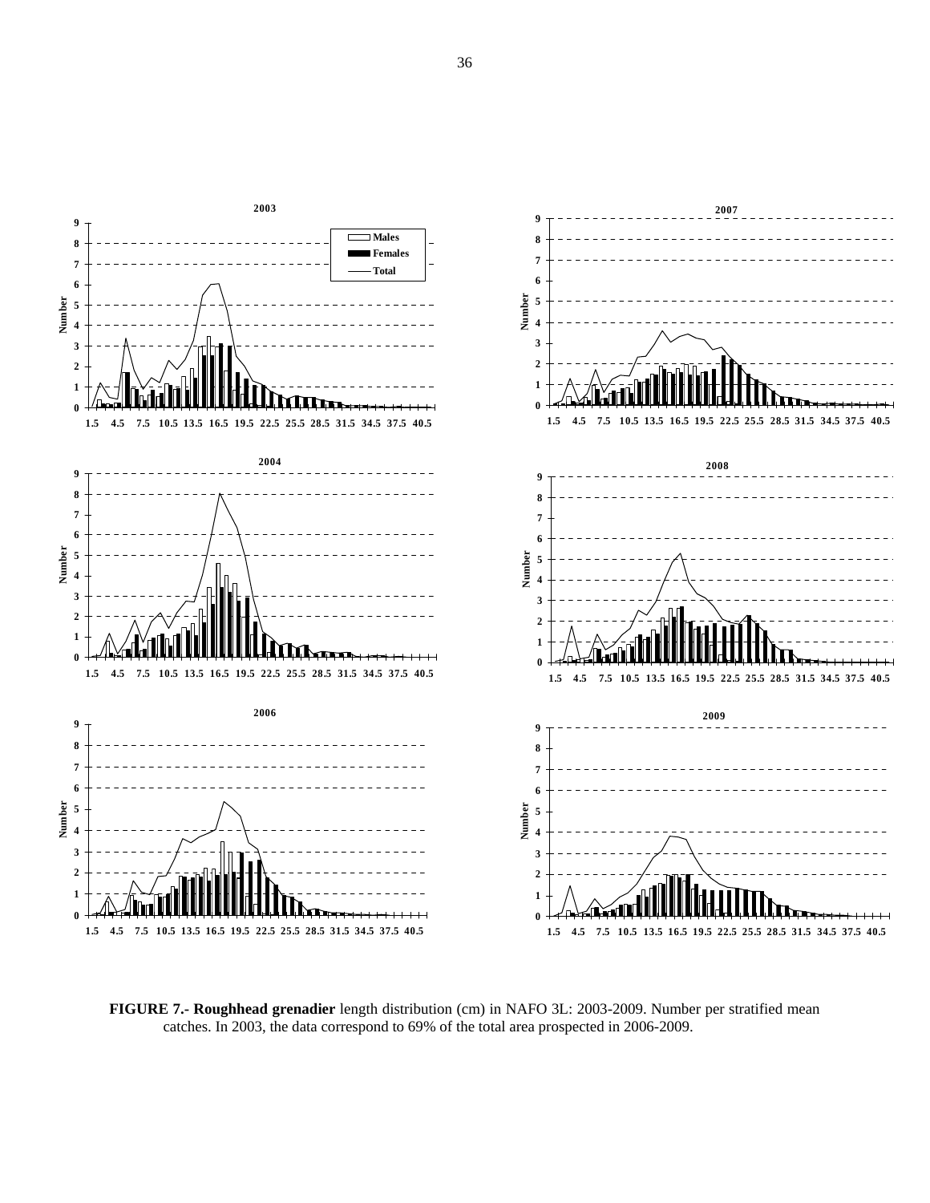**FIGURE 7.- Roughhead grenadier** length distribution (cm) in NAFO 3L: 2003-2009. Number per stratified mean catches. In 2003, the data correspond to 69% of the total area prospected in 2006-2009.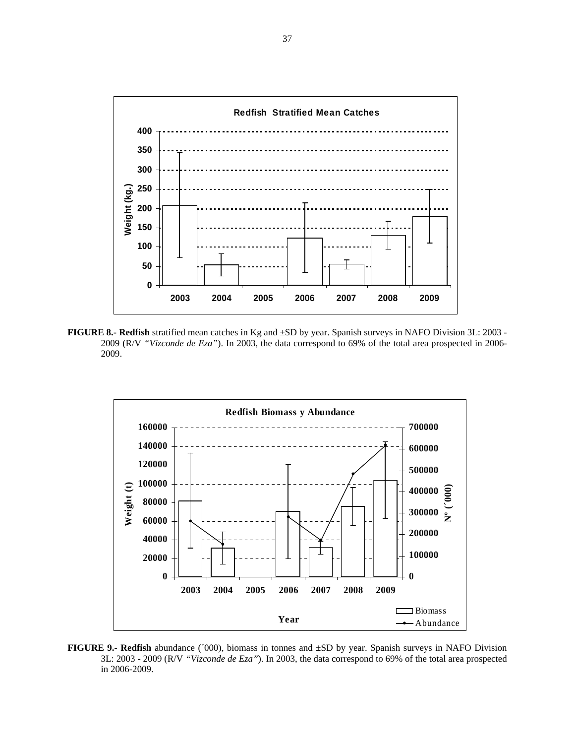**FIGURE 8.- Redfish** stratified mean catches in Kg and ±SD by year. Spanish surveys in NAFO Division 3L: 2003 - 2009 (R/V *"Vizconde de Eza"*). In 2003, the data correspond to 69% of the total area prospected in 2006-2009.

**FIGURE 9.- Redfish** abundance (´000), biomass in tonnes and ±SD by year. Spanish surveys in NAFO Division 3L: 2003 - 2009 (R/V *"Vizconde de Eza"*). In 2003, the data correspond to 69% of the total area prospected in 2006-2009.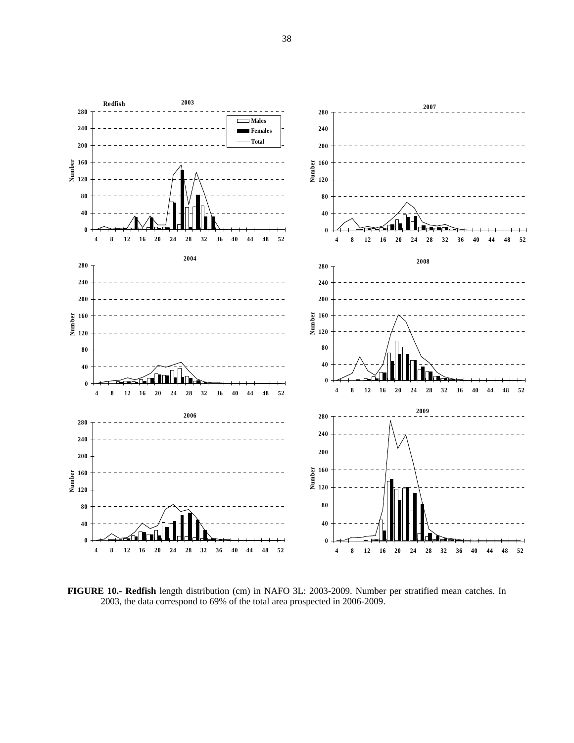**FIGURE 10.- Redfish** length distribution (cm) in NAFO 3L: 2003-2009. Number per stratified mean catches. In 2003, the data correspond to 69% of the total area prospected in 2006-2009.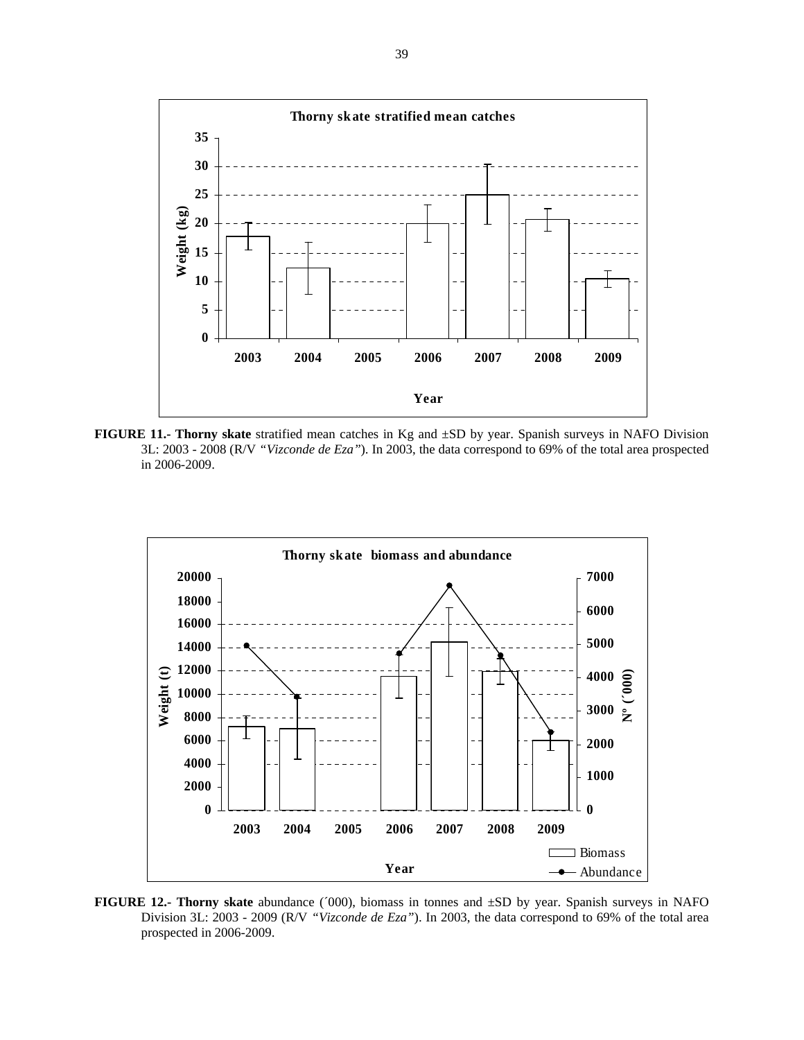**FIGURE 11.- Thorny skate** stratified mean catches in Kg and ±SD by year. Spanish surveys in NAFO Division 3L: 2003 - 2008 (R/V *"Vizconde de Eza"*). In 2003, the data correspond to 69% of the total area prospected in 2006-2009.

**FIGURE 12.- Thorny skate** abundance (´000), biomass in tonnes and ±SD by year. Spanish surveys in NAFO Division 3L: 2003 - 2009 (R/V *"Vizconde de Eza"*). In 2003, the data correspond to 69% of the total area prospected in 2006-2009.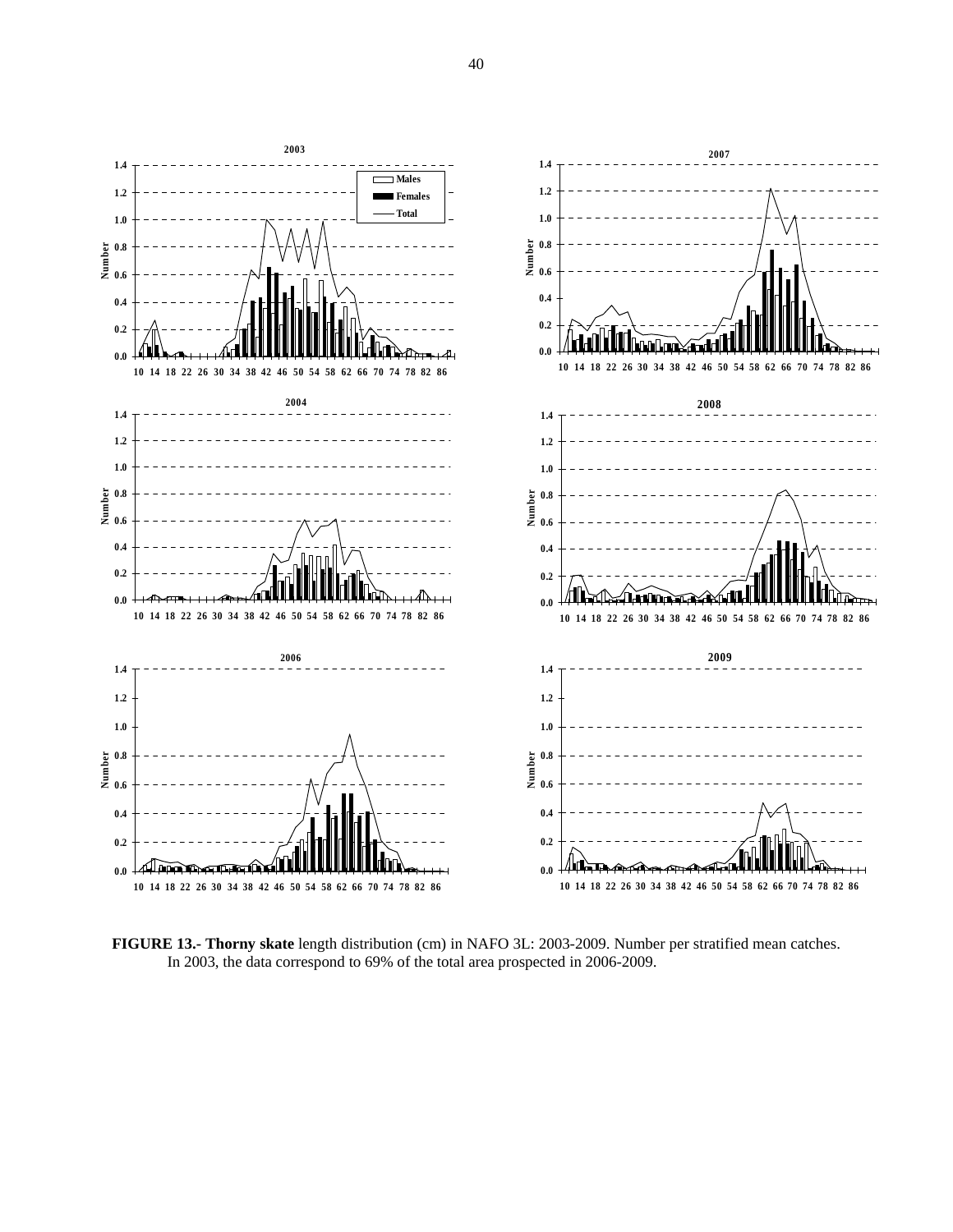**FIGURE 13.- Thorny skate** length distribution (cm) in NAFO 3L: 2003-2009. Number per stratified mean catches. In 2003, the data correspond to 69% of the total area prospected in 2006-2009.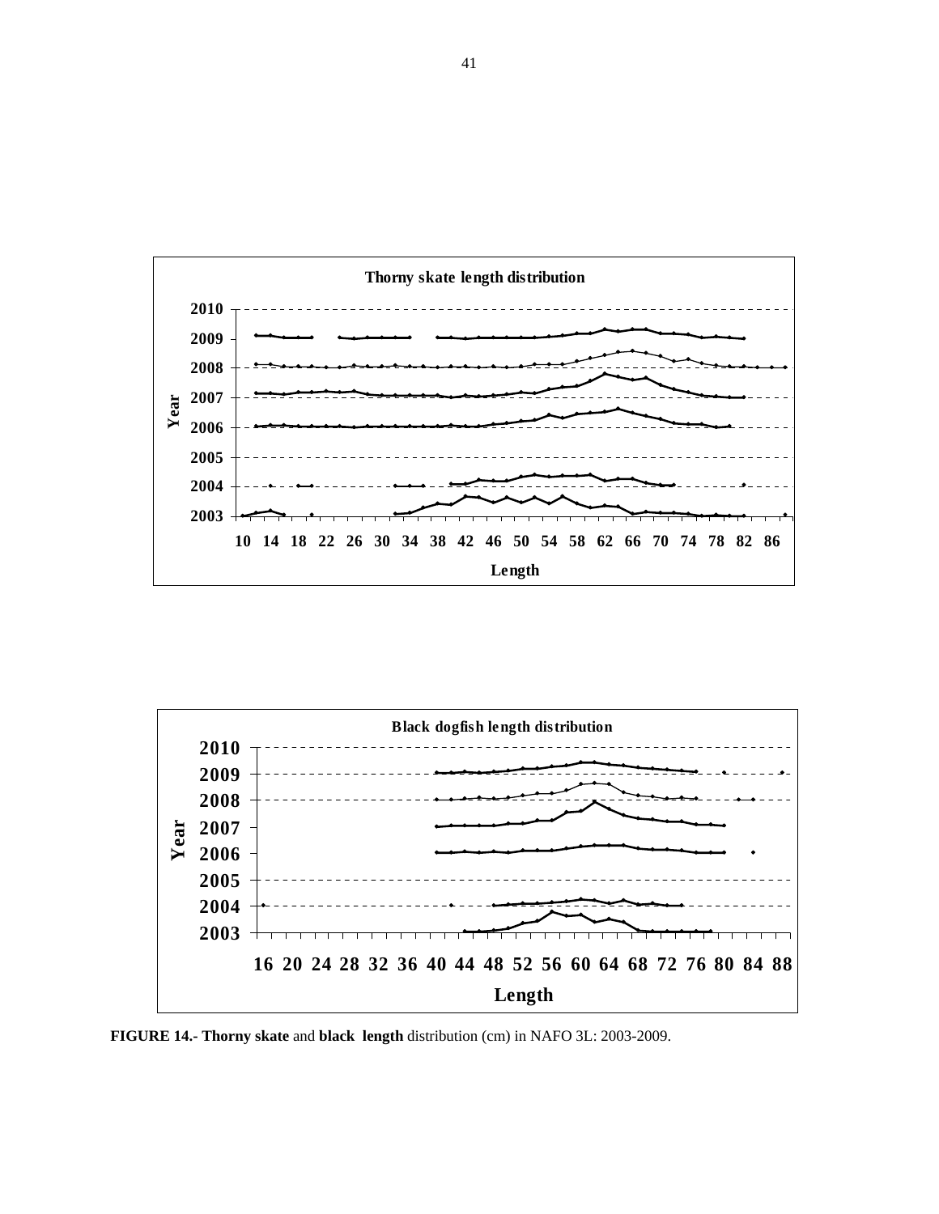**FIGURE 14.- Thorny skate** and **black length** distribution (cm) in NAFO 3L: 2003-2009.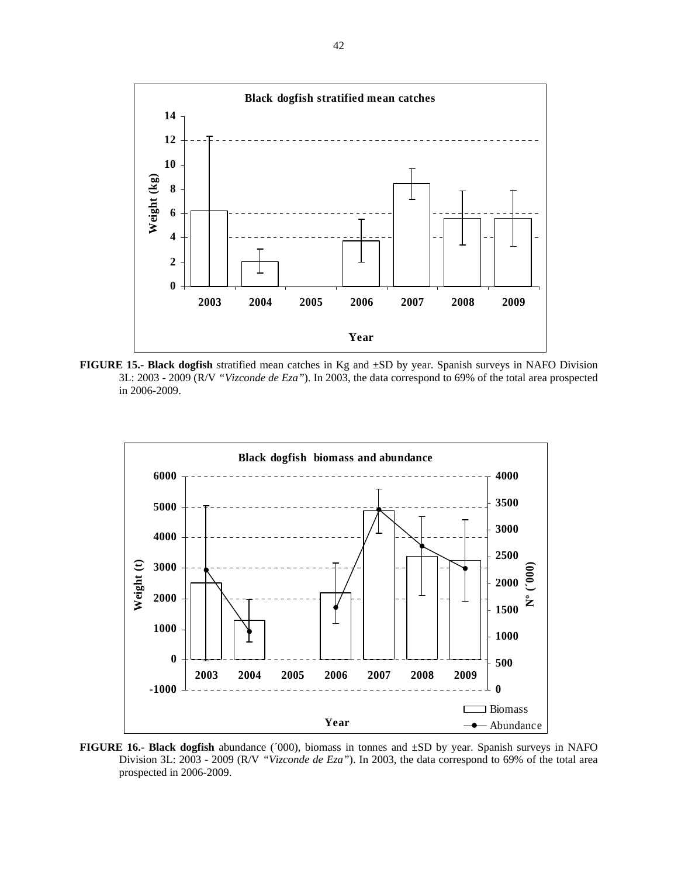**FIGURE 15.- Black dogfish** stratified mean catches in Kg and ±SD by year. Spanish surveys in NAFO Division 3L: 2003 - 2009 (R/V *"Vizconde de Eza"*). In 2003, the data correspond to 69% of the total area prospected in 2006-2009.

**FIGURE 16.- Black dogfish** abundance (´000), biomass in tonnes and ±SD by year. Spanish surveys in NAFO Division 3L: 2003 - 2009 (R/V *"Vizconde de Eza"*). In 2003, the data correspond to 69% of the total area prospected in 2006-2009.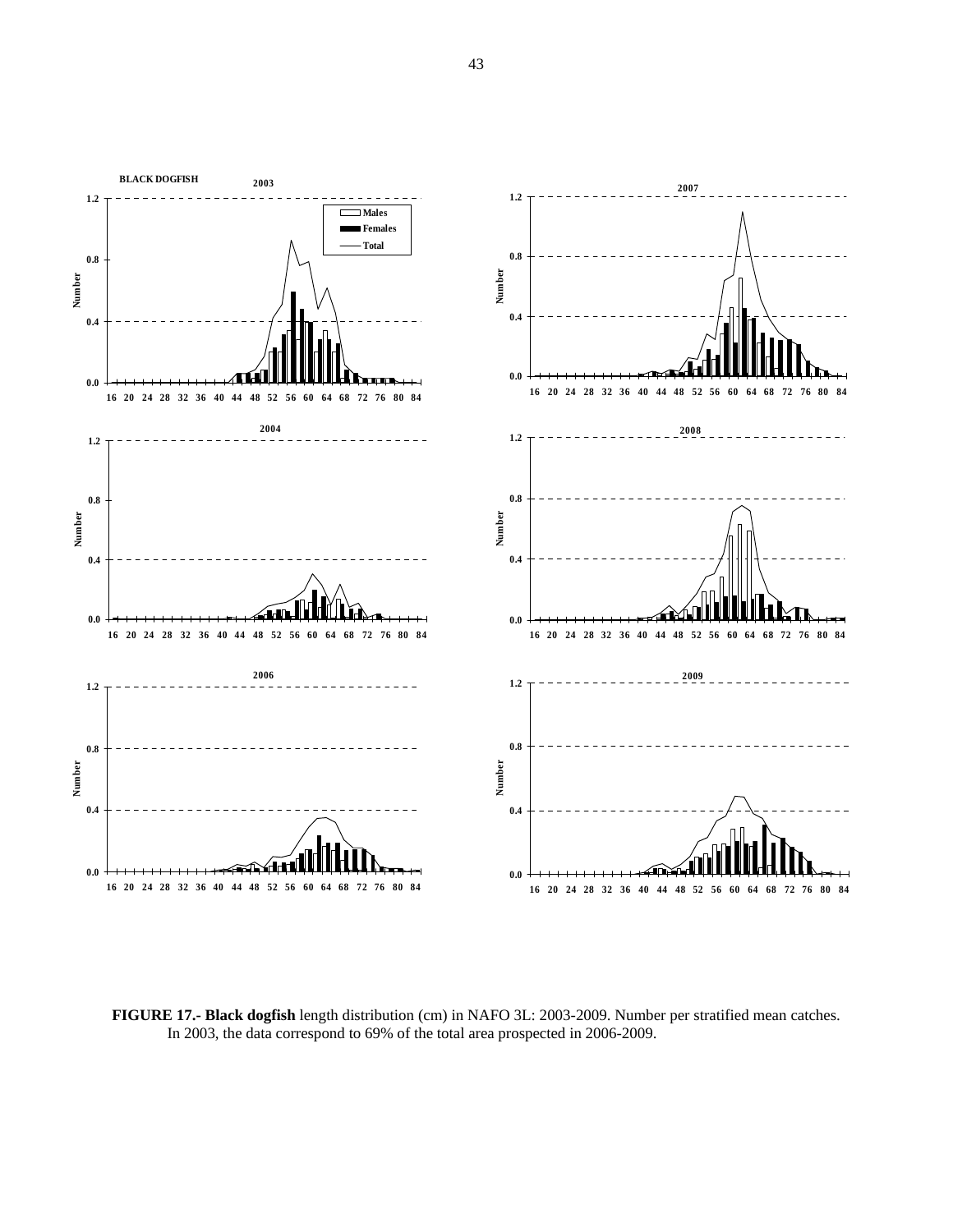BLACK DOGFISH

2003

1.2
0.8
0.4
0.0

Number

Males
Females
Total

16 20 24 28 32 36 40 44 48 52 56 60 64 68 72 76 80 84

2007

1.2
0.8
0.4
0.0

Number

16 20 24 28 32 36 40 44 48 52 56 60 64 68 72 76 80 84

2004

1.2
0.8
0.4
0.0

Number

16 20 24 28 32 36 40 44 48 52 56 60 64 68 72 76 80 84

2008

1.2
0.8
0.4
0.0

Number

16 20 24 28 32 36 40 44 48 52 56 60 64 68 72 76 80 84

2006

1.2
0.8
0.4
0.0

Number

16 20 24 28 32 36 40 44 48 52 56 60 64 68 72 76 80 84

2009

1.2
0.8
0.4
0.0

Number

16 20 24 28 32 36 40 44 48 52 56 60 64 68 72 76 80 84

**FIGURE 17.- Black dogfish** length distribution (cm) in NAFO 3L: 2003-2009. Number per stratified mean catches. In 2003, the data correspond to 69% of the total area prospected in 2006-2009.